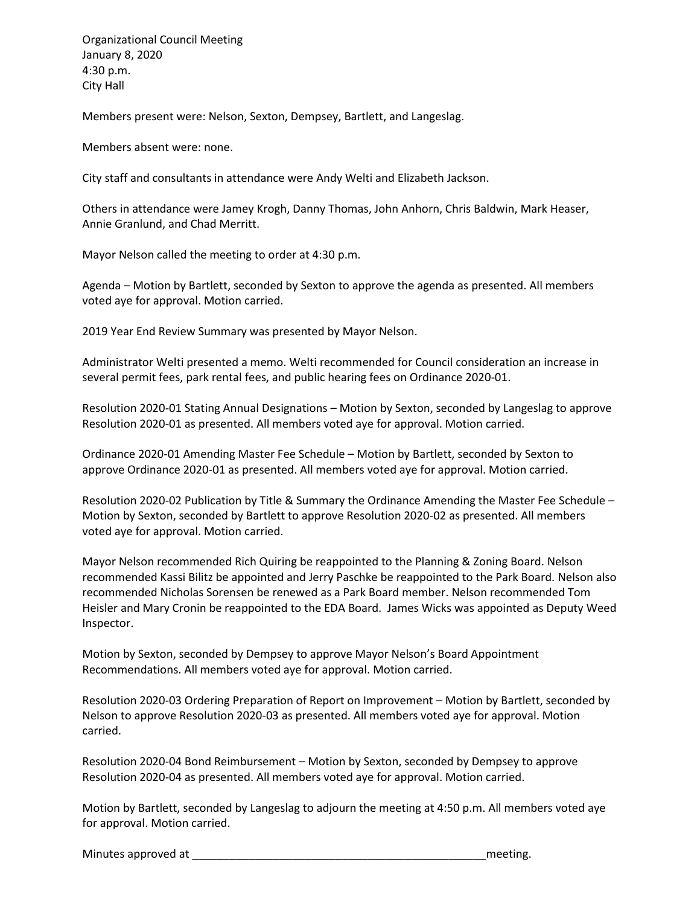Organizational Council Meeting
January 8, 2020
4:30 p.m.
City Hall

Members present were: Nelson, Sexton, Dempsey, Bartlett, and Langeslag.

Members absent were: none.

City staff and consultants in attendance were Andy Welti and Elizabeth Jackson.

Others in attendance were Jamey Krogh, Danny Thomas, John Anhorn, Chris Baldwin, Mark Heaser, Annie Granlund, and Chad Merritt.

Mayor Nelson called the meeting to order at 4:30 p.m.

Agenda – Motion by Bartlett, seconded by Sexton to approve the agenda as presented. All members voted aye for approval. Motion carried.

2019 Year End Review Summary was presented by Mayor Nelson.

Administrator Welti presented a memo. Welti recommended for Council consideration an increase in several permit fees, park rental fees, and public hearing fees on Ordinance 2020-01.

Resolution 2020-01 Stating Annual Designations – Motion by Sexton, seconded by Langeslag to approve Resolution 2020-01 as presented. All members voted aye for approval. Motion carried.

Ordinance 2020-01 Amending Master Fee Schedule – Motion by Bartlett, seconded by Sexton to approve Ordinance 2020-01 as presented. All members voted aye for approval. Motion carried.

Resolution 2020-02 Publication by Title & Summary the Ordinance Amending the Master Fee Schedule – Motion by Sexton, seconded by Bartlett to approve Resolution 2020-02 as presented. All members voted aye for approval. Motion carried.

Mayor Nelson recommended Rich Quiring be reappointed to the Planning & Zoning Board. Nelson recommended Kassi Bilitz be appointed and Jerry Paschke be reappointed to the Park Board. Nelson also recommended Nicholas Sorensen be renewed as a Park Board member. Nelson recommended Tom Heisler and Mary Cronin be reappointed to the EDA Board. James Wicks was appointed as Deputy Weed Inspector.

Motion by Sexton, seconded by Dempsey to approve Mayor Nelson's Board Appointment Recommendations. All members voted aye for approval. Motion carried.

Resolution 2020-03 Ordering Preparation of Report on Improvement – Motion by Bartlett, seconded by Nelson to approve Resolution 2020-03 as presented. All members voted aye for approval. Motion carried.

Resolution 2020-04 Bond Reimbursement – Motion by Sexton, seconded by Dempsey to approve Resolution 2020-04 as presented. All members voted aye for approval. Motion carried.

Motion by Bartlett, seconded by Langeslag to adjourn the meeting at 4:50 p.m. All members voted aye for approval. Motion carried.

Minutes approved at _________________________________________________meeting.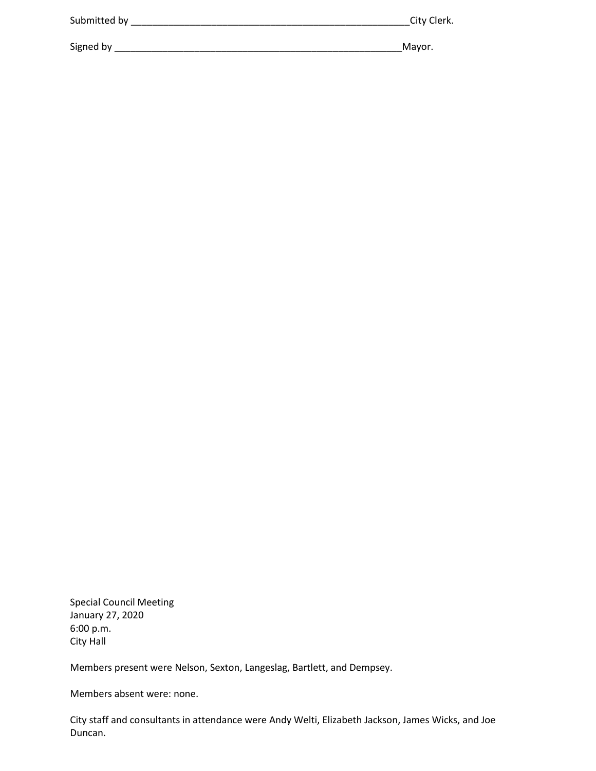Submitted by ______________________________________________________City Clerk.

Signed by ________________________________________________________Mayor.

Special Council Meeting
January 27, 2020
6:00 p.m.
City Hall

Members present were Nelson, Sexton, Langeslag, Bartlett, and Dempsey.

Members absent were: none.

City staff and consultants in attendance were Andy Welti, Elizabeth Jackson, James Wicks, and Joe Duncan.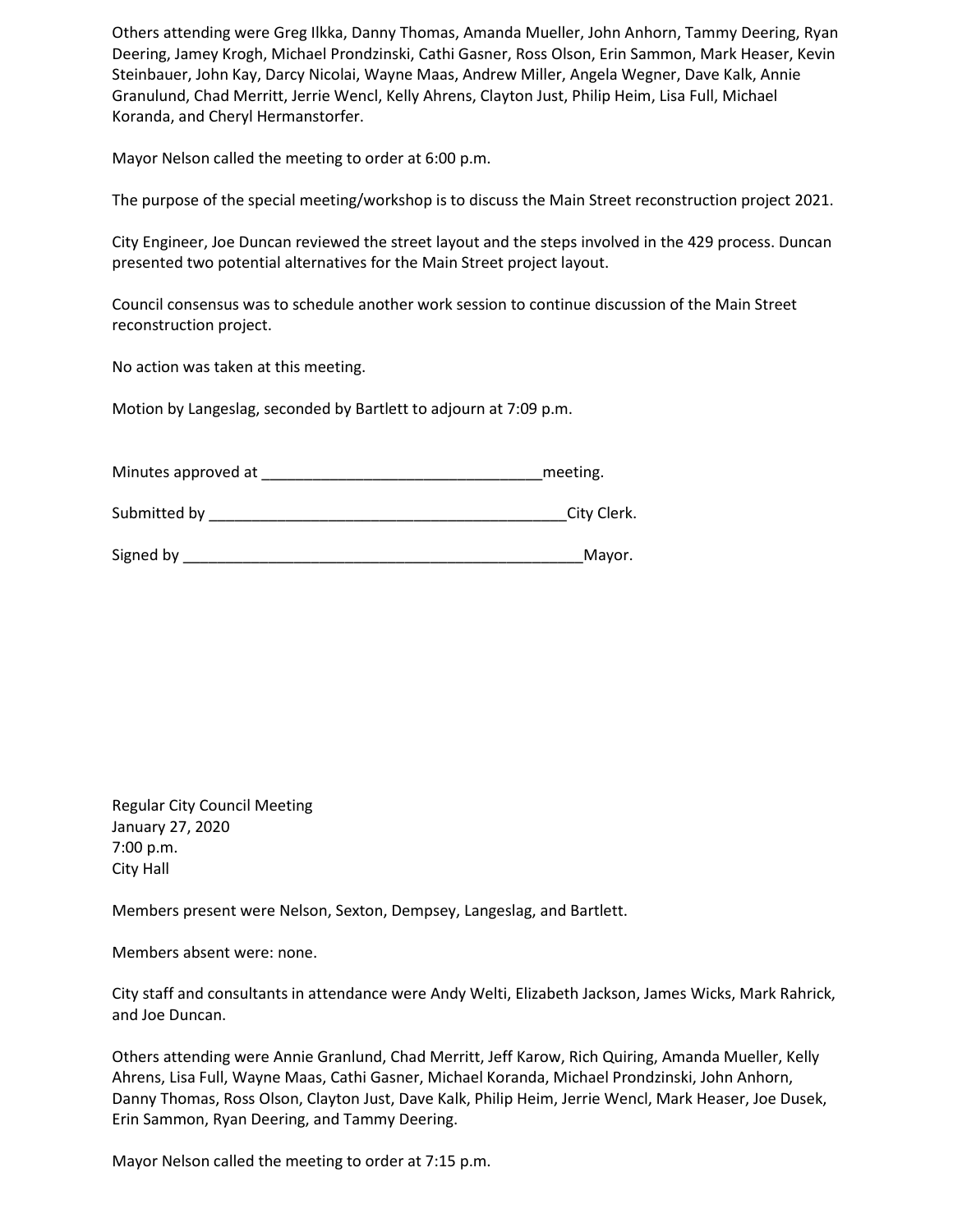Others attending were Greg Ilkka, Danny Thomas, Amanda Mueller, John Anhorn, Tammy Deering, Ryan Deering, Jamey Krogh, Michael Prondzinski, Cathi Gasner, Ross Olson, Erin Sammon, Mark Heaser, Kevin Steinbauer, John Kay, Darcy Nicolai, Wayne Maas, Andrew Miller, Angela Wegner, Dave Kalk, Annie Granulund, Chad Merritt, Jerrie Wencl, Kelly Ahrens, Clayton Just, Philip Heim, Lisa Full, Michael Koranda, and Cheryl Hermanstorfer.

Mayor Nelson called the meeting to order at 6:00 p.m.

The purpose of the special meeting/workshop is to discuss the Main Street reconstruction project 2021.

City Engineer, Joe Duncan reviewed the street layout and the steps involved in the 429 process. Duncan presented two potential alternatives for the Main Street project layout.

Council consensus was to schedule another work session to continue discussion of the Main Street reconstruction project.

No action was taken at this meeting.

Motion by Langeslag, seconded by Bartlett to adjourn at 7:09 p.m.

Minutes approved at ________________________________meeting.

Submitted by _________________________________________City Clerk.

Signed by _______________________________________________Mayor.

Regular City Council Meeting
January 27, 2020
7:00 p.m.
City Hall

Members present were Nelson, Sexton, Dempsey, Langeslag, and Bartlett.

Members absent were: none.

City staff and consultants in attendance were Andy Welti, Elizabeth Jackson, James Wicks, Mark Rahrick, and Joe Duncan.

Others attending were Annie Granlund, Chad Merritt, Jeff Karow, Rich Quiring, Amanda Mueller, Kelly Ahrens, Lisa Full, Wayne Maas, Cathi Gasner, Michael Koranda, Michael Prondzinski, John Anhorn, Danny Thomas, Ross Olson, Clayton Just, Dave Kalk, Philip Heim, Jerrie Wencl, Mark Heaser, Joe Dusek, Erin Sammon, Ryan Deering, and Tammy Deering.

Mayor Nelson called the meeting to order at 7:15 p.m.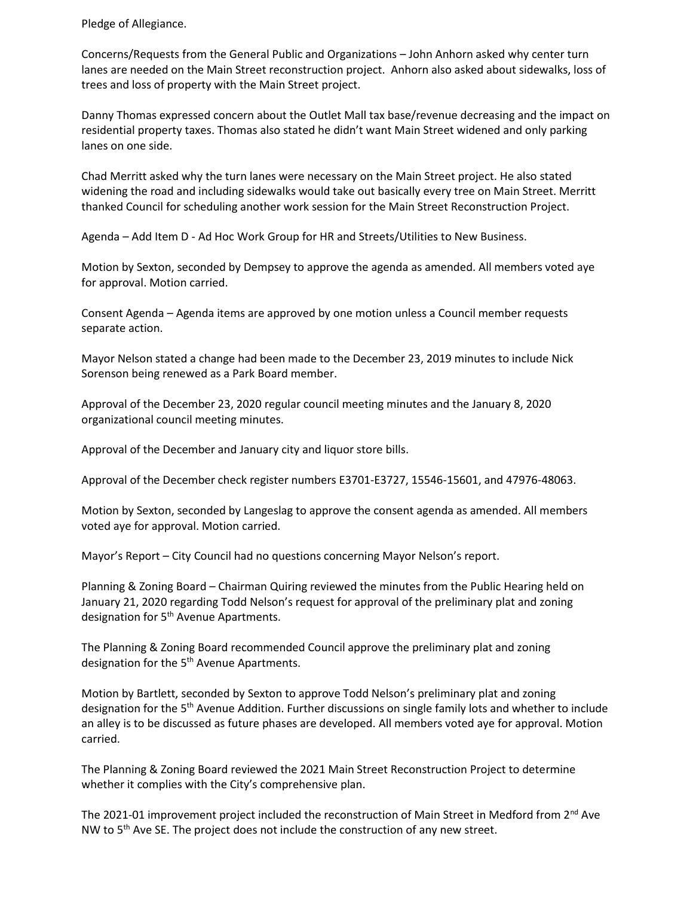Pledge of Allegiance.

Concerns/Requests from the General Public and Organizations – John Anhorn asked why center turn lanes are needed on the Main Street reconstruction project. Anhorn also asked about sidewalks, loss of trees and loss of property with the Main Street project.

Danny Thomas expressed concern about the Outlet Mall tax base/revenue decreasing and the impact on residential property taxes. Thomas also stated he didn't want Main Street widened and only parking lanes on one side.

Chad Merritt asked why the turn lanes were necessary on the Main Street project. He also stated widening the road and including sidewalks would take out basically every tree on Main Street. Merritt thanked Council for scheduling another work session for the Main Street Reconstruction Project.

Agenda – Add Item D - Ad Hoc Work Group for HR and Streets/Utilities to New Business.

Motion by Sexton, seconded by Dempsey to approve the agenda as amended. All members voted aye for approval. Motion carried.

Consent Agenda – Agenda items are approved by one motion unless a Council member requests separate action.

Mayor Nelson stated a change had been made to the December 23, 2019 minutes to include Nick Sorenson being renewed as a Park Board member.

Approval of the December 23, 2020 regular council meeting minutes and the January 8, 2020 organizational council meeting minutes.

Approval of the December and January city and liquor store bills.

Approval of the December check register numbers E3701-E3727, 15546-15601, and 47976-48063.

Motion by Sexton, seconded by Langeslag to approve the consent agenda as amended. All members voted aye for approval. Motion carried.

Mayor's Report – City Council had no questions concerning Mayor Nelson's report.

Planning & Zoning Board – Chairman Quiring reviewed the minutes from the Public Hearing held on January 21, 2020 regarding Todd Nelson's request for approval of the preliminary plat and zoning designation for 5th Avenue Apartments.

The Planning & Zoning Board recommended Council approve the preliminary plat and zoning designation for the 5th Avenue Apartments.

Motion by Bartlett, seconded by Sexton to approve Todd Nelson's preliminary plat and zoning designation for the 5th Avenue Addition. Further discussions on single family lots and whether to include an alley is to be discussed as future phases are developed. All members voted aye for approval. Motion carried.

The Planning & Zoning Board reviewed the 2021 Main Street Reconstruction Project to determine whether it complies with the City's comprehensive plan.

The 2021-01 improvement project included the reconstruction of Main Street in Medford from 2nd Ave NW to 5th Ave SE. The project does not include the construction of any new street.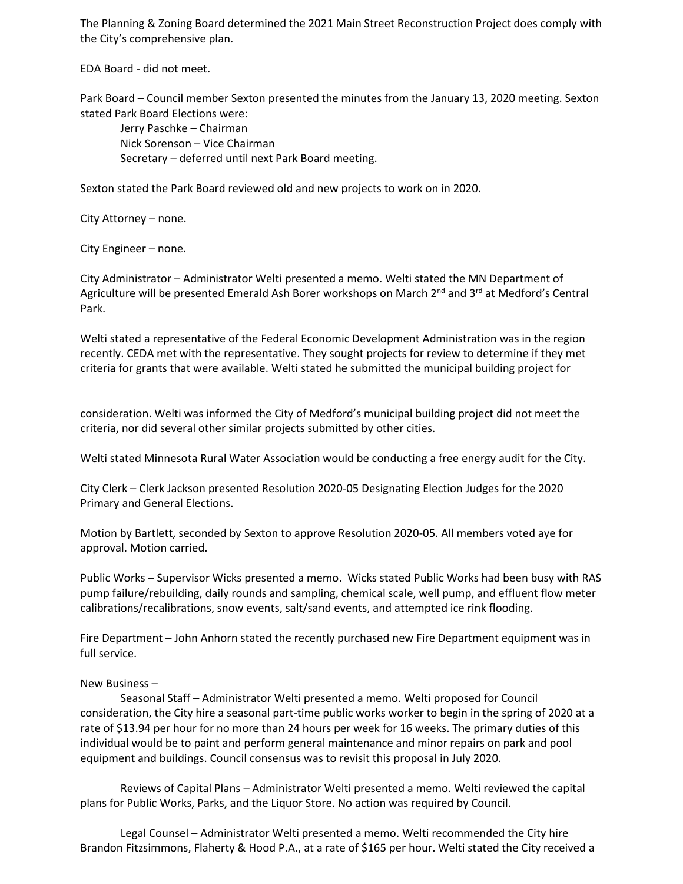The Planning & Zoning Board determined the 2021 Main Street Reconstruction Project does comply with the City's comprehensive plan.

EDA Board - did not meet.

Park Board – Council member Sexton presented the minutes from the January 13, 2020 meeting. Sexton stated Park Board Elections were:

Jerry Paschke – Chairman
Nick Sorenson – Vice Chairman
Secretary – deferred until next Park Board meeting.

Sexton stated the Park Board reviewed old and new projects to work on in 2020.

City Attorney – none.

City Engineer – none.

City Administrator – Administrator Welti presented a memo. Welti stated the MN Department of Agriculture will be presented Emerald Ash Borer workshops on March 2nd and 3rd at Medford's Central Park.

Welti stated a representative of the Federal Economic Development Administration was in the region recently. CEDA met with the representative. They sought projects for review to determine if they met criteria for grants that were available. Welti stated he submitted the municipal building project for consideration. Welti was informed the City of Medford's municipal building project did not meet the criteria, nor did several other similar projects submitted by other cities.

Welti stated Minnesota Rural Water Association would be conducting a free energy audit for the City.

City Clerk – Clerk Jackson presented Resolution 2020-05 Designating Election Judges for the 2020 Primary and General Elections.

Motion by Bartlett, seconded by Sexton to approve Resolution 2020-05. All members voted aye for approval. Motion carried.

Public Works – Supervisor Wicks presented a memo. Wicks stated Public Works had been busy with RAS pump failure/rebuilding, daily rounds and sampling, chemical scale, well pump, and effluent flow meter calibrations/recalibrations, snow events, salt/sand events, and attempted ice rink flooding.

Fire Department – John Anhorn stated the recently purchased new Fire Department equipment was in full service.

New Business –

Seasonal Staff – Administrator Welti presented a memo. Welti proposed for Council consideration, the City hire a seasonal part-time public works worker to begin in the spring of 2020 at a rate of $13.94 per hour for no more than 24 hours per week for 16 weeks. The primary duties of this individual would be to paint and perform general maintenance and minor repairs on park and pool equipment and buildings. Council consensus was to revisit this proposal in July 2020.

Reviews of Capital Plans – Administrator Welti presented a memo. Welti reviewed the capital plans for Public Works, Parks, and the Liquor Store. No action was required by Council.

Legal Counsel – Administrator Welti presented a memo. Welti recommended the City hire Brandon Fitzsimmons, Flaherty & Hood P.A., at a rate of $165 per hour. Welti stated the City received a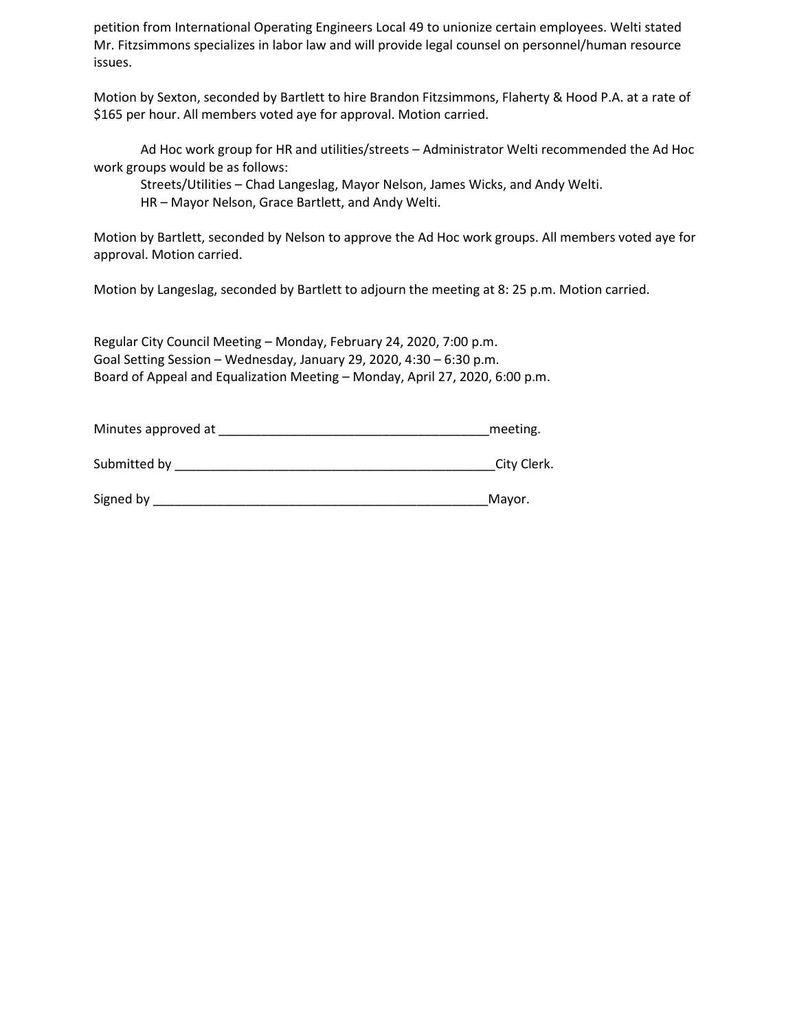petition from International Operating Engineers Local 49 to unionize certain employees. Welti stated Mr. Fitzsimmons specializes in labor law and will provide legal counsel on personnel/human resource issues.

Motion by Sexton, seconded by Bartlett to hire Brandon Fitzsimmons, Flaherty & Hood P.A. at a rate of $165 per hour. All members voted aye for approval. Motion carried.

Ad Hoc work group for HR and utilities/streets – Administrator Welti recommended the Ad Hoc work groups would be as follows:

Streets/Utilities – Chad Langeslag, Mayor Nelson, James Wicks, and Andy Welti.
HR – Mayor Nelson, Grace Bartlett, and Andy Welti.

Motion by Bartlett, seconded by Nelson to approve the Ad Hoc work groups. All members voted aye for approval. Motion carried.

Motion by Langeslag, seconded by Bartlett to adjourn the meeting at 8: 25 p.m. Motion carried.

Regular City Council Meeting – Monday, February 24, 2020, 7:00 p.m.
Goal Setting Session – Wednesday, January 29, 2020, 4:30 – 6:30 p.m.
Board of Appeal and Equalization Meeting – Monday, April 27, 2020, 6:00 p.m.

Minutes approved at ______________________________________meeting.

Submitted by ______________________________________________City Clerk.

Signed by _______________________________________________Mayor.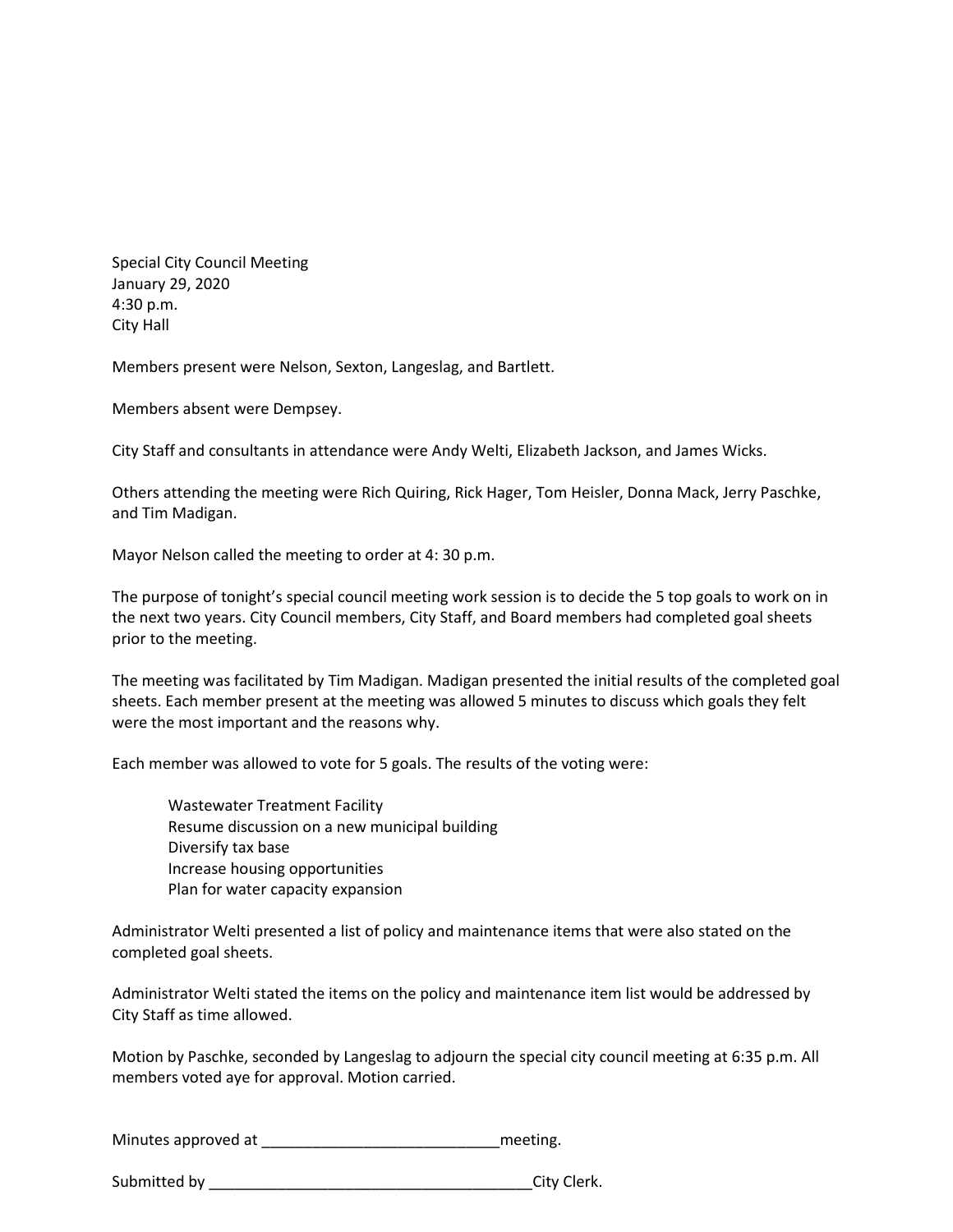Special City Council Meeting
January 29, 2020
4:30 p.m.
City Hall

Members present were Nelson, Sexton, Langeslag, and Bartlett.

Members absent were Dempsey.

City Staff and consultants in attendance were Andy Welti, Elizabeth Jackson, and James Wicks.

Others attending the meeting were Rich Quiring, Rick Hager, Tom Heisler, Donna Mack, Jerry Paschke, and Tim Madigan.

Mayor Nelson called the meeting to order at 4: 30 p.m.

The purpose of tonight's special council meeting work session is to decide the 5 top goals to work on in the next two years. City Council members, City Staff, and Board members had completed goal sheets prior to the meeting.

The meeting was facilitated by Tim Madigan. Madigan presented the initial results of the completed goal sheets. Each member present at the meeting was allowed 5 minutes to discuss which goals they felt were the most important and the reasons why.

Each member was allowed to vote for 5 goals. The results of the voting were:

- Wastewater Treatment Facility
- Resume discussion on a new municipal building
- Diversify tax base
- Increase housing opportunities
- Plan for water capacity expansion

Administrator Welti presented a list of policy and maintenance items that were also stated on the completed goal sheets.

Administrator Welti stated the items on the policy and maintenance item list would be addressed by City Staff as time allowed.

Motion by Paschke, seconded by Langeslag to adjourn the special city council meeting at 6:35 p.m. All members voted aye for approval. Motion carried.

Minutes approved at ____________________________meeting.

Submitted by _______________________________________City Clerk.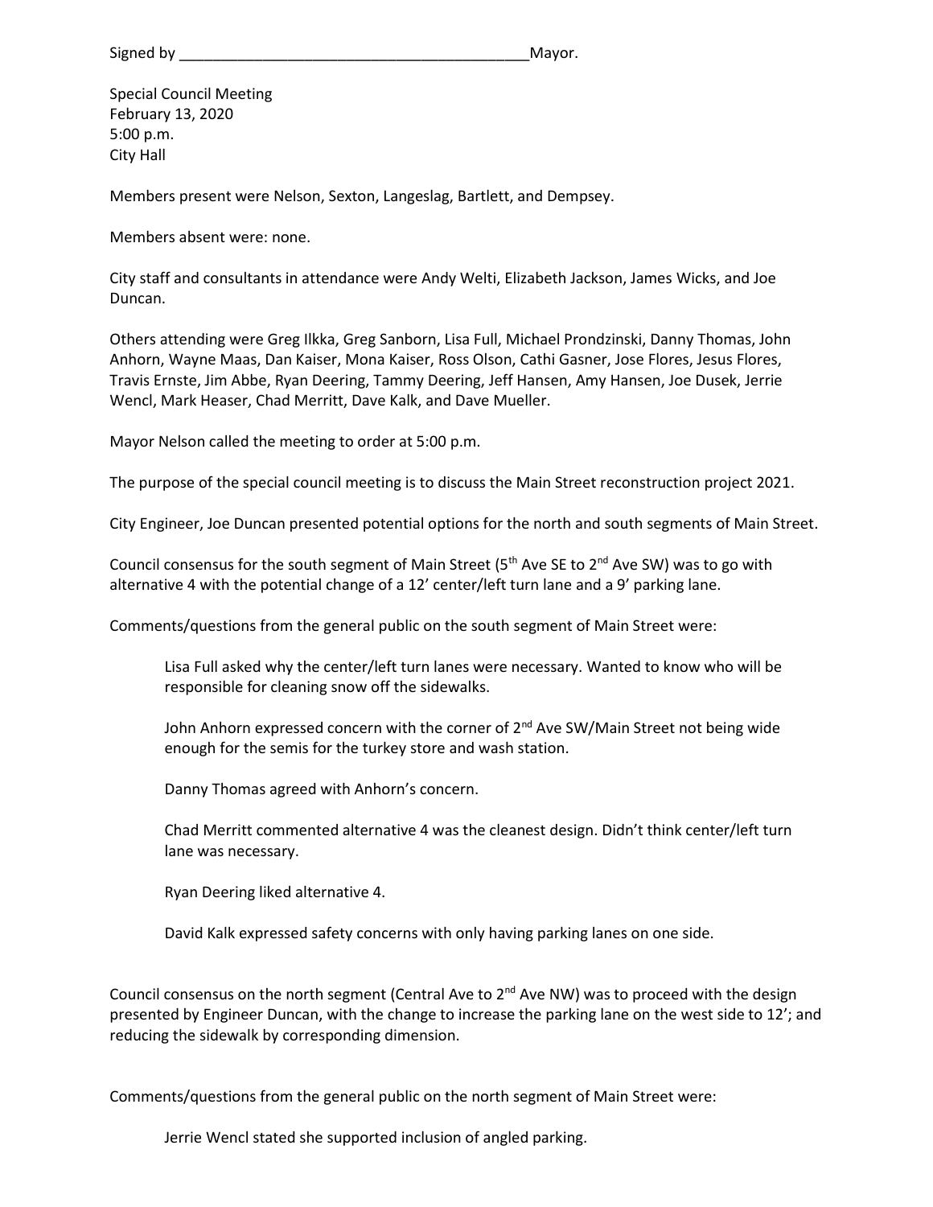Signed by \_\_\_\_\_\_\_\_\_\_\_\_\_\_\_\_\_\_\_\_\_\_\_\_\_\_\_\_\_\_\_\_\_\_\_\_\_\_\_\_\_\_\_Mayor.

Special Council Meeting
February 13, 2020
5:00 p.m.
City Hall

Members present were Nelson, Sexton, Langeslag, Bartlett, and Dempsey.

Members absent were: none.

City staff and consultants in attendance were Andy Welti, Elizabeth Jackson, James Wicks, and Joe Duncan.

Others attending were Greg Ilkka, Greg Sanborn, Lisa Full, Michael Prondzinski, Danny Thomas, John Anhorn, Wayne Maas, Dan Kaiser, Mona Kaiser, Ross Olson, Cathi Gasner, Jose Flores, Jesus Flores, Travis Ernste, Jim Abbe, Ryan Deering, Tammy Deering, Jeff Hansen, Amy Hansen, Joe Dusek, Jerrie Wencl, Mark Heaser, Chad Merritt, Dave Kalk, and Dave Mueller.

Mayor Nelson called the meeting to order at 5:00 p.m.

The purpose of the special council meeting is to discuss the Main Street reconstruction project 2021.

City Engineer, Joe Duncan presented potential options for the north and south segments of Main Street.

Council consensus for the south segment of Main Street (5th Ave SE to 2nd Ave SW) was to go with alternative 4 with the potential change of a 12' center/left turn lane and a 9' parking lane.

Comments/questions from the general public on the south segment of Main Street were:

> Lisa Full asked why the center/left turn lanes were necessary. Wanted to know who will be responsible for cleaning snow off the sidewalks.
>
> John Anhorn expressed concern with the corner of 2nd Ave SW/Main Street not being wide enough for the semis for the turkey store and wash station.
>
> Danny Thomas agreed with Anhorn's concern.
>
> Chad Merritt commented alternative 4 was the cleanest design. Didn't think center/left turn lane was necessary.
>
> Ryan Deering liked alternative 4.
>
> David Kalk expressed safety concerns with only having parking lanes on one side.

Council consensus on the north segment (Central Ave to 2nd Ave NW) was to proceed with the design presented by Engineer Duncan, with the change to increase the parking lane on the west side to 12'; and reducing the sidewalk by corresponding dimension.

Comments/questions from the general public on the north segment of Main Street were:

> Jerrie Wencl stated she supported inclusion of angled parking.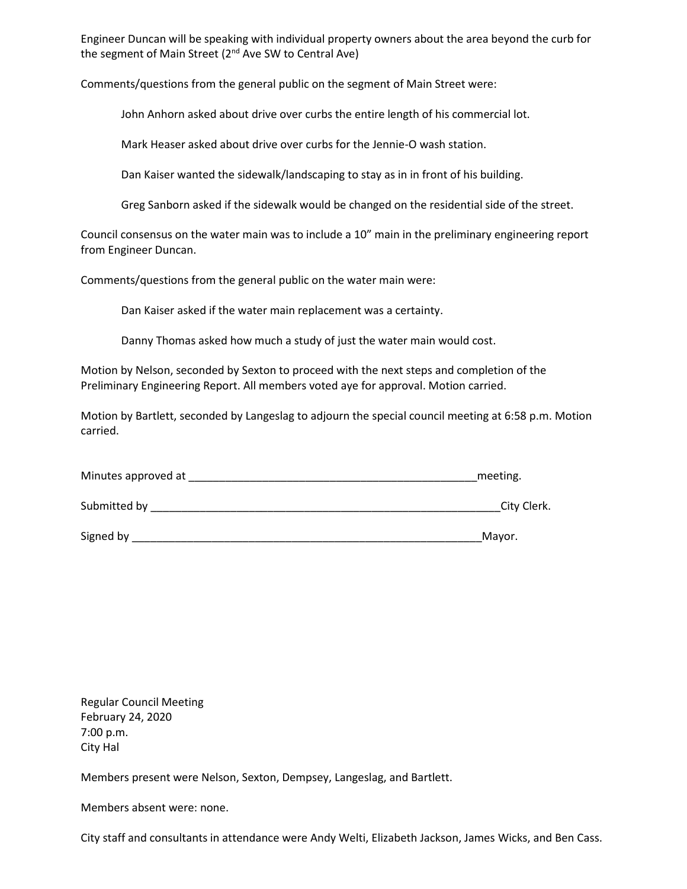Engineer Duncan will be speaking with individual property owners about the area beyond the curb for the segment of Main Street (2nd Ave SW to Central Ave)

Comments/questions from the general public on the segment of Main Street were:

> John Anhorn asked about drive over curbs the entire length of his commercial lot.
>
> Mark Heaser asked about drive over curbs for the Jennie-O wash station.
>
> Dan Kaiser wanted the sidewalk/landscaping to stay as in in front of his building.
>
> Greg Sanborn asked if the sidewalk would be changed on the residential side of the street.

Council consensus on the water main was to include a 10" main in the preliminary engineering report from Engineer Duncan.

Comments/questions from the general public on the water main were:

> Dan Kaiser asked if the water main replacement was a certainty.
>
> Danny Thomas asked how much a study of just the water main would cost.

Motion by Nelson, seconded by Sexton to proceed with the next steps and completion of the Preliminary Engineering Report. All members voted aye for approval. Motion carried.

Motion by Bartlett, seconded by Langeslag to adjourn the special council meeting at 6:58 p.m. Motion carried.

Minutes approved at _______________________________________________meeting.

Submitted by _________________________________________________________City Clerk.

Signed by ___________________________________________________________Mayor.

Regular Council Meeting
February 24, 2020
7:00 p.m.
City Hal

Members present were Nelson, Sexton, Dempsey, Langeslag, and Bartlett.

Members absent were: none.

City staff and consultants in attendance were Andy Welti, Elizabeth Jackson, James Wicks, and Ben Cass.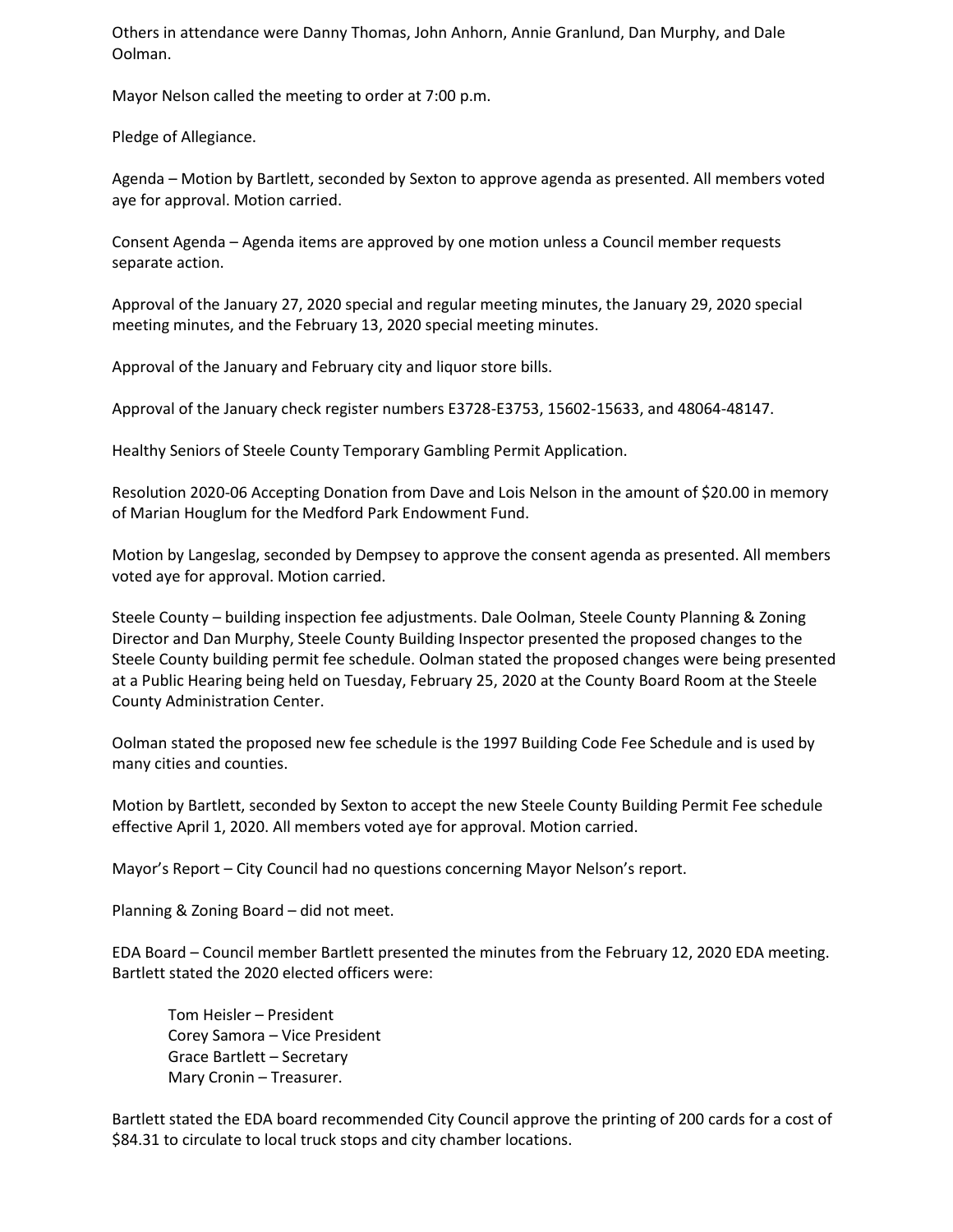Others in attendance were Danny Thomas, John Anhorn, Annie Granlund, Dan Murphy, and Dale Oolman.

Mayor Nelson called the meeting to order at 7:00 p.m.

Pledge of Allegiance.

Agenda – Motion by Bartlett, seconded by Sexton to approve agenda as presented. All members voted aye for approval. Motion carried.

Consent Agenda – Agenda items are approved by one motion unless a Council member requests separate action.

Approval of the January 27, 2020 special and regular meeting minutes, the January 29, 2020 special meeting minutes, and the February 13, 2020 special meeting minutes.

Approval of the January and February city and liquor store bills.

Approval of the January check register numbers E3728-E3753, 15602-15633, and 48064-48147.

Healthy Seniors of Steele County Temporary Gambling Permit Application.

Resolution 2020-06 Accepting Donation from Dave and Lois Nelson in the amount of $20.00 in memory of Marian Houglum for the Medford Park Endowment Fund.

Motion by Langeslag, seconded by Dempsey to approve the consent agenda as presented. All members voted aye for approval. Motion carried.

Steele County – building inspection fee adjustments. Dale Oolman, Steele County Planning & Zoning Director and Dan Murphy, Steele County Building Inspector presented the proposed changes to the Steele County building permit fee schedule. Oolman stated the proposed changes were being presented at a Public Hearing being held on Tuesday, February 25, 2020 at the County Board Room at the Steele County Administration Center.

Oolman stated the proposed new fee schedule is the 1997 Building Code Fee Schedule and is used by many cities and counties.

Motion by Bartlett, seconded by Sexton to accept the new Steele County Building Permit Fee schedule effective April 1, 2020. All members voted aye for approval. Motion carried.

Mayor's Report – City Council had no questions concerning Mayor Nelson's report.

Planning & Zoning Board – did not meet.

EDA Board – Council member Bartlett presented the minutes from the February 12, 2020 EDA meeting. Bartlett stated the 2020 elected officers were:

Tom Heisler – President
Corey Samora – Vice President
Grace Bartlett – Secretary
Mary Cronin – Treasurer.

Bartlett stated the EDA board recommended City Council approve the printing of 200 cards for a cost of $84.31 to circulate to local truck stops and city chamber locations.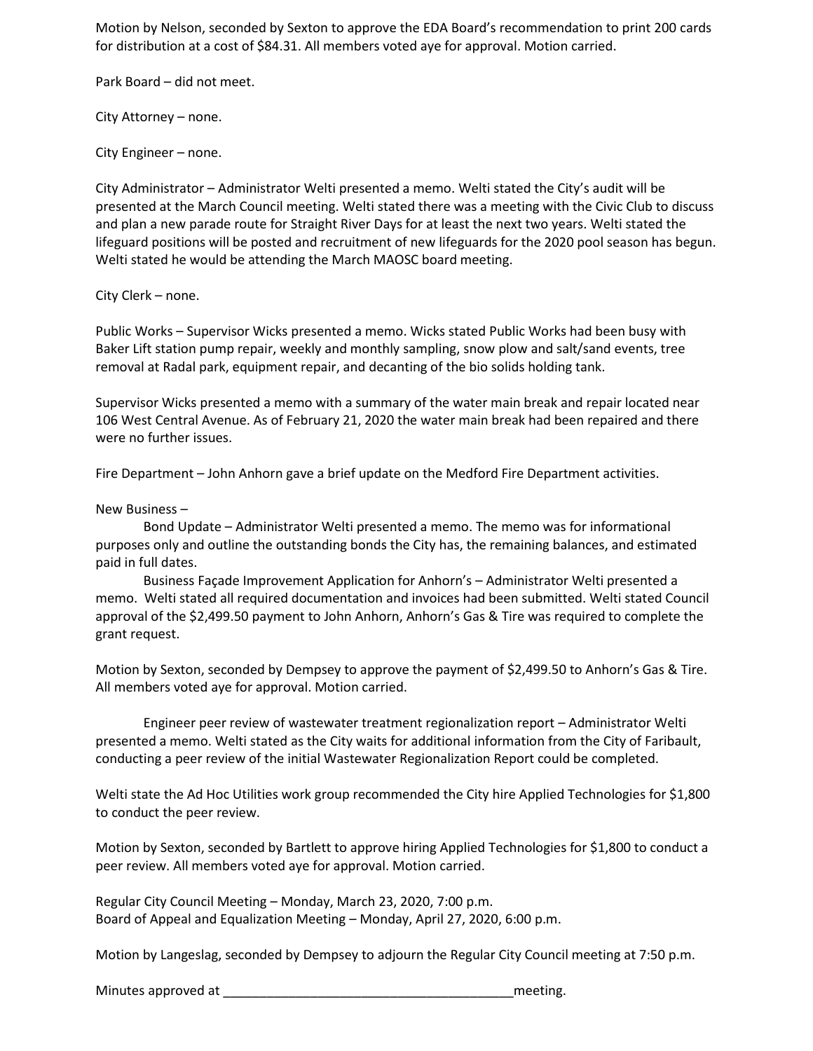Motion by Nelson, seconded by Sexton to approve the EDA Board's recommendation to print 200 cards for distribution at a cost of $84.31. All members voted aye for approval. Motion carried.

Park Board – did not meet.

City Attorney – none.

City Engineer – none.

City Administrator – Administrator Welti presented a memo. Welti stated the City's audit will be presented at the March Council meeting. Welti stated there was a meeting with the Civic Club to discuss and plan a new parade route for Straight River Days for at least the next two years. Welti stated the lifeguard positions will be posted and recruitment of new lifeguards for the 2020 pool season has begun. Welti stated he would be attending the March MAOSC board meeting.

City Clerk – none.

Public Works – Supervisor Wicks presented a memo. Wicks stated Public Works had been busy with Baker Lift station pump repair, weekly and monthly sampling, snow plow and salt/sand events, tree removal at Radal park, equipment repair, and decanting of the bio solids holding tank.

Supervisor Wicks presented a memo with a summary of the water main break and repair located near 106 West Central Avenue. As of February 21, 2020 the water main break had been repaired and there were no further issues.

Fire Department – John Anhorn gave a brief update on the Medford Fire Department activities.

New Business –

Bond Update – Administrator Welti presented a memo. The memo was for informational purposes only and outline the outstanding bonds the City has, the remaining balances, and estimated paid in full dates.

Business Façade Improvement Application for Anhorn's – Administrator Welti presented a memo. Welti stated all required documentation and invoices had been submitted. Welti stated Council approval of the $2,499.50 payment to John Anhorn, Anhorn's Gas & Tire was required to complete the grant request.

Motion by Sexton, seconded by Dempsey to approve the payment of $2,499.50 to Anhorn's Gas & Tire. All members voted aye for approval. Motion carried.

Engineer peer review of wastewater treatment regionalization report – Administrator Welti presented a memo. Welti stated as the City waits for additional information from the City of Faribault, conducting a peer review of the initial Wastewater Regionalization Report could be completed.

Welti state the Ad Hoc Utilities work group recommended the City hire Applied Technologies for $1,800 to conduct the peer review.

Motion by Sexton, seconded by Bartlett to approve hiring Applied Technologies for $1,800 to conduct a peer review. All members voted aye for approval. Motion carried.

Regular City Council Meeting – Monday, March 23, 2020, 7:00 p.m.
Board of Appeal and Equalization Meeting – Monday, April 27, 2020, 6:00 p.m.

Motion by Langeslag, seconded by Dempsey to adjourn the Regular City Council meeting at 7:50 p.m.

Minutes approved at ________________________________________meeting.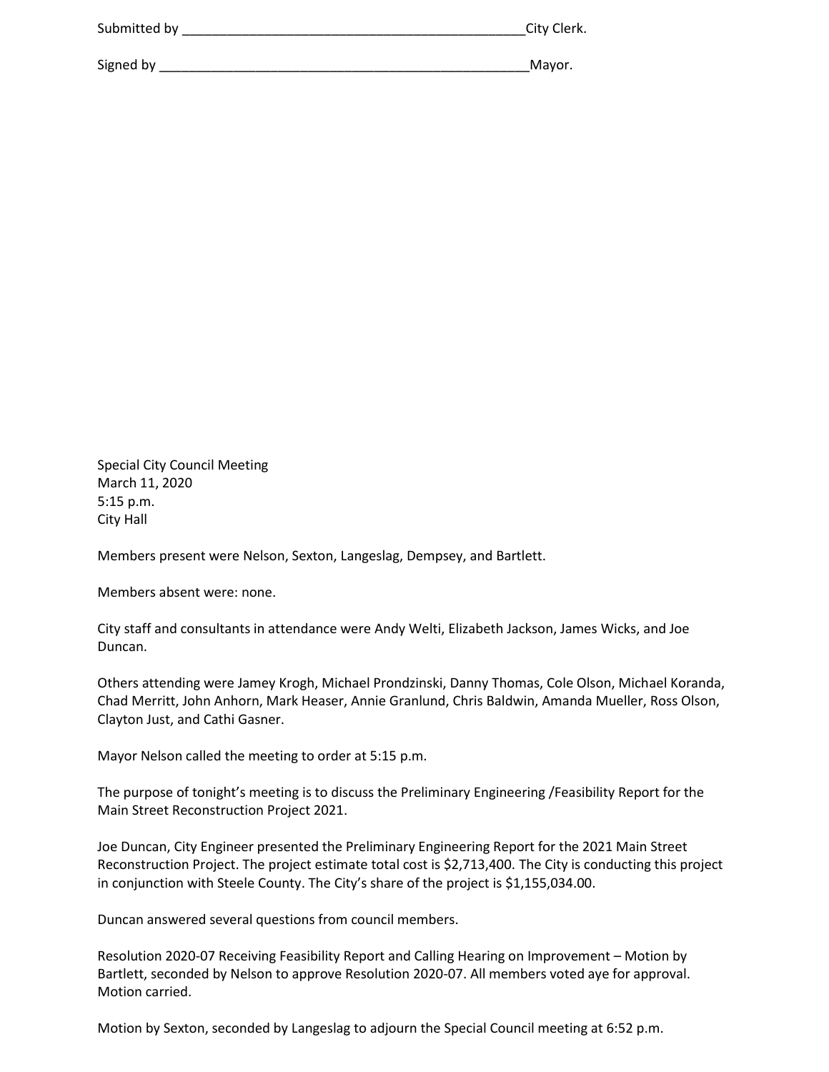Submitted by ______________________________________________City Clerk.

Signed by ___________________________________________________Mayor.

Special City Council Meeting
March 11, 2020
5:15 p.m.
City Hall

Members present were Nelson, Sexton, Langeslag, Dempsey, and Bartlett.

Members absent were: none.

City staff and consultants in attendance were Andy Welti, Elizabeth Jackson, James Wicks, and Joe Duncan.

Others attending were Jamey Krogh, Michael Prondzinski, Danny Thomas, Cole Olson, Michael Koranda, Chad Merritt, John Anhorn, Mark Heaser, Annie Granlund, Chris Baldwin, Amanda Mueller, Ross Olson, Clayton Just, and Cathi Gasner.

Mayor Nelson called the meeting to order at 5:15 p.m.

The purpose of tonight's meeting is to discuss the Preliminary Engineering /Feasibility Report for the Main Street Reconstruction Project 2021.

Joe Duncan, City Engineer presented the Preliminary Engineering Report for the 2021 Main Street Reconstruction Project. The project estimate total cost is $2,713,400. The City is conducting this project in conjunction with Steele County. The City's share of the project is $1,155,034.00.

Duncan answered several questions from council members.

Resolution 2020-07 Receiving Feasibility Report and Calling Hearing on Improvement – Motion by Bartlett, seconded by Nelson to approve Resolution 2020-07. All members voted aye for approval. Motion carried.

Motion by Sexton, seconded by Langeslag to adjourn the Special Council meeting at 6:52 p.m.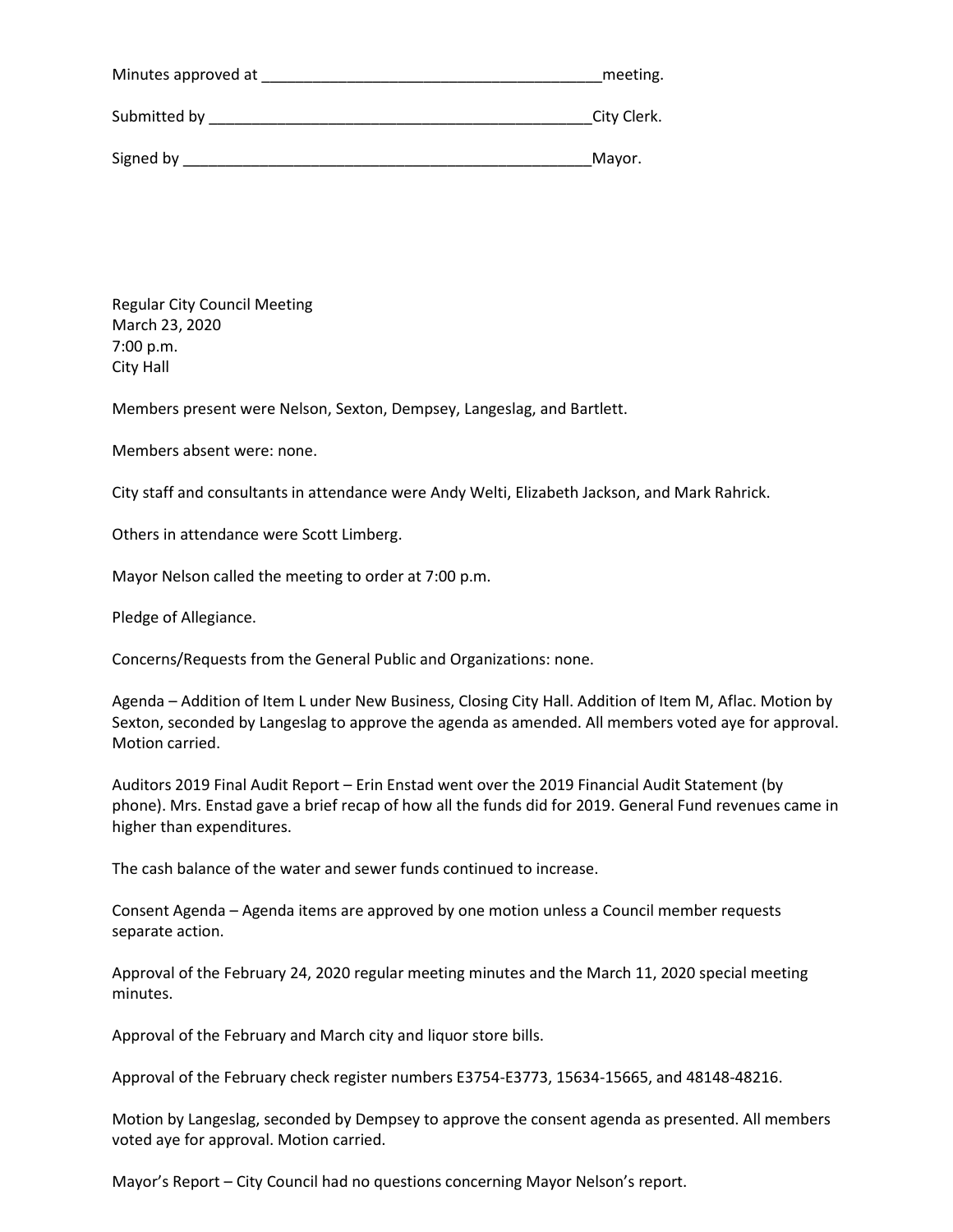Minutes approved at ________________________________________meeting.

Submitted by ______________________________________________City Clerk.

Signed by _________________________________________________Mayor.

Regular City Council Meeting
March 23, 2020
7:00 p.m.
City Hall

Members present were Nelson, Sexton, Dempsey, Langeslag, and Bartlett.

Members absent were: none.

City staff and consultants in attendance were Andy Welti, Elizabeth Jackson, and Mark Rahrick.

Others in attendance were Scott Limberg.

Mayor Nelson called the meeting to order at 7:00 p.m.

Pledge of Allegiance.

Concerns/Requests from the General Public and Organizations: none.

Agenda – Addition of Item L under New Business, Closing City Hall. Addition of Item M, Aflac. Motion by Sexton, seconded by Langeslag to approve the agenda as amended. All members voted aye for approval. Motion carried.

Auditors 2019 Final Audit Report – Erin Enstad went over the 2019 Financial Audit Statement (by phone). Mrs. Enstad gave a brief recap of how all the funds did for 2019. General Fund revenues came in higher than expenditures.

The cash balance of the water and sewer funds continued to increase.

Consent Agenda – Agenda items are approved by one motion unless a Council member requests separate action.

Approval of the February 24, 2020 regular meeting minutes and the March 11, 2020 special meeting minutes.

Approval of the February and March city and liquor store bills.

Approval of the February check register numbers E3754-E3773, 15634-15665, and 48148-48216.

Motion by Langeslag, seconded by Dempsey to approve the consent agenda as presented. All members voted aye for approval. Motion carried.

Mayor's Report – City Council had no questions concerning Mayor Nelson's report.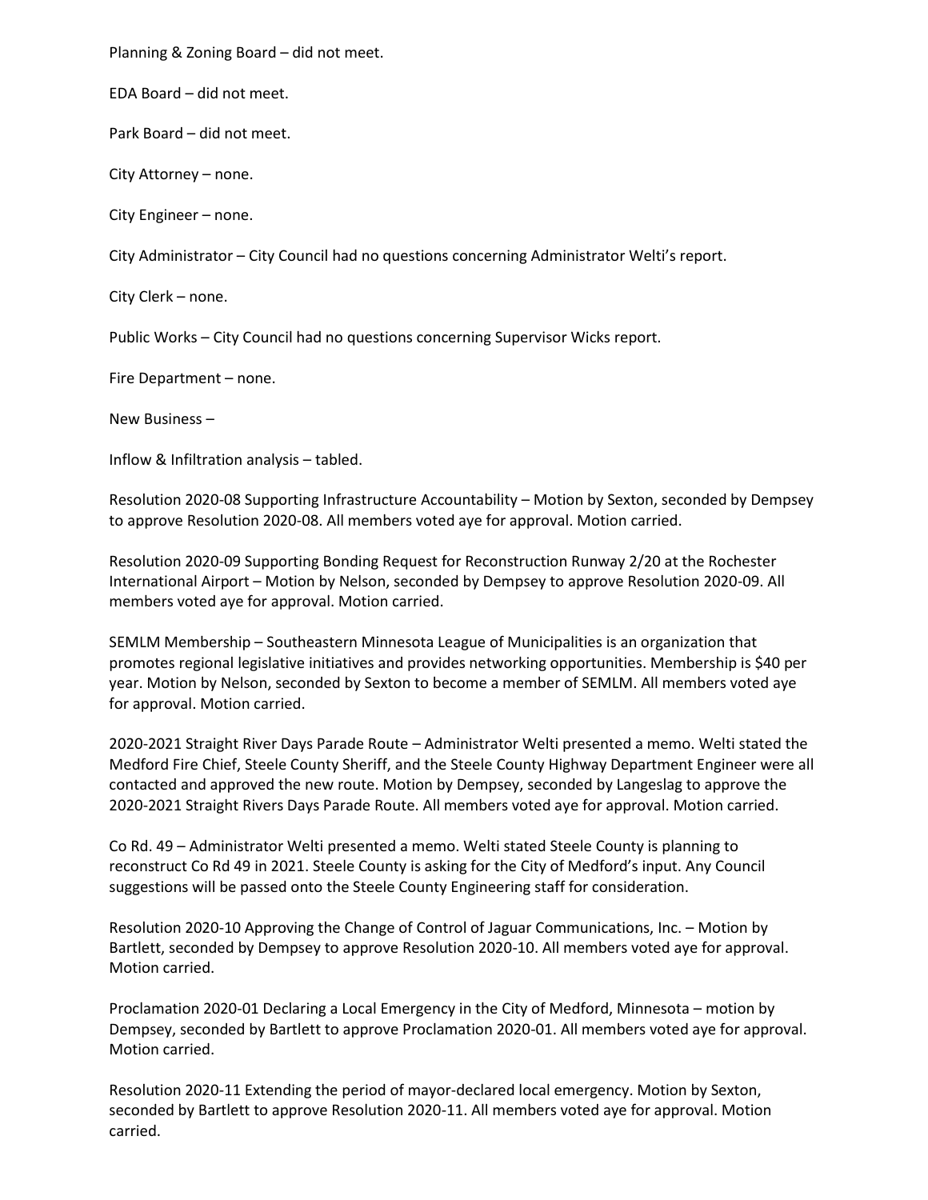Planning & Zoning Board – did not meet.

EDA Board – did not meet.

Park Board – did not meet.

City Attorney – none.

City Engineer – none.

City Administrator – City Council had no questions concerning Administrator Welti's report.

City Clerk – none.

Public Works – City Council had no questions concerning Supervisor Wicks report.

Fire Department – none.

New Business –

Inflow & Infiltration analysis – tabled.

Resolution 2020-08 Supporting Infrastructure Accountability – Motion by Sexton, seconded by Dempsey to approve Resolution 2020-08. All members voted aye for approval. Motion carried.

Resolution 2020-09 Supporting Bonding Request for Reconstruction Runway 2/20 at the Rochester International Airport – Motion by Nelson, seconded by Dempsey to approve Resolution 2020-09. All members voted aye for approval. Motion carried.

SEMLM Membership – Southeastern Minnesota League of Municipalities is an organization that promotes regional legislative initiatives and provides networking opportunities. Membership is $40 per year. Motion by Nelson, seconded by Sexton to become a member of SEMLM. All members voted aye for approval. Motion carried.

2020-2021 Straight River Days Parade Route – Administrator Welti presented a memo. Welti stated the Medford Fire Chief, Steele County Sheriff, and the Steele County Highway Department Engineer were all contacted and approved the new route. Motion by Dempsey, seconded by Langeslag to approve the 2020-2021 Straight Rivers Days Parade Route. All members voted aye for approval. Motion carried.

Co Rd. 49 – Administrator Welti presented a memo. Welti stated Steele County is planning to reconstruct Co Rd 49 in 2021. Steele County is asking for the City of Medford's input. Any Council suggestions will be passed onto the Steele County Engineering staff for consideration.

Resolution 2020-10 Approving the Change of Control of Jaguar Communications, Inc. – Motion by Bartlett, seconded by Dempsey to approve Resolution 2020-10. All members voted aye for approval. Motion carried.

Proclamation 2020-01 Declaring a Local Emergency in the City of Medford, Minnesota – motion by Dempsey, seconded by Bartlett to approve Proclamation 2020-01. All members voted aye for approval. Motion carried.

Resolution 2020-11 Extending the period of mayor-declared local emergency. Motion by Sexton, seconded by Bartlett to approve Resolution 2020-11. All members voted aye for approval. Motion carried.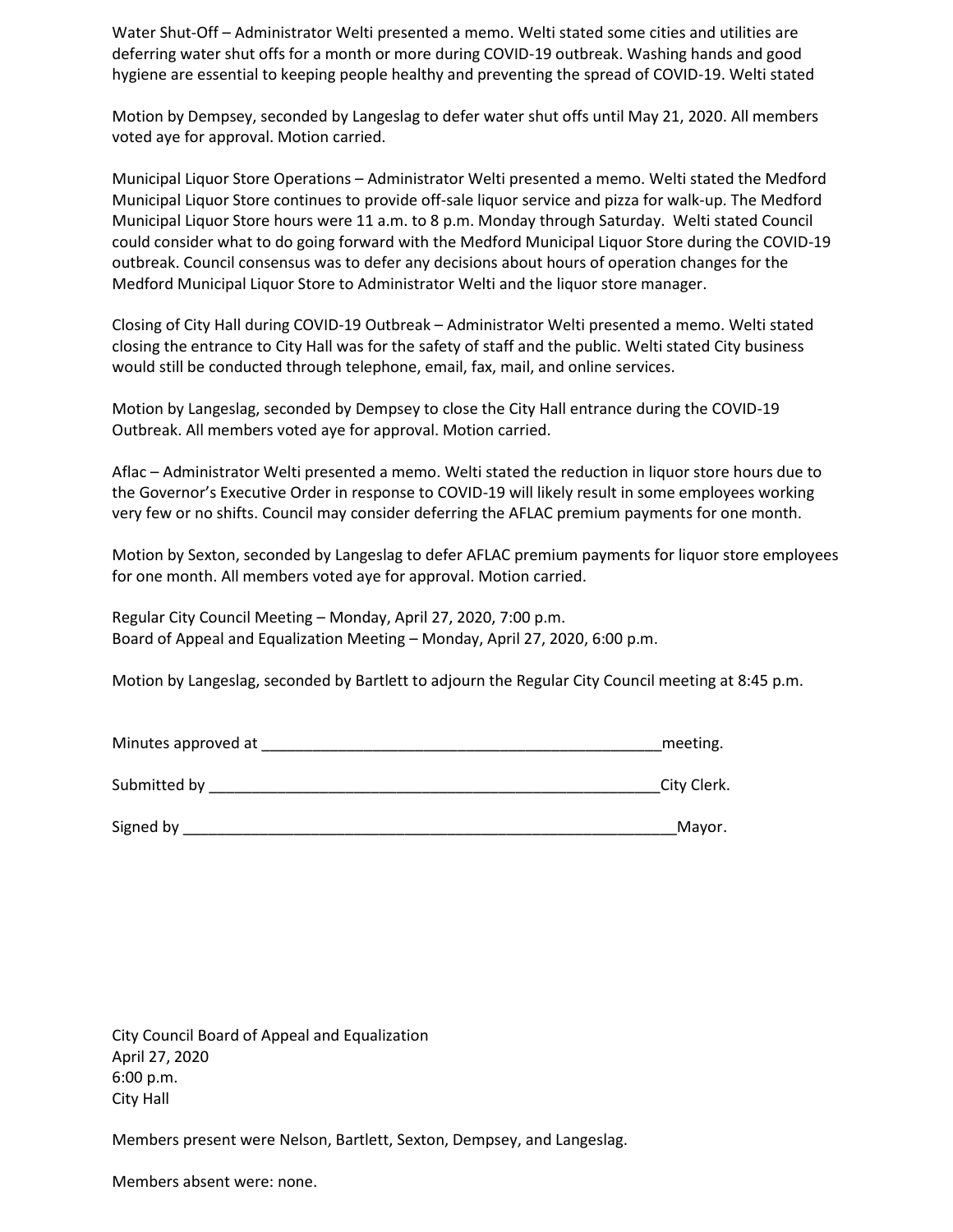Water Shut-Off – Administrator Welti presented a memo. Welti stated some cities and utilities are deferring water shut offs for a month or more during COVID-19 outbreak. Washing hands and good hygiene are essential to keeping people healthy and preventing the spread of COVID-19. Welti stated

Motion by Dempsey, seconded by Langeslag to defer water shut offs until May 21, 2020. All members voted aye for approval. Motion carried.

Municipal Liquor Store Operations – Administrator Welti presented a memo. Welti stated the Medford Municipal Liquor Store continues to provide off-sale liquor service and pizza for walk-up. The Medford Municipal Liquor Store hours were 11 a.m. to 8 p.m. Monday through Saturday. Welti stated Council could consider what to do going forward with the Medford Municipal Liquor Store during the COVID-19 outbreak. Council consensus was to defer any decisions about hours of operation changes for the Medford Municipal Liquor Store to Administrator Welti and the liquor store manager.

Closing of City Hall during COVID-19 Outbreak – Administrator Welti presented a memo. Welti stated closing the entrance to City Hall was for the safety of staff and the public. Welti stated City business would still be conducted through telephone, email, fax, mail, and online services.

Motion by Langeslag, seconded by Dempsey to close the City Hall entrance during the COVID-19 Outbreak. All members voted aye for approval. Motion carried.

Aflac – Administrator Welti presented a memo. Welti stated the reduction in liquor store hours due to the Governor's Executive Order in response to COVID-19 will likely result in some employees working very few or no shifts. Council may consider deferring the AFLAC premium payments for one month.

Motion by Sexton, seconded by Langeslag to defer AFLAC premium payments for liquor store employees for one month. All members voted aye for approval. Motion carried.

Regular City Council Meeting – Monday, April 27, 2020, 7:00 p.m.
Board of Appeal and Equalization Meeting – Monday, April 27, 2020, 6:00 p.m.

Motion by Langeslag, seconded by Bartlett to adjourn the Regular City Council meeting at 8:45 p.m.

Minutes approved at \_\_\_\_\_\_\_\_\_\_\_\_\_\_\_\_\_\_\_\_\_\_\_\_\_\_\_\_\_\_\_\_\_\_\_\_\_\_\_\_\_\_\_\_\_\_\_\_meeting.

Submitted by \_\_\_\_\_\_\_\_\_\_\_\_\_\_\_\_\_\_\_\_\_\_\_\_\_\_\_\_\_\_\_\_\_\_\_\_\_\_\_\_\_\_\_\_\_\_\_\_\_\_\_\_\_\_\_\_City Clerk.

Signed by \_\_\_\_\_\_\_\_\_\_\_\_\_\_\_\_\_\_\_\_\_\_\_\_\_\_\_\_\_\_\_\_\_\_\_\_\_\_\_\_\_\_\_\_\_\_\_\_\_\_\_\_\_\_\_\_\_\_\_\_\_Mayor.

City Council Board of Appeal and Equalization
April 27, 2020
6:00 p.m.
City Hall

Members present were Nelson, Bartlett, Sexton, Dempsey, and Langeslag.

Members absent were: none.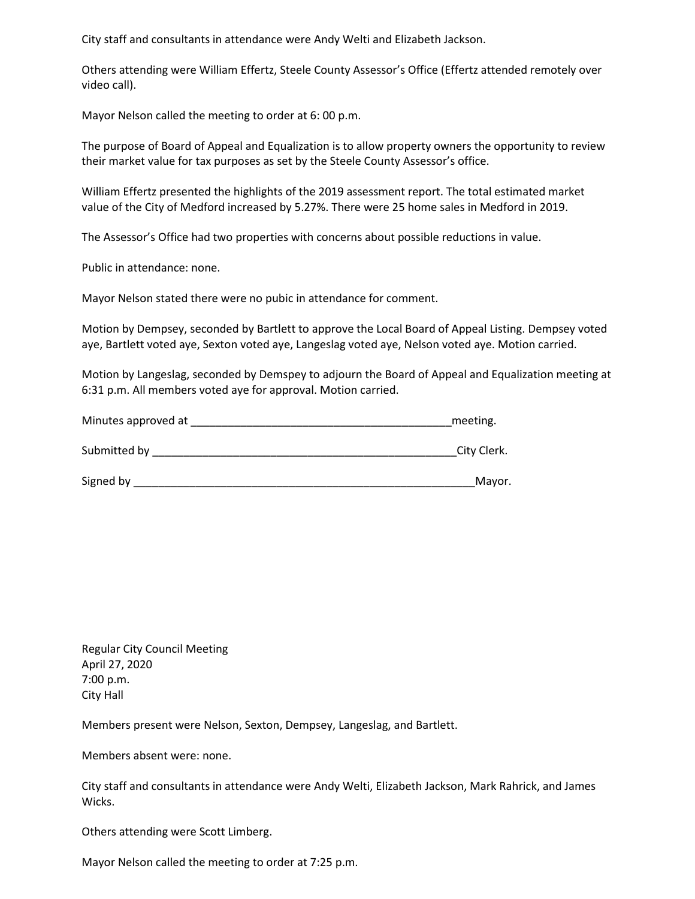City staff and consultants in attendance were Andy Welti and Elizabeth Jackson.

Others attending were William Effertz, Steele County Assessor's Office (Effertz attended remotely over video call).

Mayor Nelson called the meeting to order at 6: 00 p.m.

The purpose of Board of Appeal and Equalization is to allow property owners the opportunity to review their market value for tax purposes as set by the Steele County Assessor's office.

William Effertz presented the highlights of the 2019 assessment report. The total estimated market value of the City of Medford increased by 5.27%. There were 25 home sales in Medford in 2019.

The Assessor's Office had two properties with concerns about possible reductions in value.

Public in attendance: none.

Mayor Nelson stated there were no pubic in attendance for comment.

Motion by Dempsey, seconded by Bartlett to approve the Local Board of Appeal Listing. Dempsey voted aye, Bartlett voted aye, Sexton voted aye, Langeslag voted aye, Nelson voted aye. Motion carried.

Motion by Langeslag, seconded by Demspey to adjourn the Board of Appeal and Equalization meeting at 6:31 p.m. All members voted aye for approval. Motion carried.

Minutes approved at ___________________________________________meeting.

Submitted by __________________________________________________City Clerk.

Signed by ________________________________________________________Mayor.

Regular City Council Meeting
April 27, 2020
7:00 p.m.
City Hall

Members present were Nelson, Sexton, Dempsey, Langeslag, and Bartlett.

Members absent were: none.

City staff and consultants in attendance were Andy Welti, Elizabeth Jackson, Mark Rahrick, and James Wicks.

Others attending were Scott Limberg.

Mayor Nelson called the meeting to order at 7:25 p.m.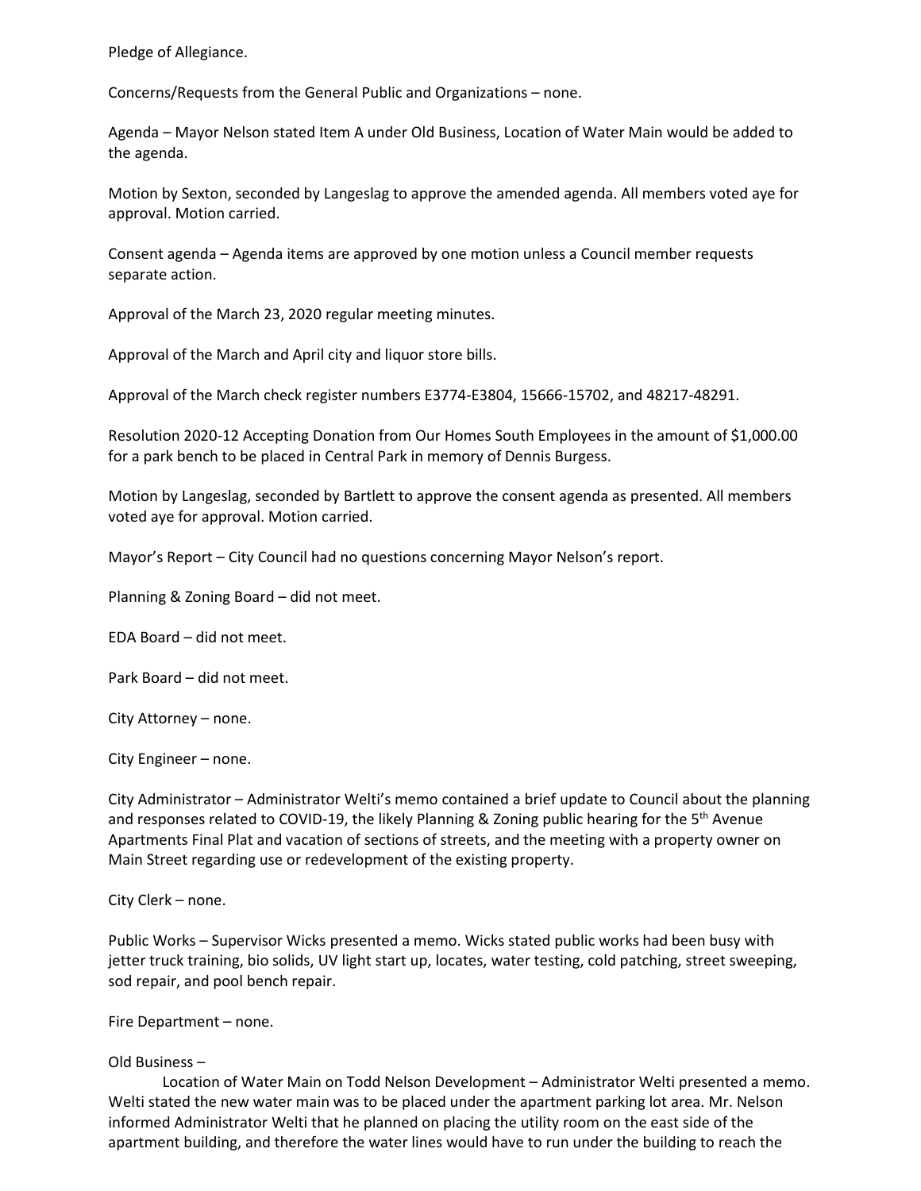Pledge of Allegiance.

Concerns/Requests from the General Public and Organizations – none.

Agenda – Mayor Nelson stated Item A under Old Business, Location of Water Main would be added to the agenda.

Motion by Sexton, seconded by Langeslag to approve the amended agenda. All members voted aye for approval. Motion carried.

Consent agenda – Agenda items are approved by one motion unless a Council member requests separate action.

Approval of the March 23, 2020 regular meeting minutes.

Approval of the March and April city and liquor store bills.

Approval of the March check register numbers E3774-E3804, 15666-15702, and 48217-48291.

Resolution 2020-12 Accepting Donation from Our Homes South Employees in the amount of $1,000.00 for a park bench to be placed in Central Park in memory of Dennis Burgess.

Motion by Langeslag, seconded by Bartlett to approve the consent agenda as presented. All members voted aye for approval. Motion carried.

Mayor's Report – City Council had no questions concerning Mayor Nelson's report.

Planning & Zoning Board – did not meet.

EDA Board – did not meet.

Park Board – did not meet.

City Attorney – none.

City Engineer – none.

City Administrator – Administrator Welti's memo contained a brief update to Council about the planning and responses related to COVID-19, the likely Planning & Zoning public hearing for the 5th Avenue Apartments Final Plat and vacation of sections of streets, and the meeting with a property owner on Main Street regarding use or redevelopment of the existing property.

City Clerk – none.

Public Works – Supervisor Wicks presented a memo. Wicks stated public works had been busy with jetter truck training, bio solids, UV light start up, locates, water testing, cold patching, street sweeping, sod repair, and pool bench repair.

Fire Department – none.

Old Business –

Location of Water Main on Todd Nelson Development – Administrator Welti presented a memo. Welti stated the new water main was to be placed under the apartment parking lot area. Mr. Nelson informed Administrator Welti that he planned on placing the utility room on the east side of the apartment building, and therefore the water lines would have to run under the building to reach the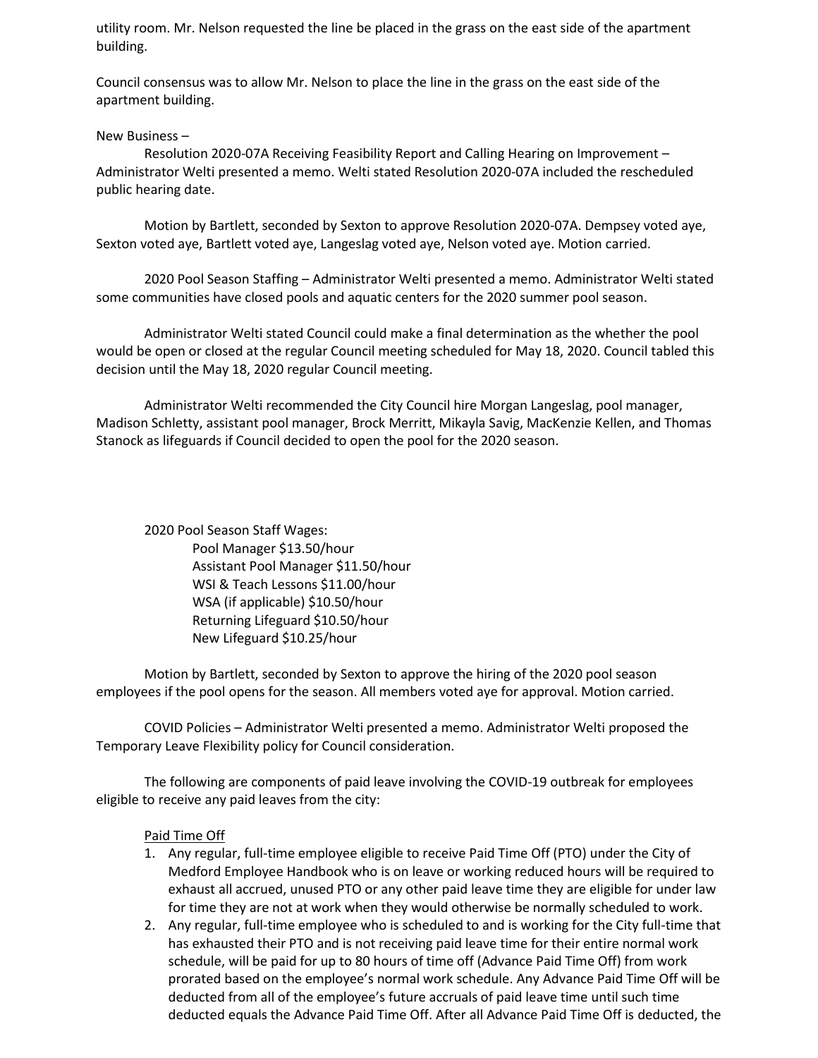utility room. Mr. Nelson requested the line be placed in the grass on the east side of the apartment building.

Council consensus was to allow Mr. Nelson to place the line in the grass on the east side of the apartment building.

New Business –

Resolution 2020-07A Receiving Feasibility Report and Calling Hearing on Improvement – Administrator Welti presented a memo. Welti stated Resolution 2020-07A included the rescheduled public hearing date.

Motion by Bartlett, seconded by Sexton to approve Resolution 2020-07A. Dempsey voted aye, Sexton voted aye, Bartlett voted aye, Langeslag voted aye, Nelson voted aye. Motion carried.

2020 Pool Season Staffing – Administrator Welti presented a memo. Administrator Welti stated some communities have closed pools and aquatic centers for the 2020 summer pool season.

Administrator Welti stated Council could make a final determination as the whether the pool would be open or closed at the regular Council meeting scheduled for May 18, 2020. Council tabled this decision until the May 18, 2020 regular Council meeting.

Administrator Welti recommended the City Council hire Morgan Langeslag, pool manager, Madison Schletty, assistant pool manager, Brock Merritt, Mikayla Savig, MacKenzie Kellen, and Thomas Stanock as lifeguards if Council decided to open the pool for the 2020 season.

2020 Pool Season Staff Wages:

Pool Manager $13.50/hour
Assistant Pool Manager $11.50/hour
WSI & Teach Lessons $11.00/hour
WSA (if applicable) $10.50/hour
Returning Lifeguard $10.50/hour
New Lifeguard $10.25/hour

Motion by Bartlett, seconded by Sexton to approve the hiring of the 2020 pool season employees if the pool opens for the season. All members voted aye for approval. Motion carried.

COVID Policies – Administrator Welti presented a memo. Administrator Welti proposed the Temporary Leave Flexibility policy for Council consideration.

The following are components of paid leave involving the COVID-19 outbreak for employees eligible to receive any paid leaves from the city:

Paid Time Off

1. Any regular, full-time employee eligible to receive Paid Time Off (PTO) under the City of Medford Employee Handbook who is on leave or working reduced hours will be required to exhaust all accrued, unused PTO or any other paid leave time they are eligible for under law for time they are not at work when they would otherwise be normally scheduled to work.
2. Any regular, full-time employee who is scheduled to and is working for the City full-time that has exhausted their PTO and is not receiving paid leave time for their entire normal work schedule, will be paid for up to 80 hours of time off (Advance Paid Time Off) from work prorated based on the employee's normal work schedule. Any Advance Paid Time Off will be deducted from all of the employee's future accruals of paid leave time until such time deducted equals the Advance Paid Time Off. After all Advance Paid Time Off is deducted, the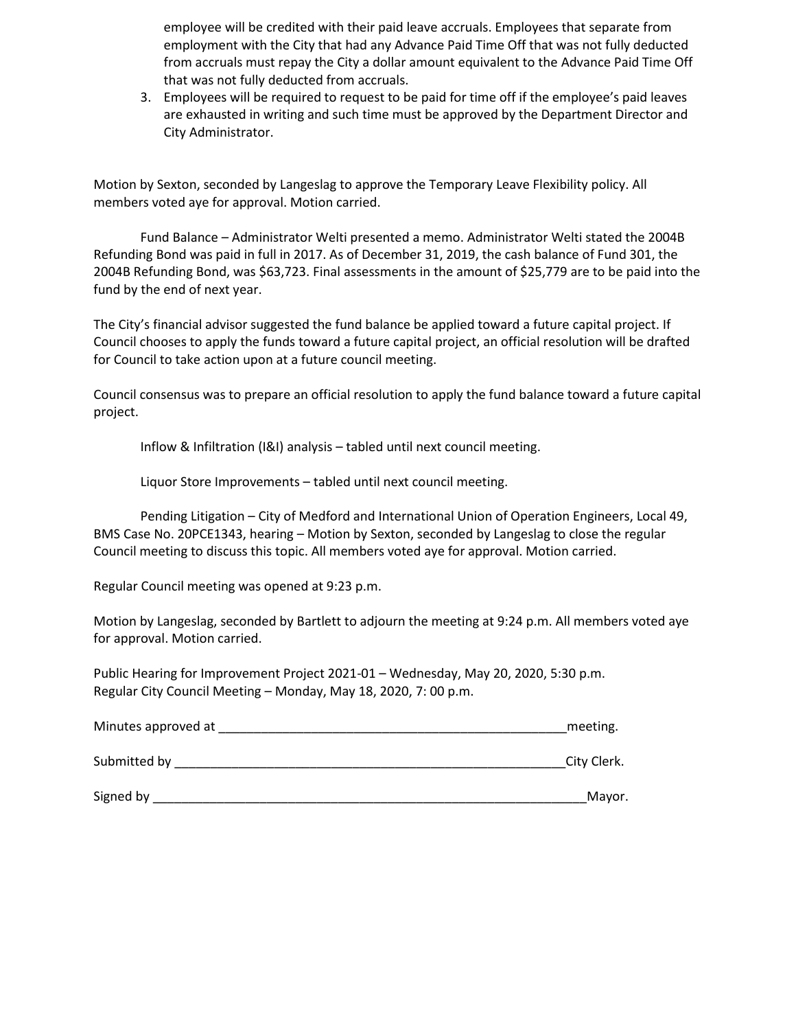employee will be credited with their paid leave accruals. Employees that separate from employment with the City that had any Advance Paid Time Off that was not fully deducted from accruals must repay the City a dollar amount equivalent to the Advance Paid Time Off that was not fully deducted from accruals.

3. Employees will be required to request to be paid for time off if the employee's paid leaves are exhausted in writing and such time must be approved by the Department Director and City Administrator.

Motion by Sexton, seconded by Langeslag to approve the Temporary Leave Flexibility policy. All members voted aye for approval. Motion carried.

Fund Balance – Administrator Welti presented a memo. Administrator Welti stated the 2004B Refunding Bond was paid in full in 2017. As of December 31, 2019, the cash balance of Fund 301, the 2004B Refunding Bond, was $63,723. Final assessments in the amount of $25,779 are to be paid into the fund by the end of next year.

The City's financial advisor suggested the fund balance be applied toward a future capital project. If Council chooses to apply the funds toward a future capital project, an official resolution will be drafted for Council to take action upon at a future council meeting.

Council consensus was to prepare an official resolution to apply the fund balance toward a future capital project.

Inflow & Infiltration (I&I) analysis – tabled until next council meeting.

Liquor Store Improvements – tabled until next council meeting.

Pending Litigation – City of Medford and International Union of Operation Engineers, Local 49, BMS Case No. 20PCE1343, hearing – Motion by Sexton, seconded by Langeslag to close the regular Council meeting to discuss this topic. All members voted aye for approval. Motion carried.

Regular Council meeting was opened at 9:23 p.m.

Motion by Langeslag, seconded by Bartlett to adjourn the meeting at 9:24 p.m. All members voted aye for approval. Motion carried.

Public Hearing for Improvement Project 2021-01 – Wednesday, May 20, 2020, 5:30 p.m.
Regular City Council Meeting – Monday, May 18, 2020, 7: 00 p.m.

Minutes approved at ___________________________________________________meeting.

Submitted by _________________________________________________________City Clerk.

Signed by ______________________________________________________________Mayor.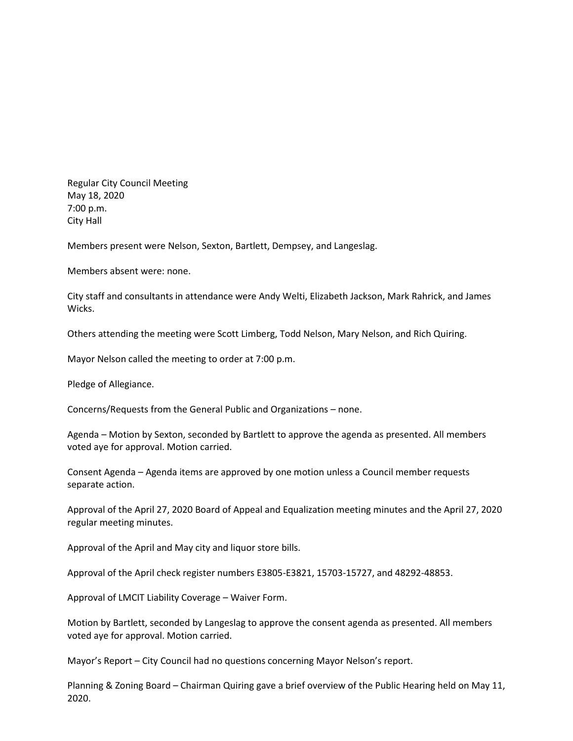Regular City Council Meeting
May 18, 2020
7:00 p.m.
City Hall

Members present were Nelson, Sexton, Bartlett, Dempsey, and Langeslag.

Members absent were: none.

City staff and consultants in attendance were Andy Welti, Elizabeth Jackson, Mark Rahrick, and James Wicks.

Others attending the meeting were Scott Limberg, Todd Nelson, Mary Nelson, and Rich Quiring.

Mayor Nelson called the meeting to order at 7:00 p.m.

Pledge of Allegiance.

Concerns/Requests from the General Public and Organizations – none.

Agenda – Motion by Sexton, seconded by Bartlett to approve the agenda as presented. All members voted aye for approval. Motion carried.

Consent Agenda – Agenda items are approved by one motion unless a Council member requests separate action.

Approval of the April 27, 2020 Board of Appeal and Equalization meeting minutes and the April 27, 2020 regular meeting minutes.

Approval of the April and May city and liquor store bills.

Approval of the April check register numbers E3805-E3821, 15703-15727, and 48292-48853.

Approval of LMCIT Liability Coverage – Waiver Form.

Motion by Bartlett, seconded by Langeslag to approve the consent agenda as presented. All members voted aye for approval. Motion carried.

Mayor's Report – City Council had no questions concerning Mayor Nelson's report.

Planning & Zoning Board – Chairman Quiring gave a brief overview of the Public Hearing held on May 11, 2020.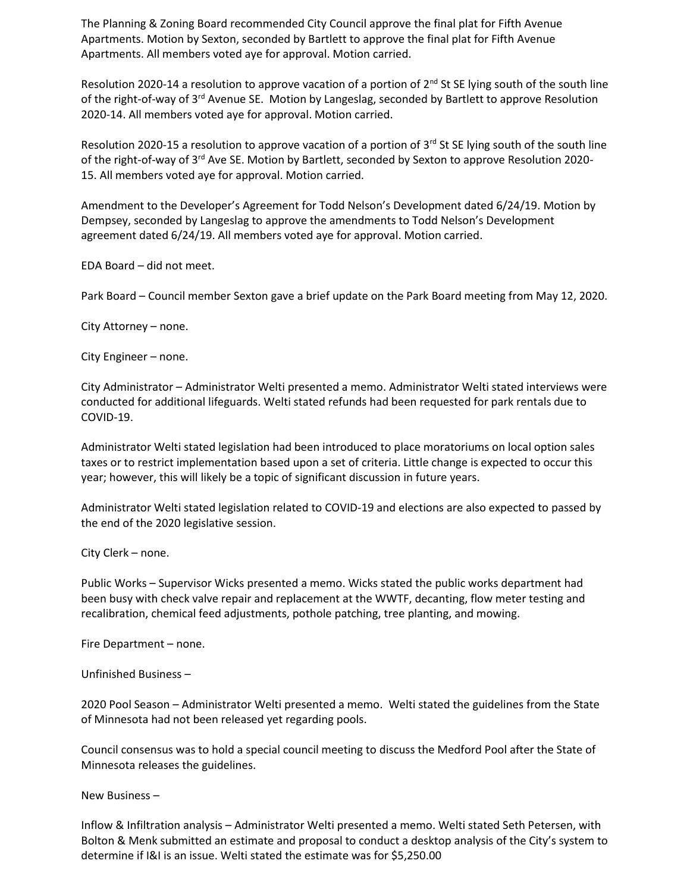The Planning & Zoning Board recommended City Council approve the final plat for Fifth Avenue Apartments. Motion by Sexton, seconded by Bartlett to approve the final plat for Fifth Avenue Apartments. All members voted aye for approval. Motion carried.

Resolution 2020-14 a resolution to approve vacation of a portion of 2nd St SE lying south of the south line of the right-of-way of 3rd Avenue SE. Motion by Langeslag, seconded by Bartlett to approve Resolution 2020-14. All members voted aye for approval. Motion carried.

Resolution 2020-15 a resolution to approve vacation of a portion of 3rd St SE lying south of the south line of the right-of-way of 3rd Ave SE. Motion by Bartlett, seconded by Sexton to approve Resolution 2020-15. All members voted aye for approval. Motion carried.

Amendment to the Developer's Agreement for Todd Nelson's Development dated 6/24/19. Motion by Dempsey, seconded by Langeslag to approve the amendments to Todd Nelson's Development agreement dated 6/24/19. All members voted aye for approval. Motion carried.

EDA Board – did not meet.

Park Board – Council member Sexton gave a brief update on the Park Board meeting from May 12, 2020.

City Attorney – none.

City Engineer – none.

City Administrator – Administrator Welti presented a memo. Administrator Welti stated interviews were conducted for additional lifeguards. Welti stated refunds had been requested for park rentals due to COVID-19.

Administrator Welti stated legislation had been introduced to place moratoriums on local option sales taxes or to restrict implementation based upon a set of criteria. Little change is expected to occur this year; however, this will likely be a topic of significant discussion in future years.

Administrator Welti stated legislation related to COVID-19 and elections are also expected to passed by the end of the 2020 legislative session.

City Clerk – none.

Public Works – Supervisor Wicks presented a memo. Wicks stated the public works department had been busy with check valve repair and replacement at the WWTF, decanting, flow meter testing and recalibration, chemical feed adjustments, pothole patching, tree planting, and mowing.

Fire Department – none.

Unfinished Business –

2020 Pool Season – Administrator Welti presented a memo. Welti stated the guidelines from the State of Minnesota had not been released yet regarding pools.

Council consensus was to hold a special council meeting to discuss the Medford Pool after the State of Minnesota releases the guidelines.

New Business –

Inflow & Infiltration analysis – Administrator Welti presented a memo. Welti stated Seth Petersen, with Bolton & Menk submitted an estimate and proposal to conduct a desktop analysis of the City's system to determine if I&I is an issue. Welti stated the estimate was for $5,250.00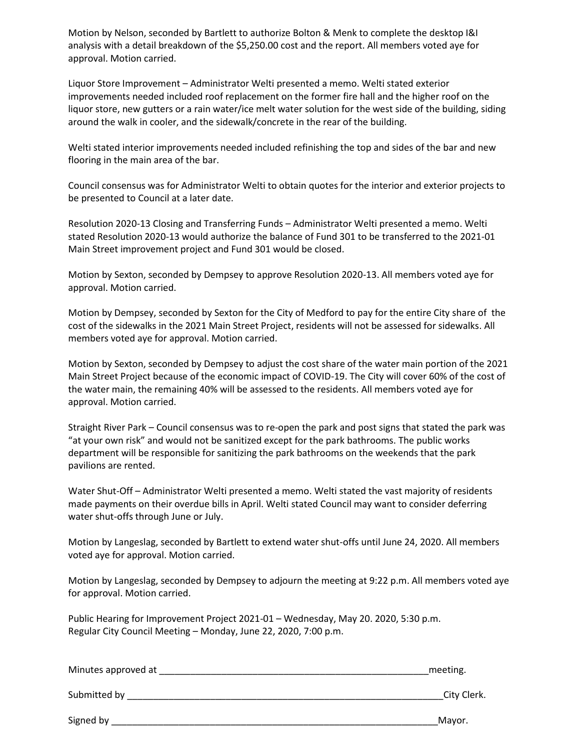Motion by Nelson, seconded by Bartlett to authorize Bolton & Menk to complete the desktop I&I analysis with a detail breakdown of the $5,250.00 cost and the report. All members voted aye for approval. Motion carried.

Liquor Store Improvement – Administrator Welti presented a memo. Welti stated exterior improvements needed included roof replacement on the former fire hall and the higher roof on the liquor store, new gutters or a rain water/ice melt water solution for the west side of the building, siding around the walk in cooler, and the sidewalk/concrete in the rear of the building.

Welti stated interior improvements needed included refinishing the top and sides of the bar and new flooring in the main area of the bar.

Council consensus was for Administrator Welti to obtain quotes for the interior and exterior projects to be presented to Council at a later date.

Resolution 2020-13 Closing and Transferring Funds – Administrator Welti presented a memo. Welti stated Resolution 2020-13 would authorize the balance of Fund 301 to be transferred to the 2021-01 Main Street improvement project and Fund 301 would be closed.

Motion by Sexton, seconded by Dempsey to approve Resolution 2020-13. All members voted aye for approval. Motion carried.

Motion by Dempsey, seconded by Sexton for the City of Medford to pay for the entire City share of the cost of the sidewalks in the 2021 Main Street Project, residents will not be assessed for sidewalks. All members voted aye for approval. Motion carried.

Motion by Sexton, seconded by Dempsey to adjust the cost share of the water main portion of the 2021 Main Street Project because of the economic impact of COVID-19. The City will cover 60% of the cost of the water main, the remaining 40% will be assessed to the residents. All members voted aye for approval. Motion carried.

Straight River Park – Council consensus was to re-open the park and post signs that stated the park was "at your own risk" and would not be sanitized except for the park bathrooms. The public works department will be responsible for sanitizing the park bathrooms on the weekends that the park pavilions are rented.

Water Shut-Off – Administrator Welti presented a memo. Welti stated the vast majority of residents made payments on their overdue bills in April. Welti stated Council may want to consider deferring water shut-offs through June or July.

Motion by Langeslag, seconded by Bartlett to extend water shut-offs until June 24, 2020. All members voted aye for approval. Motion carried.

Motion by Langeslag, seconded by Dempsey to adjourn the meeting at 9:22 p.m. All members voted aye for approval. Motion carried.

Public Hearing for Improvement Project 2021-01 – Wednesday, May 20. 2020, 5:30 p.m.
Regular City Council Meeting – Monday, June 22, 2020, 7:00 p.m.

Minutes approved at ______________________________________________________meeting.

Submitted by ______________________________________________________________City Clerk.

Signed by _________________________________________________________________Mayor.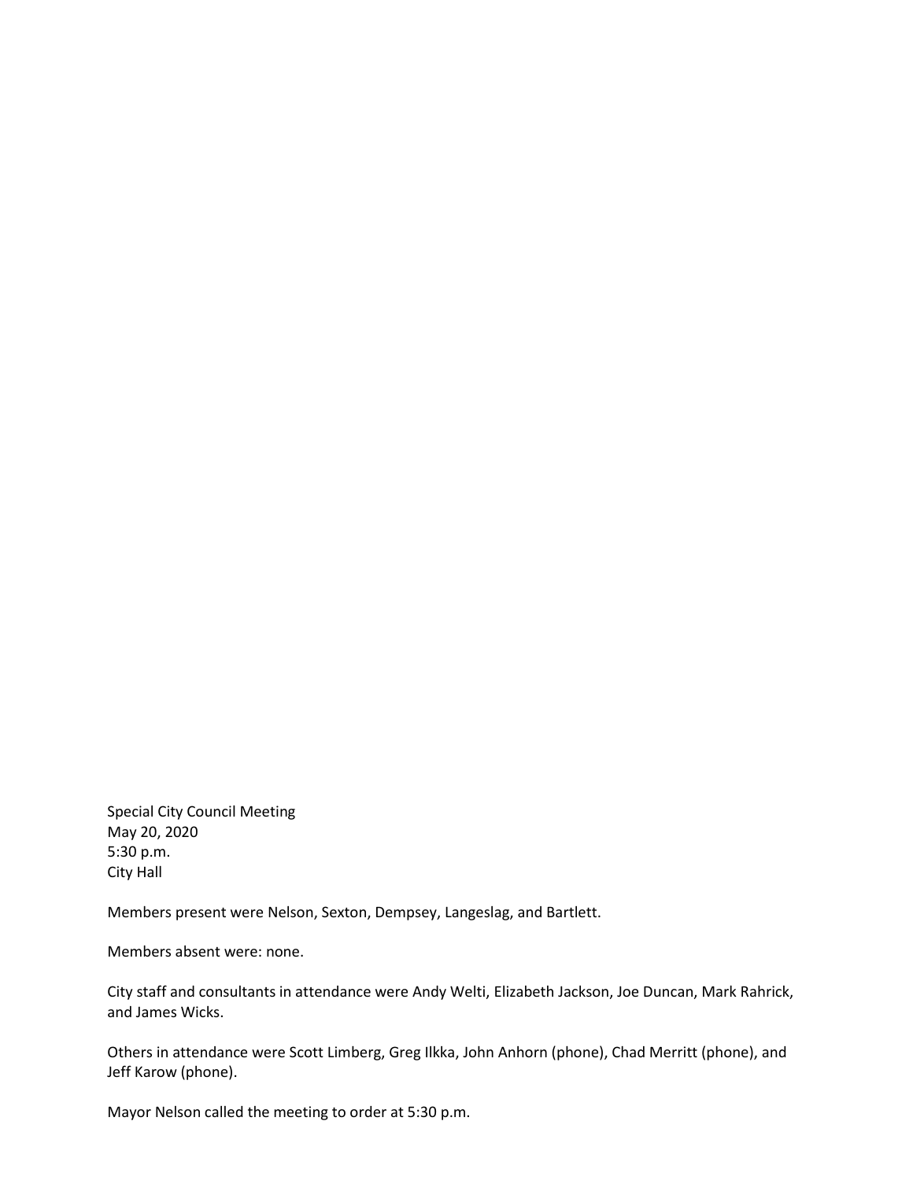Special City Council Meeting
May 20, 2020
5:30 p.m.
City Hall

Members present were Nelson, Sexton, Dempsey, Langeslag, and Bartlett.

Members absent were: none.

City staff and consultants in attendance were Andy Welti, Elizabeth Jackson, Joe Duncan, Mark Rahrick, and James Wicks.

Others in attendance were Scott Limberg, Greg Ilkka, John Anhorn (phone), Chad Merritt (phone), and Jeff Karow (phone).

Mayor Nelson called the meeting to order at 5:30 p.m.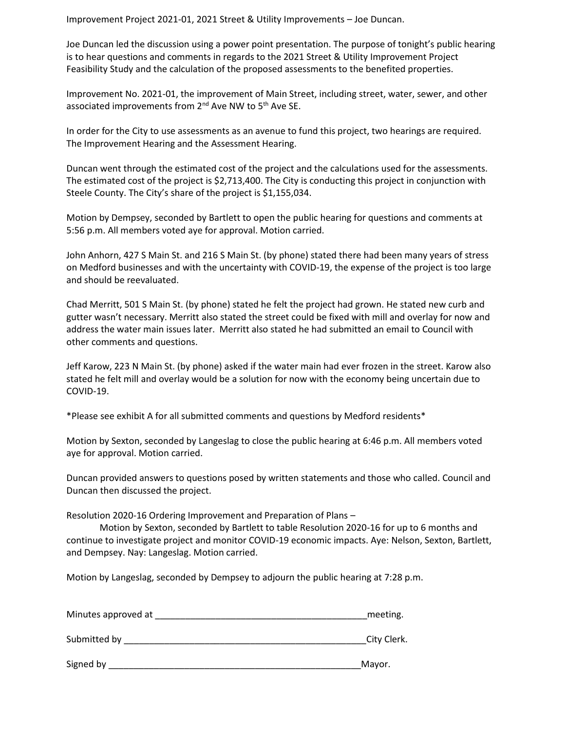Improvement Project 2021-01, 2021 Street & Utility Improvements – Joe Duncan.

Joe Duncan led the discussion using a power point presentation. The purpose of tonight's public hearing is to hear questions and comments in regards to the 2021 Street & Utility Improvement Project Feasibility Study and the calculation of the proposed assessments to the benefited properties.

Improvement No. 2021-01, the improvement of Main Street, including street, water, sewer, and other associated improvements from 2nd Ave NW to 5th Ave SE.

In order for the City to use assessments as an avenue to fund this project, two hearings are required. The Improvement Hearing and the Assessment Hearing.

Duncan went through the estimated cost of the project and the calculations used for the assessments. The estimated cost of the project is $2,713,400. The City is conducting this project in conjunction with Steele County. The City's share of the project is $1,155,034.

Motion by Dempsey, seconded by Bartlett to open the public hearing for questions and comments at 5:56 p.m. All members voted aye for approval. Motion carried.

John Anhorn, 427 S Main St. and 216 S Main St. (by phone) stated there had been many years of stress on Medford businesses and with the uncertainty with COVID-19, the expense of the project is too large and should be reevaluated.

Chad Merritt, 501 S Main St. (by phone) stated he felt the project had grown. He stated new curb and gutter wasn't necessary. Merritt also stated the street could be fixed with mill and overlay for now and address the water main issues later. Merritt also stated he had submitted an email to Council with other comments and questions.

Jeff Karow, 223 N Main St. (by phone) asked if the water main had ever frozen in the street. Karow also stated he felt mill and overlay would be a solution for now with the economy being uncertain due to COVID-19.

*Please see exhibit A for all submitted comments and questions by Medford residents*

Motion by Sexton, seconded by Langeslag to close the public hearing at 6:46 p.m. All members voted aye for approval. Motion carried.

Duncan provided answers to questions posed by written statements and those who called. Council and Duncan then discussed the project.

Resolution 2020-16 Ordering Improvement and Preparation of Plans –

Motion by Sexton, seconded by Bartlett to table Resolution 2020-16 for up to 6 months and continue to investigate project and monitor COVID-19 economic impacts. Aye: Nelson, Sexton, Bartlett, and Dempsey. Nay: Langeslag. Motion carried.

Motion by Langeslag, seconded by Dempsey to adjourn the public hearing at 7:28 p.m.

Minutes approved at ___________________________________________meeting.

Submitted by __________________________________________________City Clerk.

Signed by _____________________________________________________Mayor.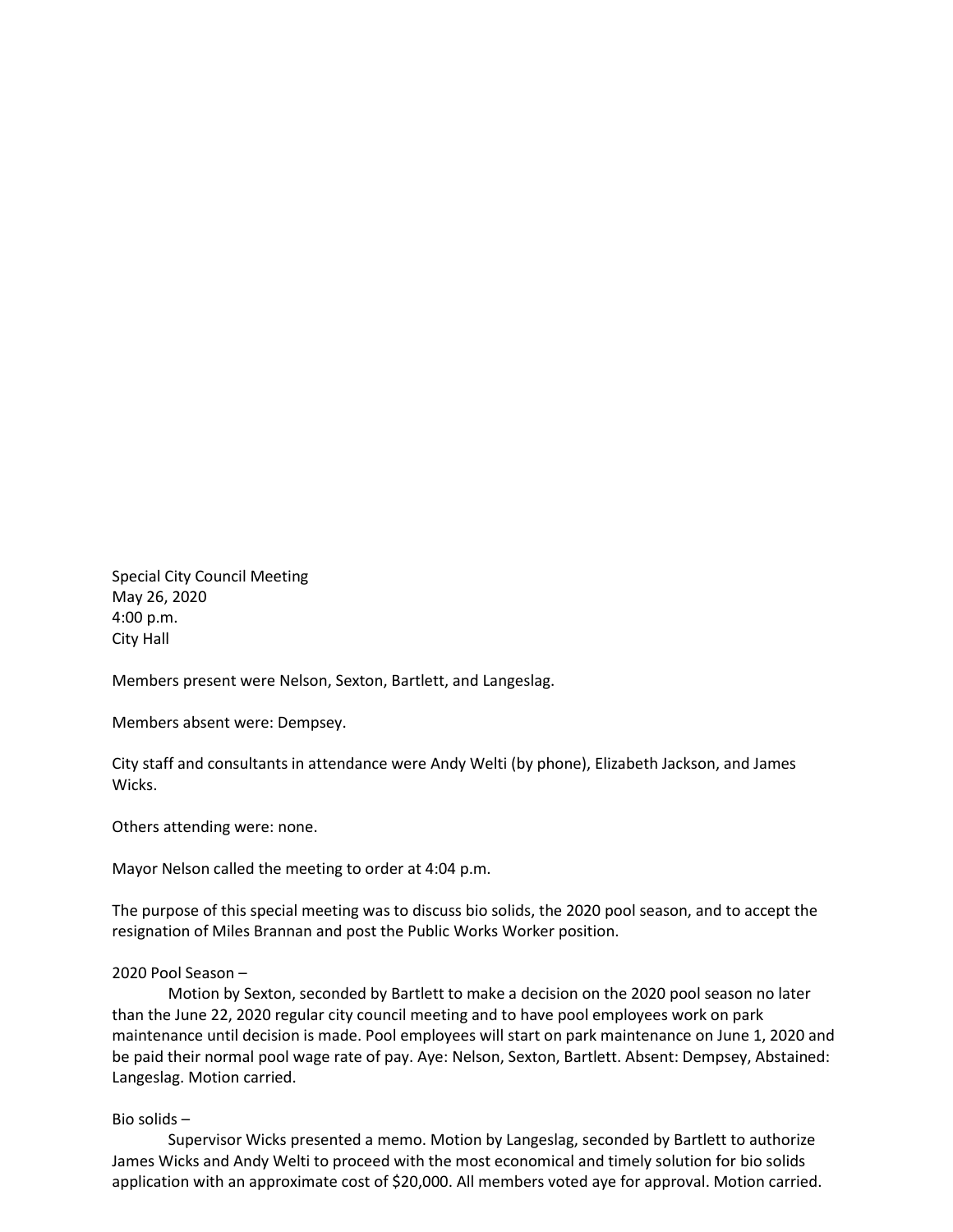Special City Council Meeting
May 26, 2020
4:00 p.m.
City Hall

Members present were Nelson, Sexton, Bartlett, and Langeslag.

Members absent were: Dempsey.

City staff and consultants in attendance were Andy Welti (by phone), Elizabeth Jackson, and James Wicks.

Others attending were: none.

Mayor Nelson called the meeting to order at 4:04 p.m.

The purpose of this special meeting was to discuss bio solids, the 2020 pool season, and to accept the resignation of Miles Brannan and post the Public Works Worker position.

2020 Pool Season –

Motion by Sexton, seconded by Bartlett to make a decision on the 2020 pool season no later than the June 22, 2020 regular city council meeting and to have pool employees work on park maintenance until decision is made. Pool employees will start on park maintenance on June 1, 2020 and be paid their normal pool wage rate of pay. Aye: Nelson, Sexton, Bartlett. Absent: Dempsey, Abstained: Langeslag. Motion carried.

Bio solids –

Supervisor Wicks presented a memo. Motion by Langeslag, seconded by Bartlett to authorize James Wicks and Andy Welti to proceed with the most economical and timely solution for bio solids application with an approximate cost of $20,000. All members voted aye for approval. Motion carried.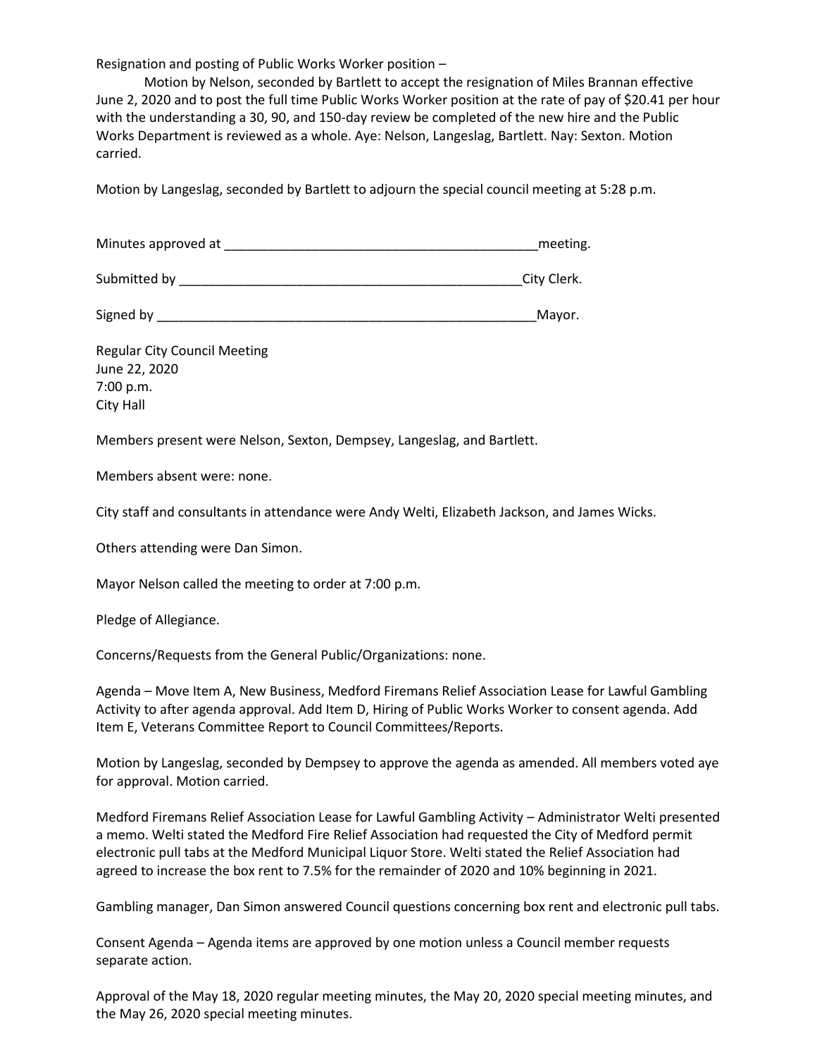Resignation and posting of Public Works Worker position –

Motion by Nelson, seconded by Bartlett to accept the resignation of Miles Brannan effective June 2, 2020 and to post the full time Public Works Worker position at the rate of pay of $20.41 per hour with the understanding a 30, 90, and 150-day review be completed of the new hire and the Public Works Department is reviewed as a whole. Aye: Nelson, Langeslag, Bartlett. Nay: Sexton. Motion carried.

Motion by Langeslag, seconded by Bartlett to adjourn the special council meeting at 5:28 p.m.

Minutes approved at ____________________________________________meeting.

Submitted by _________________________________________________City Clerk.

Signed by _____________________________________________________Mayor.

Regular City Council Meeting
June 22, 2020
7:00 p.m.
City Hall

Members present were Nelson, Sexton, Dempsey, Langeslag, and Bartlett.

Members absent were: none.

City staff and consultants in attendance were Andy Welti, Elizabeth Jackson, and James Wicks.

Others attending were Dan Simon.

Mayor Nelson called the meeting to order at 7:00 p.m.

Pledge of Allegiance.

Concerns/Requests from the General Public/Organizations: none.

Agenda – Move Item A, New Business, Medford Firemans Relief Association Lease for Lawful Gambling Activity to after agenda approval. Add Item D, Hiring of Public Works Worker to consent agenda. Add Item E, Veterans Committee Report to Council Committees/Reports.

Motion by Langeslag, seconded by Dempsey to approve the agenda as amended. All members voted aye for approval. Motion carried.

Medford Firemans Relief Association Lease for Lawful Gambling Activity – Administrator Welti presented a memo. Welti stated the Medford Fire Relief Association had requested the City of Medford permit electronic pull tabs at the Medford Municipal Liquor Store. Welti stated the Relief Association had agreed to increase the box rent to 7.5% for the remainder of 2020 and 10% beginning in 2021.

Gambling manager, Dan Simon answered Council questions concerning box rent and electronic pull tabs.

Consent Agenda – Agenda items are approved by one motion unless a Council member requests separate action.

Approval of the May 18, 2020 regular meeting minutes, the May 20, 2020 special meeting minutes, and the May 26, 2020 special meeting minutes.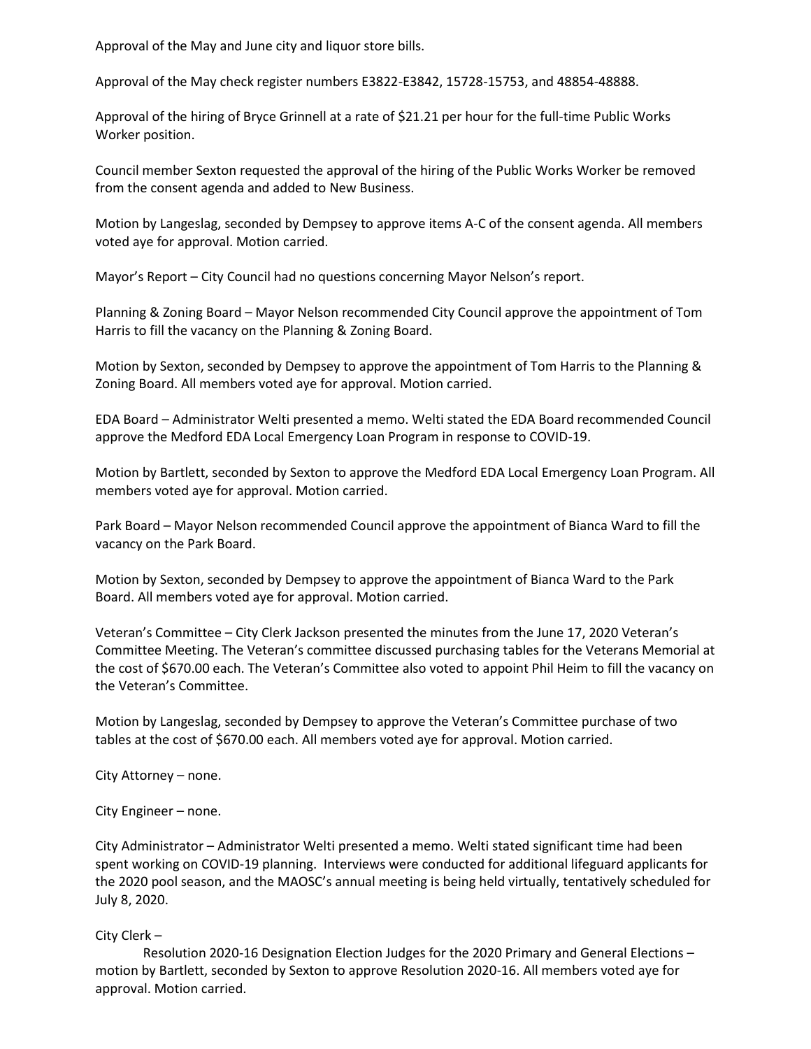Approval of the May and June city and liquor store bills.

Approval of the May check register numbers E3822-E3842, 15728-15753, and 48854-48888.

Approval of the hiring of Bryce Grinnell at a rate of $21.21 per hour for the full-time Public Works Worker position.

Council member Sexton requested the approval of the hiring of the Public Works Worker be removed from the consent agenda and added to New Business.

Motion by Langeslag, seconded by Dempsey to approve items A-C of the consent agenda. All members voted aye for approval. Motion carried.

Mayor's Report – City Council had no questions concerning Mayor Nelson's report.

Planning & Zoning Board – Mayor Nelson recommended City Council approve the appointment of Tom Harris to fill the vacancy on the Planning & Zoning Board.

Motion by Sexton, seconded by Dempsey to approve the appointment of Tom Harris to the Planning & Zoning Board. All members voted aye for approval. Motion carried.

EDA Board – Administrator Welti presented a memo. Welti stated the EDA Board recommended Council approve the Medford EDA Local Emergency Loan Program in response to COVID-19.

Motion by Bartlett, seconded by Sexton to approve the Medford EDA Local Emergency Loan Program. All members voted aye for approval. Motion carried.

Park Board – Mayor Nelson recommended Council approve the appointment of Bianca Ward to fill the vacancy on the Park Board.

Motion by Sexton, seconded by Dempsey to approve the appointment of Bianca Ward to the Park Board. All members voted aye for approval. Motion carried.

Veteran's Committee – City Clerk Jackson presented the minutes from the June 17, 2020 Veteran's Committee Meeting. The Veteran's committee discussed purchasing tables for the Veterans Memorial at the cost of $670.00 each. The Veteran's Committee also voted to appoint Phil Heim to fill the vacancy on the Veteran's Committee.

Motion by Langeslag, seconded by Dempsey to approve the Veteran's Committee purchase of two tables at the cost of $670.00 each. All members voted aye for approval. Motion carried.

City Attorney – none.

City Engineer – none.

City Administrator – Administrator Welti presented a memo. Welti stated significant time had been spent working on COVID-19 planning. Interviews were conducted for additional lifeguard applicants for the 2020 pool season, and the MAOSC's annual meeting is being held virtually, tentatively scheduled for July 8, 2020.

City Clerk –

Resolution 2020-16 Designation Election Judges for the 2020 Primary and General Elections – motion by Bartlett, seconded by Sexton to approve Resolution 2020-16. All members voted aye for approval. Motion carried.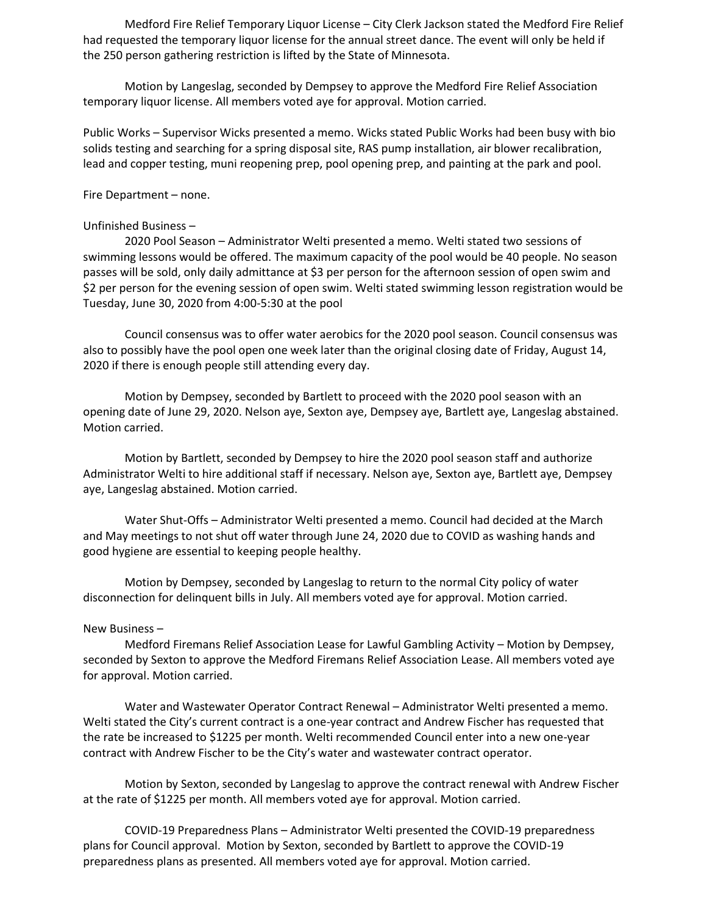Medford Fire Relief Temporary Liquor License – City Clerk Jackson stated the Medford Fire Relief had requested the temporary liquor license for the annual street dance. The event will only be held if the 250 person gathering restriction is lifted by the State of Minnesota.

Motion by Langeslag, seconded by Dempsey to approve the Medford Fire Relief Association temporary liquor license. All members voted aye for approval. Motion carried.

Public Works – Supervisor Wicks presented a memo. Wicks stated Public Works had been busy with bio solids testing and searching for a spring disposal site, RAS pump installation, air blower recalibration, lead and copper testing, muni reopening prep, pool opening prep, and painting at the park and pool.

Fire Department – none.

Unfinished Business –

2020 Pool Season – Administrator Welti presented a memo. Welti stated two sessions of swimming lessons would be offered. The maximum capacity of the pool would be 40 people. No season passes will be sold, only daily admittance at $3 per person for the afternoon session of open swim and $2 per person for the evening session of open swim. Welti stated swimming lesson registration would be Tuesday, June 30, 2020 from 4:00-5:30 at the pool

Council consensus was to offer water aerobics for the 2020 pool season. Council consensus was also to possibly have the pool open one week later than the original closing date of Friday, August 14, 2020 if there is enough people still attending every day.

Motion by Dempsey, seconded by Bartlett to proceed with the 2020 pool season with an opening date of June 29, 2020. Nelson aye, Sexton aye, Dempsey aye, Bartlett aye, Langeslag abstained. Motion carried.

Motion by Bartlett, seconded by Dempsey to hire the 2020 pool season staff and authorize Administrator Welti to hire additional staff if necessary. Nelson aye, Sexton aye, Bartlett aye, Dempsey aye, Langeslag abstained. Motion carried.

Water Shut-Offs – Administrator Welti presented a memo. Council had decided at the March and May meetings to not shut off water through June 24, 2020 due to COVID as washing hands and good hygiene are essential to keeping people healthy.

Motion by Dempsey, seconded by Langeslag to return to the normal City policy of water disconnection for delinquent bills in July. All members voted aye for approval. Motion carried.

New Business –

Medford Firemans Relief Association Lease for Lawful Gambling Activity – Motion by Dempsey, seconded by Sexton to approve the Medford Firemans Relief Association Lease. All members voted aye for approval. Motion carried.

Water and Wastewater Operator Contract Renewal – Administrator Welti presented a memo. Welti stated the City's current contract is a one-year contract and Andrew Fischer has requested that the rate be increased to $1225 per month. Welti recommended Council enter into a new one-year contract with Andrew Fischer to be the City's water and wastewater contract operator.

Motion by Sexton, seconded by Langeslag to approve the contract renewal with Andrew Fischer at the rate of $1225 per month. All members voted aye for approval. Motion carried.

COVID-19 Preparedness Plans – Administrator Welti presented the COVID-19 preparedness plans for Council approval. Motion by Sexton, seconded by Bartlett to approve the COVID-19 preparedness plans as presented. All members voted aye for approval. Motion carried.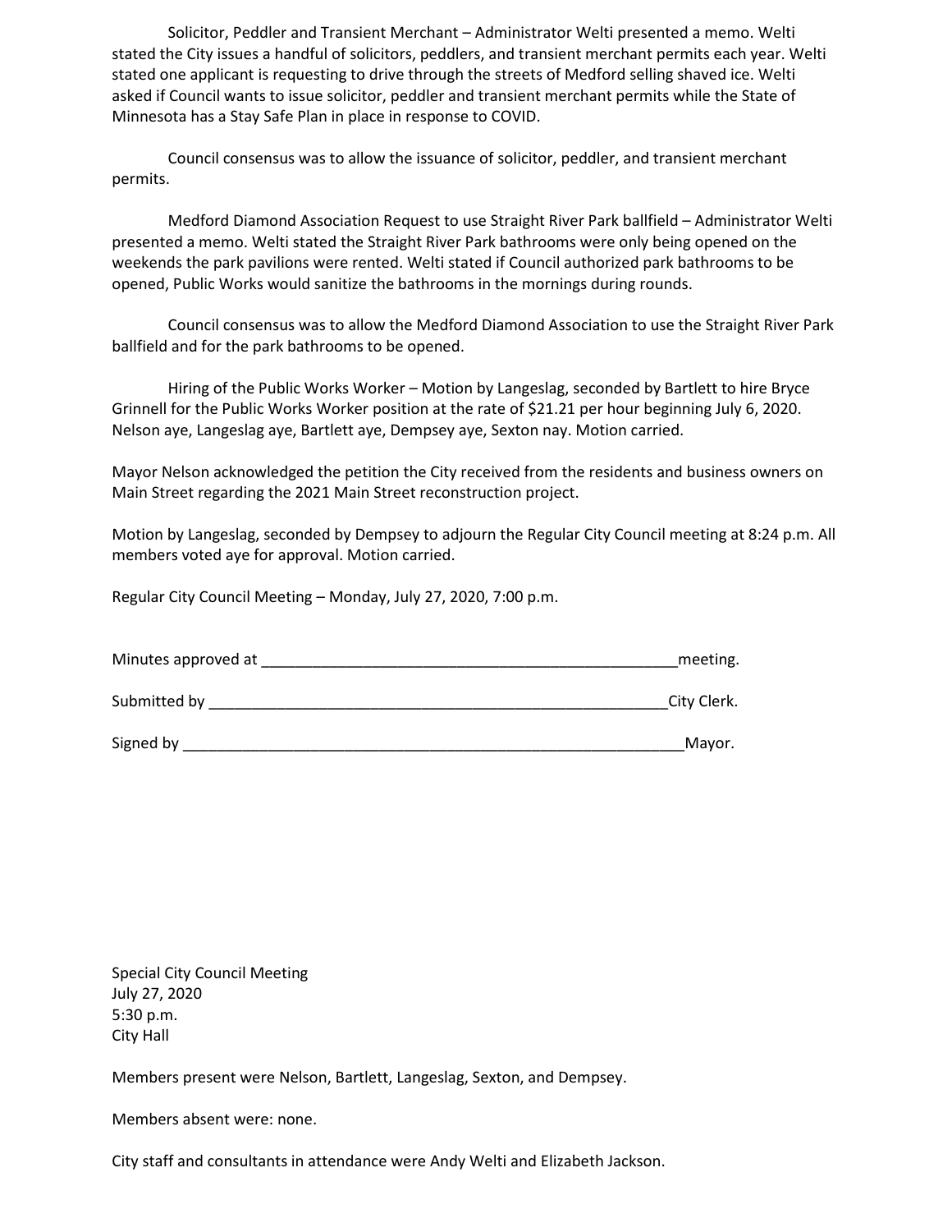Solicitor, Peddler and Transient Merchant – Administrator Welti presented a memo. Welti stated the City issues a handful of solicitors, peddlers, and transient merchant permits each year. Welti stated one applicant is requesting to drive through the streets of Medford selling shaved ice. Welti asked if Council wants to issue solicitor, peddler and transient merchant permits while the State of Minnesota has a Stay Safe Plan in place in response to COVID.

Council consensus was to allow the issuance of solicitor, peddler, and transient merchant permits.

Medford Diamond Association Request to use Straight River Park ballfield – Administrator Welti presented a memo. Welti stated the Straight River Park bathrooms were only being opened on the weekends the park pavilions were rented. Welti stated if Council authorized park bathrooms to be opened, Public Works would sanitize the bathrooms in the mornings during rounds.

Council consensus was to allow the Medford Diamond Association to use the Straight River Park ballfield and for the park bathrooms to be opened.

Hiring of the Public Works Worker – Motion by Langeslag, seconded by Bartlett to hire Bryce Grinnell for the Public Works Worker position at the rate of $21.21 per hour beginning July 6, 2020. Nelson aye, Langeslag aye, Bartlett aye, Dempsey aye, Sexton nay. Motion carried.

Mayor Nelson acknowledged the petition the City received from the residents and business owners on Main Street regarding the 2021 Main Street reconstruction project.

Motion by Langeslag, seconded by Dempsey to adjourn the Regular City Council meeting at 8:24 p.m. All members voted aye for approval. Motion carried.

Regular City Council Meeting – Monday, July 27, 2020, 7:00 p.m.

Minutes approved at ____________________________________________________meeting.

Submitted by ________________________________________________________City Clerk.

Signed by ______________________________________________________________Mayor.

Special City Council Meeting
July 27, 2020
5:30 p.m.
City Hall

Members present were Nelson, Bartlett, Langeslag, Sexton, and Dempsey.

Members absent were: none.

City staff and consultants in attendance were Andy Welti and Elizabeth Jackson.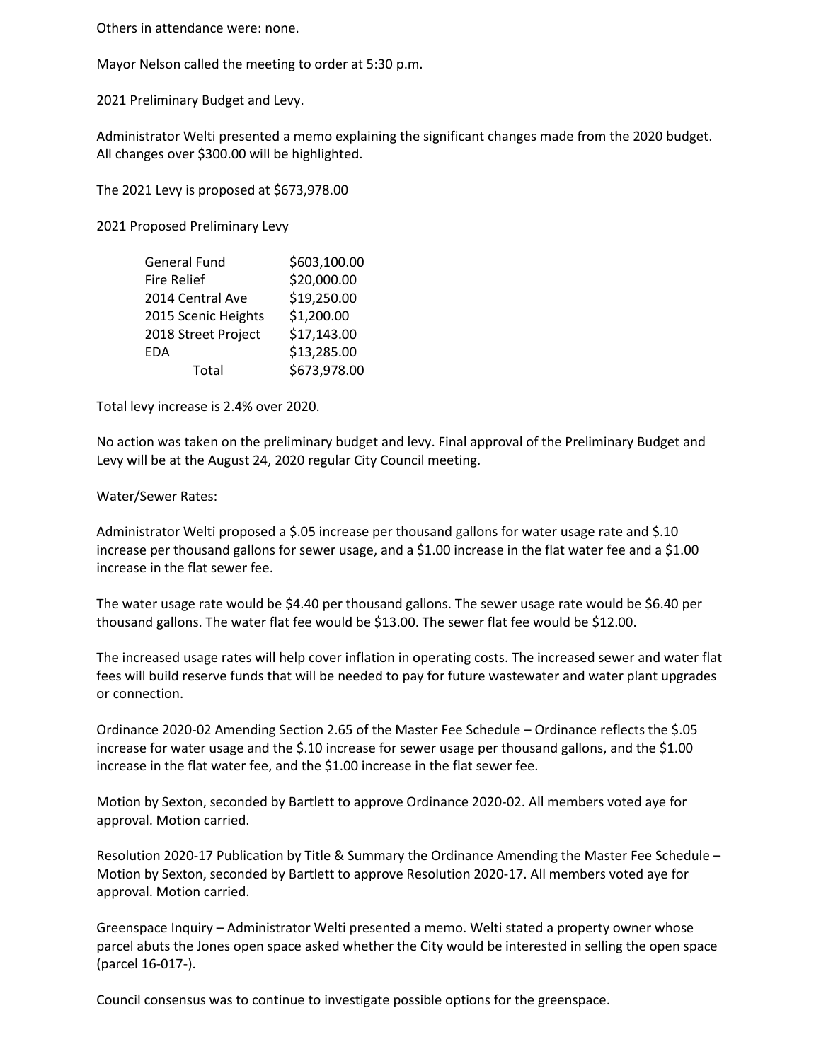Others in attendance were: none.

Mayor Nelson called the meeting to order at 5:30 p.m.

2021 Preliminary Budget and Levy.

Administrator Welti presented a memo explaining the significant changes made from the 2020 budget. All changes over $300.00 will be highlighted.

The 2021 Levy is proposed at $673,978.00

2021 Proposed Preliminary Levy

| | |
|---|---|
| General Fund | $603,100.00 |
| Fire Relief | $20,000.00 |
| 2014 Central Ave | $19,250.00 |
| 2015 Scenic Heights | $1,200.00 |
| 2018 Street Project | $17,143.00 |
| EDA | $13,285.00 |
| Total | $673,978.00 |

Total levy increase is 2.4% over 2020.

No action was taken on the preliminary budget and levy. Final approval of the Preliminary Budget and Levy will be at the August 24, 2020 regular City Council meeting.

Water/Sewer Rates:

Administrator Welti proposed a $.05 increase per thousand gallons for water usage rate and $.10 increase per thousand gallons for sewer usage, and a $1.00 increase in the flat water fee and a $1.00 increase in the flat sewer fee.

The water usage rate would be $4.40 per thousand gallons. The sewer usage rate would be $6.40 per thousand gallons. The water flat fee would be $13.00. The sewer flat fee would be $12.00.

The increased usage rates will help cover inflation in operating costs. The increased sewer and water flat fees will build reserve funds that will be needed to pay for future wastewater and water plant upgrades or connection.

Ordinance 2020-02 Amending Section 2.65 of the Master Fee Schedule – Ordinance reflects the $.05 increase for water usage and the $.10 increase for sewer usage per thousand gallons, and the $1.00 increase in the flat water fee, and the $1.00 increase in the flat sewer fee.

Motion by Sexton, seconded by Bartlett to approve Ordinance 2020-02. All members voted aye for approval. Motion carried.

Resolution 2020-17 Publication by Title & Summary the Ordinance Amending the Master Fee Schedule – Motion by Sexton, seconded by Bartlett to approve Resolution 2020-17. All members voted aye for approval. Motion carried.

Greenspace Inquiry – Administrator Welti presented a memo. Welti stated a property owner whose parcel abuts the Jones open space asked whether the City would be interested in selling the open space (parcel 16-017-).

Council consensus was to continue to investigate possible options for the greenspace.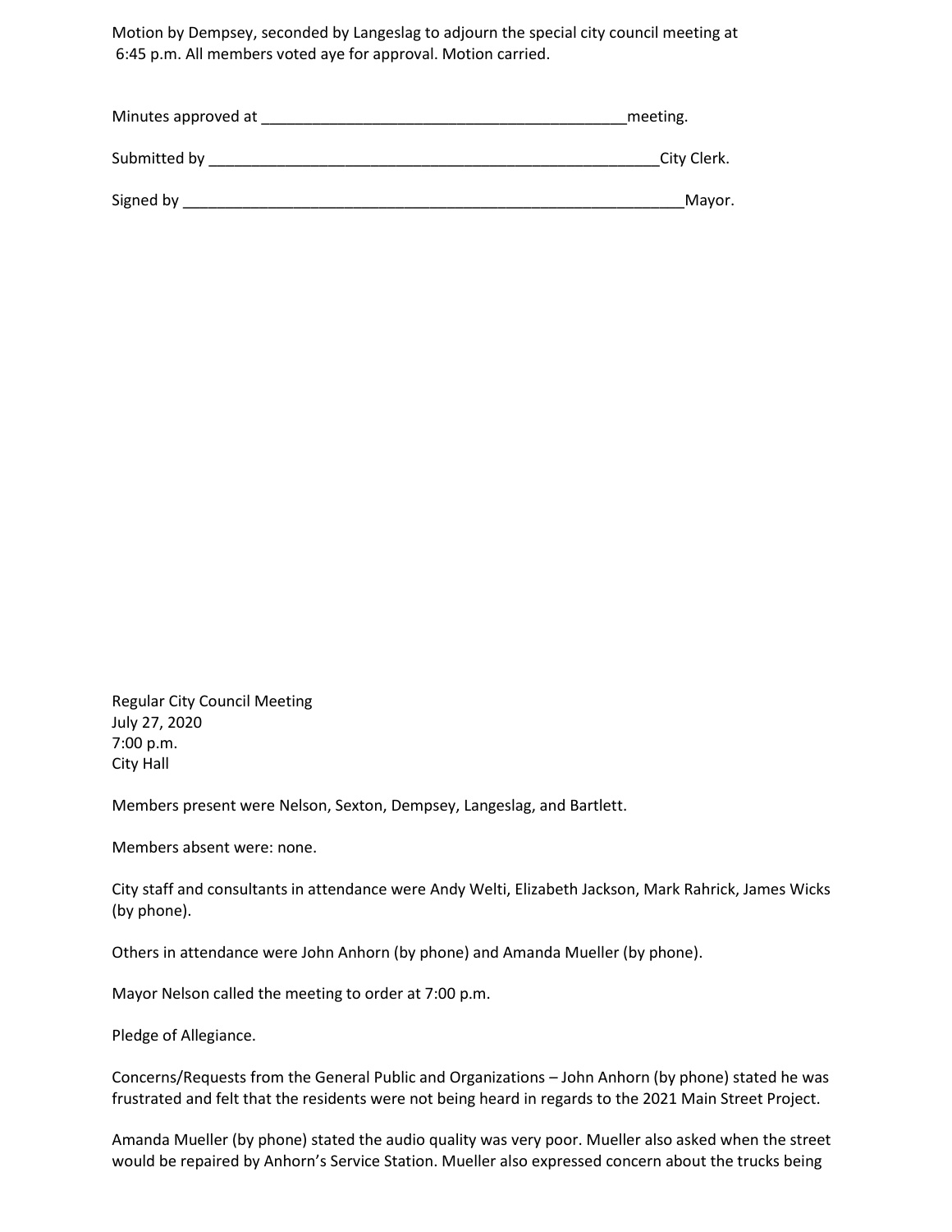Motion by Dempsey, seconded by Langeslag to adjourn the special city council meeting at 6:45 p.m. All members voted aye for approval. Motion carried.

Minutes approved at ____________________________________________meeting.

Submitted by ______________________________________________________City Clerk.

Signed by ____________________________________________________________Mayor.

Regular City Council Meeting
July 27, 2020
7:00 p.m.
City Hall

Members present were Nelson, Sexton, Dempsey, Langeslag, and Bartlett.

Members absent were: none.

City staff and consultants in attendance were Andy Welti, Elizabeth Jackson, Mark Rahrick, James Wicks (by phone).

Others in attendance were John Anhorn (by phone) and Amanda Mueller (by phone).

Mayor Nelson called the meeting to order at 7:00 p.m.

Pledge of Allegiance.

Concerns/Requests from the General Public and Organizations – John Anhorn (by phone) stated he was frustrated and felt that the residents were not being heard in regards to the 2021 Main Street Project.

Amanda Mueller (by phone) stated the audio quality was very poor. Mueller also asked when the street would be repaired by Anhorn's Service Station. Mueller also expressed concern about the trucks being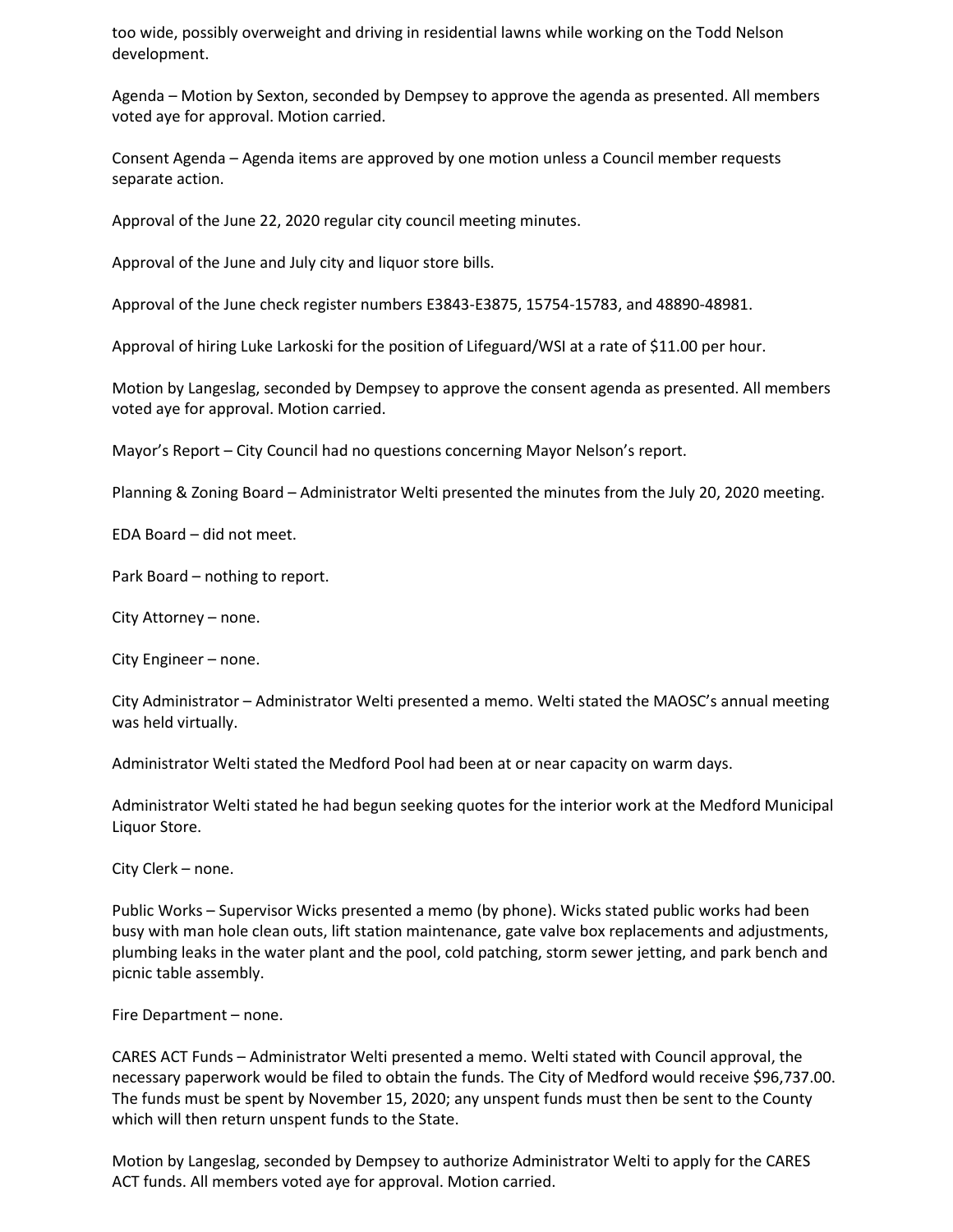too wide, possibly overweight and driving in residential lawns while working on the Todd Nelson development.

Agenda – Motion by Sexton, seconded by Dempsey to approve the agenda as presented. All members voted aye for approval. Motion carried.

Consent Agenda – Agenda items are approved by one motion unless a Council member requests separate action.

Approval of the June 22, 2020 regular city council meeting minutes.

Approval of the June and July city and liquor store bills.

Approval of the June check register numbers E3843-E3875, 15754-15783, and 48890-48981.

Approval of hiring Luke Larkoski for the position of Lifeguard/WSI at a rate of $11.00 per hour.

Motion by Langeslag, seconded by Dempsey to approve the consent agenda as presented. All members voted aye for approval. Motion carried.

Mayor's Report – City Council had no questions concerning Mayor Nelson's report.

Planning & Zoning Board – Administrator Welti presented the minutes from the July 20, 2020 meeting.

EDA Board – did not meet.

Park Board – nothing to report.

City Attorney – none.

City Engineer – none.

City Administrator – Administrator Welti presented a memo. Welti stated the MAOSC's annual meeting was held virtually.

Administrator Welti stated the Medford Pool had been at or near capacity on warm days.

Administrator Welti stated he had begun seeking quotes for the interior work at the Medford Municipal Liquor Store.

City Clerk – none.

Public Works – Supervisor Wicks presented a memo (by phone). Wicks stated public works had been busy with man hole clean outs, lift station maintenance, gate valve box replacements and adjustments, plumbing leaks in the water plant and the pool, cold patching, storm sewer jetting, and park bench and picnic table assembly.

Fire Department – none.

CARES ACT Funds – Administrator Welti presented a memo. Welti stated with Council approval, the necessary paperwork would be filed to obtain the funds. The City of Medford would receive $96,737.00. The funds must be spent by November 15, 2020; any unspent funds must then be sent to the County which will then return unspent funds to the State.

Motion by Langeslag, seconded by Dempsey to authorize Administrator Welti to apply for the CARES ACT funds. All members voted aye for approval. Motion carried.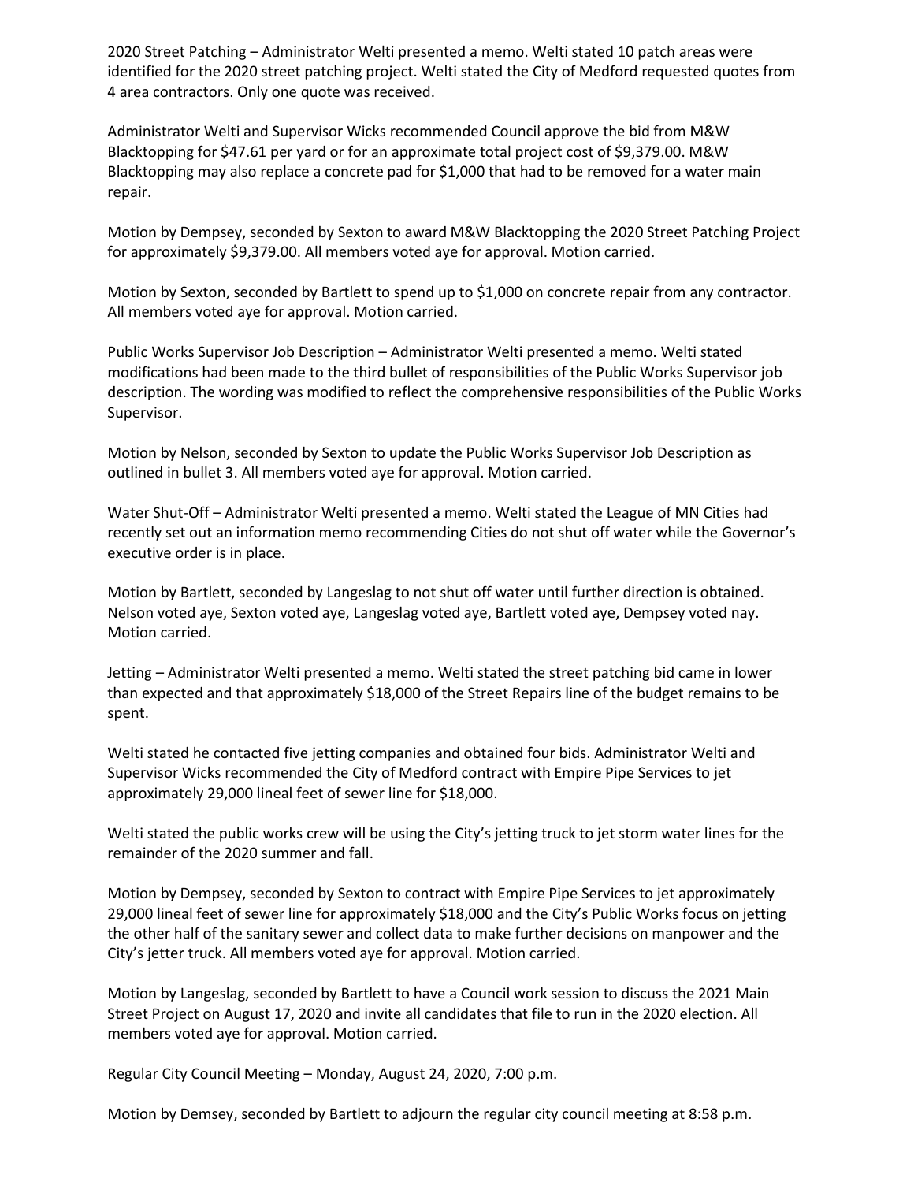2020 Street Patching – Administrator Welti presented a memo. Welti stated 10 patch areas were identified for the 2020 street patching project. Welti stated the City of Medford requested quotes from 4 area contractors. Only one quote was received.

Administrator Welti and Supervisor Wicks recommended Council approve the bid from M&W Blacktopping for $47.61 per yard or for an approximate total project cost of $9,379.00. M&W Blacktopping may also replace a concrete pad for $1,000 that had to be removed for a water main repair.

Motion by Dempsey, seconded by Sexton to award M&W Blacktopping the 2020 Street Patching Project for approximately $9,379.00. All members voted aye for approval. Motion carried.

Motion by Sexton, seconded by Bartlett to spend up to $1,000 on concrete repair from any contractor. All members voted aye for approval. Motion carried.

Public Works Supervisor Job Description – Administrator Welti presented a memo. Welti stated modifications had been made to the third bullet of responsibilities of the Public Works Supervisor job description. The wording was modified to reflect the comprehensive responsibilities of the Public Works Supervisor.

Motion by Nelson, seconded by Sexton to update the Public Works Supervisor Job Description as outlined in bullet 3. All members voted aye for approval. Motion carried.

Water Shut-Off – Administrator Welti presented a memo. Welti stated the League of MN Cities had recently set out an information memo recommending Cities do not shut off water while the Governor's executive order is in place.

Motion by Bartlett, seconded by Langeslag to not shut off water until further direction is obtained. Nelson voted aye, Sexton voted aye, Langeslag voted aye, Bartlett voted aye, Dempsey voted nay. Motion carried.

Jetting – Administrator Welti presented a memo. Welti stated the street patching bid came in lower than expected and that approximately $18,000 of the Street Repairs line of the budget remains to be spent.

Welti stated he contacted five jetting companies and obtained four bids. Administrator Welti and Supervisor Wicks recommended the City of Medford contract with Empire Pipe Services to jet approximately 29,000 lineal feet of sewer line for $18,000.

Welti stated the public works crew will be using the City's jetting truck to jet storm water lines for the remainder of the 2020 summer and fall.

Motion by Dempsey, seconded by Sexton to contract with Empire Pipe Services to jet approximately 29,000 lineal feet of sewer line for approximately $18,000 and the City's Public Works focus on jetting the other half of the sanitary sewer and collect data to make further decisions on manpower and the City's jetter truck. All members voted aye for approval. Motion carried.

Motion by Langeslag, seconded by Bartlett to have a Council work session to discuss the 2021 Main Street Project on August 17, 2020 and invite all candidates that file to run in the 2020 election. All members voted aye for approval. Motion carried.

Regular City Council Meeting – Monday, August 24, 2020, 7:00 p.m.

Motion by Demsey, seconded by Bartlett to adjourn the regular city council meeting at 8:58 p.m.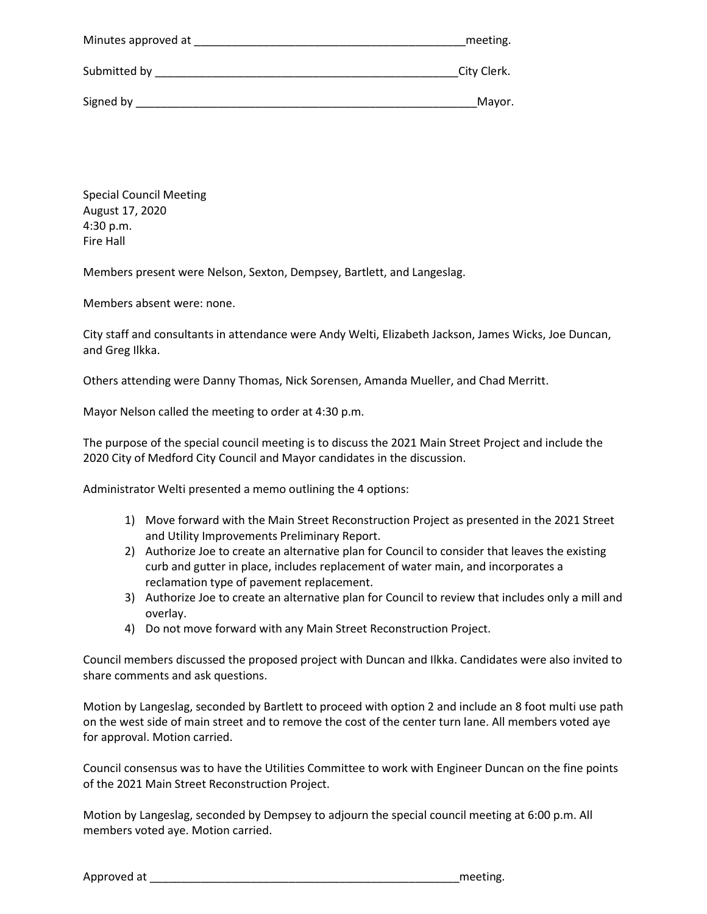Minutes approved at ____________________________________________meeting.

Submitted by __________________________________________________City Clerk.

Signed by ______________________________________________________Mayor.

Special Council Meeting
August 17, 2020
4:30 p.m.
Fire Hall

Members present were Nelson, Sexton, Dempsey, Bartlett, and Langeslag.

Members absent were: none.

City staff and consultants in attendance were Andy Welti, Elizabeth Jackson, James Wicks, Joe Duncan, and Greg Ilkka.

Others attending were Danny Thomas, Nick Sorensen, Amanda Mueller, and Chad Merritt.

Mayor Nelson called the meeting to order at 4:30 p.m.

The purpose of the special council meeting is to discuss the 2021 Main Street Project and include the 2020 City of Medford City Council and Mayor candidates in the discussion.

Administrator Welti presented a memo outlining the 4 options:

1) Move forward with the Main Street Reconstruction Project as presented in the 2021 Street and Utility Improvements Preliminary Report.
2) Authorize Joe to create an alternative plan for Council to consider that leaves the existing curb and gutter in place, includes replacement of water main, and incorporates a reclamation type of pavement replacement.
3) Authorize Joe to create an alternative plan for Council to review that includes only a mill and overlay.
4) Do not move forward with any Main Street Reconstruction Project.

Council members discussed the proposed project with Duncan and Ilkka. Candidates were also invited to share comments and ask questions.

Motion by Langeslag, seconded by Bartlett to proceed with option 2 and include an 8 foot multi use path on the west side of main street and to remove the cost of the center turn lane. All members voted aye for approval. Motion carried.

Council consensus was to have the Utilities Committee to work with Engineer Duncan on the fine points of the 2021 Main Street Reconstruction Project.

Motion by Langeslag, seconded by Dempsey to adjourn the special council meeting at 6:00 p.m. All members voted aye. Motion carried.

Approved at ____________________________________________________meeting.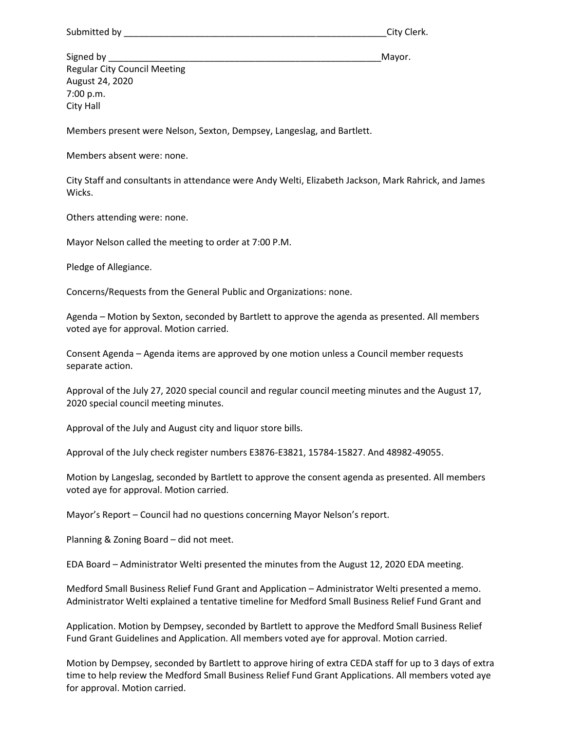Submitted by \_\_\_\_\_\_\_\_\_\_\_\_\_\_\_\_\_\_\_\_\_\_\_\_\_\_\_\_\_\_\_\_\_\_\_\_\_\_\_\_\_\_\_\_\_\_\_\_\_\_\_\_City Clerk.

Signed by \_\_\_\_\_\_\_\_\_\_\_\_\_\_\_\_\_\_\_\_\_\_\_\_\_\_\_\_\_\_\_\_\_\_\_\_\_\_\_\_\_\_\_\_\_\_\_\_\_\_\_\_\_\_\_Mayor.

Regular City Council Meeting
August 24, 2020
7:00 p.m.
City Hall

Members present were Nelson, Sexton, Dempsey, Langeslag, and Bartlett.

Members absent were: none.

City Staff and consultants in attendance were Andy Welti, Elizabeth Jackson, Mark Rahrick, and James Wicks.

Others attending were: none.

Mayor Nelson called the meeting to order at 7:00 P.M.

Pledge of Allegiance.

Concerns/Requests from the General Public and Organizations: none.

Agenda – Motion by Sexton, seconded by Bartlett to approve the agenda as presented. All members voted aye for approval. Motion carried.

Consent Agenda – Agenda items are approved by one motion unless a Council member requests separate action.

Approval of the July 27, 2020 special council and regular council meeting minutes and the August 17, 2020 special council meeting minutes.

Approval of the July and August city and liquor store bills.

Approval of the July check register numbers E3876-E3821, 15784-15827. And 48982-49055.

Motion by Langeslag, seconded by Bartlett to approve the consent agenda as presented. All members voted aye for approval. Motion carried.

Mayor's Report – Council had no questions concerning Mayor Nelson's report.

Planning & Zoning Board – did not meet.

EDA Board – Administrator Welti presented the minutes from the August 12, 2020 EDA meeting.

Medford Small Business Relief Fund Grant and Application – Administrator Welti presented a memo. Administrator Welti explained a tentative timeline for Medford Small Business Relief Fund Grant and Application. Motion by Dempsey, seconded by Bartlett to approve the Medford Small Business Relief Fund Grant Guidelines and Application. All members voted aye for approval. Motion carried.

Motion by Dempsey, seconded by Bartlett to approve hiring of extra CEDA staff for up to 3 days of extra time to help review the Medford Small Business Relief Fund Grant Applications. All members voted aye for approval. Motion carried.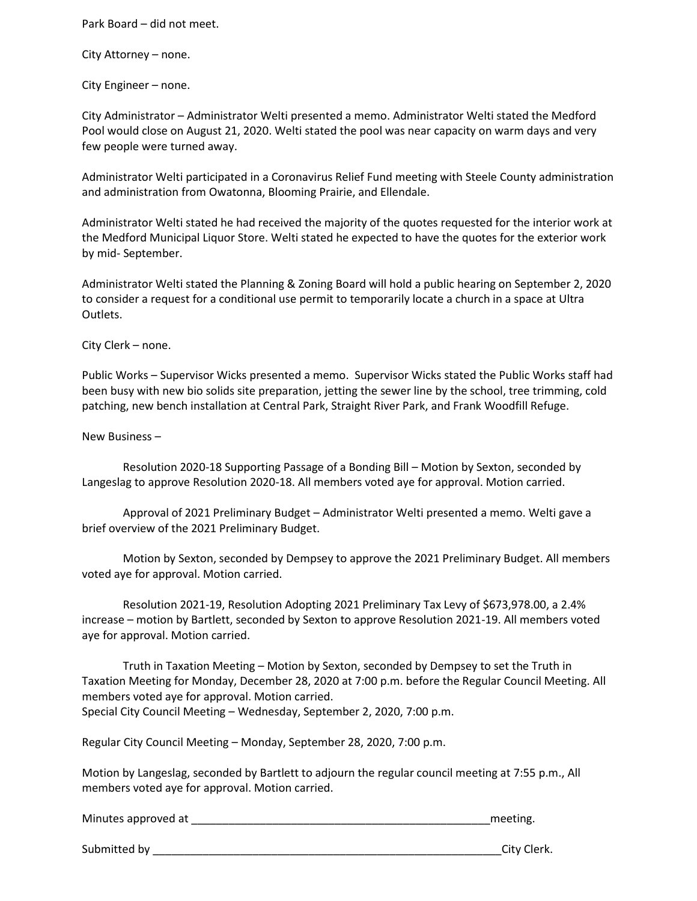Park Board – did not meet.

City Attorney – none.

City Engineer – none.

City Administrator – Administrator Welti presented a memo. Administrator Welti stated the Medford Pool would close on August 21, 2020. Welti stated the pool was near capacity on warm days and very few people were turned away.

Administrator Welti participated in a Coronavirus Relief Fund meeting with Steele County administration and administration from Owatonna, Blooming Prairie, and Ellendale.

Administrator Welti stated he had received the majority of the quotes requested for the interior work at the Medford Municipal Liquor Store. Welti stated he expected to have the quotes for the exterior work by mid- September.

Administrator Welti stated the Planning & Zoning Board will hold a public hearing on September 2, 2020 to consider a request for a conditional use permit to temporarily locate a church in a space at Ultra Outlets.

City Clerk – none.

Public Works – Supervisor Wicks presented a memo. Supervisor Wicks stated the Public Works staff had been busy with new bio solids site preparation, jetting the sewer line by the school, tree trimming, cold patching, new bench installation at Central Park, Straight River Park, and Frank Woodfill Refuge.

New Business –

Resolution 2020-18 Supporting Passage of a Bonding Bill – Motion by Sexton, seconded by Langeslag to approve Resolution 2020-18. All members voted aye for approval. Motion carried.

Approval of 2021 Preliminary Budget – Administrator Welti presented a memo. Welti gave a brief overview of the 2021 Preliminary Budget.

Motion by Sexton, seconded by Dempsey to approve the 2021 Preliminary Budget. All members voted aye for approval. Motion carried.

Resolution 2021-19, Resolution Adopting 2021 Preliminary Tax Levy of $673,978.00, a 2.4% increase – motion by Bartlett, seconded by Sexton to approve Resolution 2021-19. All members voted aye for approval. Motion carried.

Truth in Taxation Meeting – Motion by Sexton, seconded by Dempsey to set the Truth in Taxation Meeting for Monday, December 28, 2020 at 7:00 p.m. before the Regular Council Meeting. All members voted aye for approval. Motion carried.
Special City Council Meeting – Wednesday, September 2, 2020, 7:00 p.m.

Regular City Council Meeting – Monday, September 28, 2020, 7:00 p.m.

Motion by Langeslag, seconded by Bartlett to adjourn the regular council meeting at 7:55 p.m., All members voted aye for approval. Motion carried.

Minutes approved at _________________________________________________meeting.

Submitted by ___________________________________________________________City Clerk.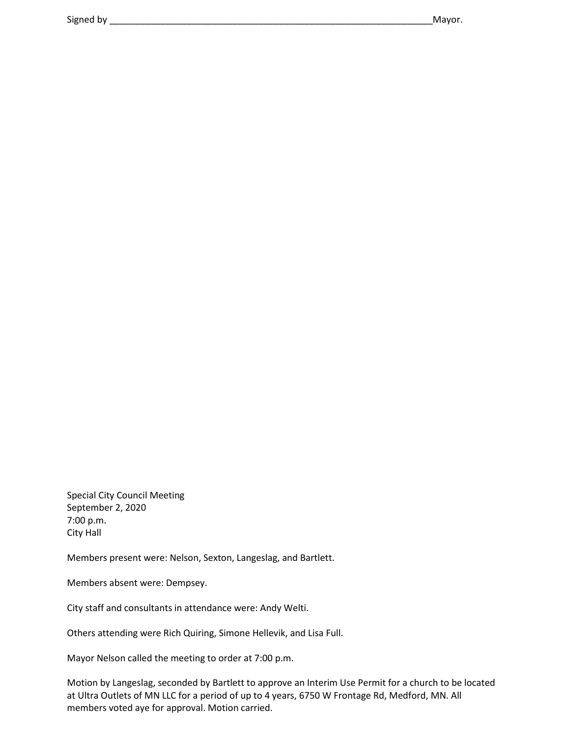Signed by ________________________________________________________________Mayor.

Special City Council Meeting
September 2, 2020
7:00 p.m.
City Hall

Members present were: Nelson, Sexton, Langeslag, and Bartlett.

Members absent were: Dempsey.

City staff and consultants in attendance were: Andy Welti.

Others attending were Rich Quiring, Simone Hellevik, and Lisa Full.

Mayor Nelson called the meeting to order at 7:00 p.m.

Motion by Langeslag, seconded by Bartlett to approve an Interim Use Permit for a church to be located at Ultra Outlets of MN LLC for a period of up to 4 years, 6750 W Frontage Rd, Medford, MN. All members voted aye for approval. Motion carried.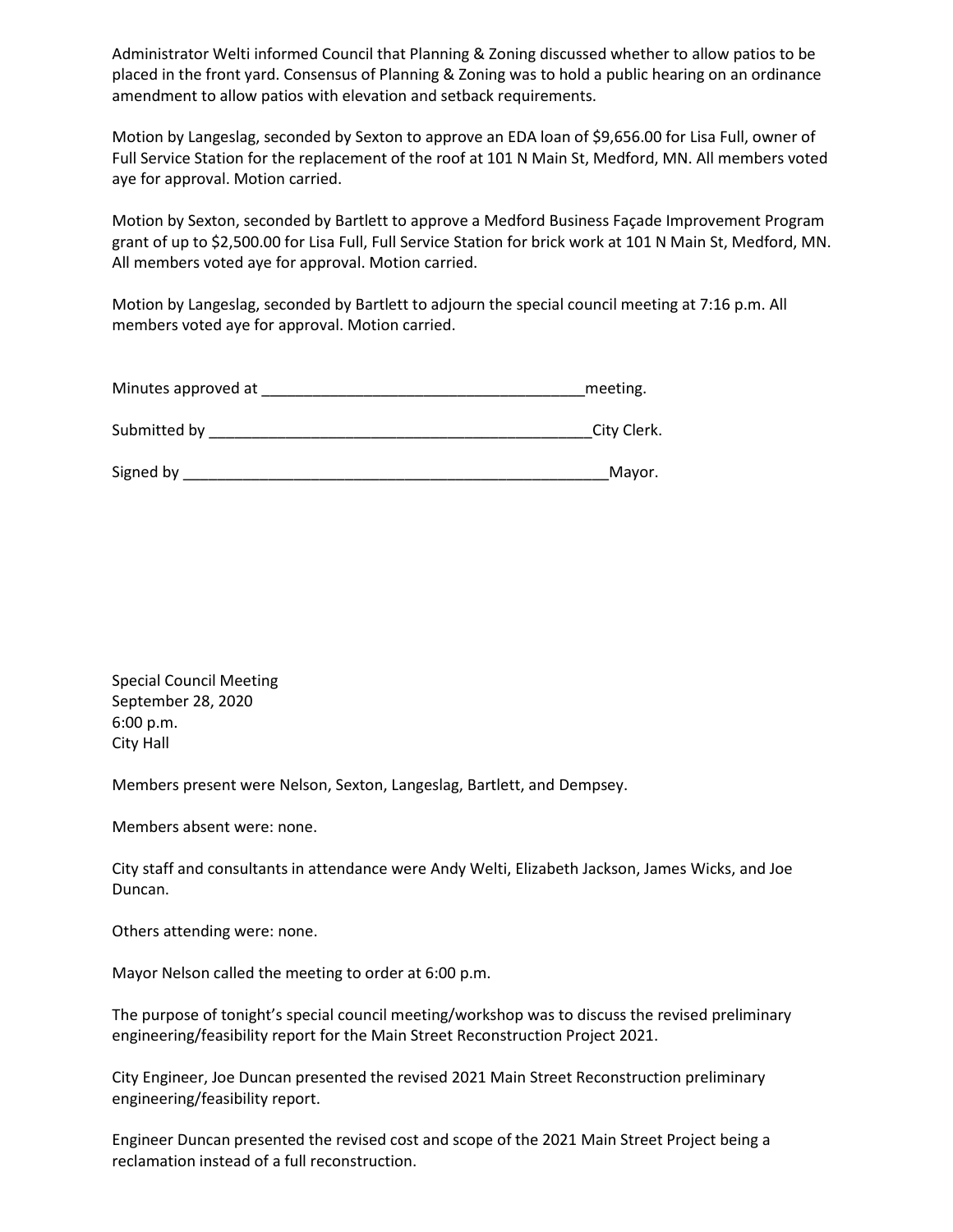Administrator Welti informed Council that Planning & Zoning discussed whether to allow patios to be placed in the front yard. Consensus of Planning & Zoning was to hold a public hearing on an ordinance amendment to allow patios with elevation and setback requirements.

Motion by Langeslag, seconded by Sexton to approve an EDA loan of $9,656.00 for Lisa Full, owner of Full Service Station for the replacement of the roof at 101 N Main St, Medford, MN. All members voted aye for approval. Motion carried.

Motion by Sexton, seconded by Bartlett to approve a Medford Business Façade Improvement Program grant of up to $2,500.00 for Lisa Full, Full Service Station for brick work at 101 N Main St, Medford, MN. All members voted aye for approval. Motion carried.

Motion by Langeslag, seconded by Bartlett to adjourn the special council meeting at 7:16 p.m. All members voted aye for approval. Motion carried.

Minutes approved at ______________________________________meeting.

Submitted by ______________________________________________City Clerk.

Signed by ___________________________________________________Mayor.

Special Council Meeting
September 28, 2020
6:00 p.m.
City Hall

Members present were Nelson, Sexton, Langeslag, Bartlett, and Dempsey.

Members absent were: none.

City staff and consultants in attendance were Andy Welti, Elizabeth Jackson, James Wicks, and Joe Duncan.

Others attending were: none.

Mayor Nelson called the meeting to order at 6:00 p.m.

The purpose of tonight's special council meeting/workshop was to discuss the revised preliminary engineering/feasibility report for the Main Street Reconstruction Project 2021.

City Engineer, Joe Duncan presented the revised 2021 Main Street Reconstruction preliminary engineering/feasibility report.

Engineer Duncan presented the revised cost and scope of the 2021 Main Street Project being a reclamation instead of a full reconstruction.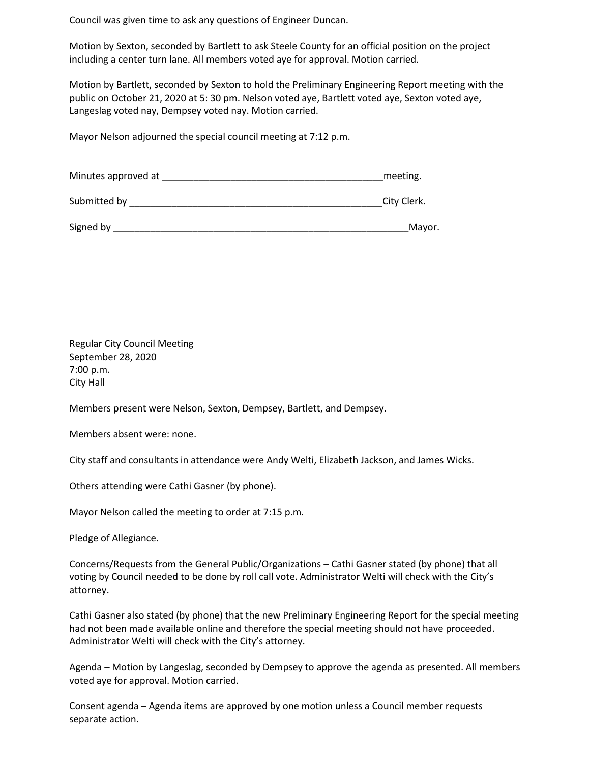Council was given time to ask any questions of Engineer Duncan.

Motion by Sexton, seconded by Bartlett to ask Steele County for an official position on the project including a center turn lane. All members voted aye for approval. Motion carried.

Motion by Bartlett, seconded by Sexton to hold the Preliminary Engineering Report meeting with the public on October 21, 2020 at 5: 30 pm. Nelson voted aye, Bartlett voted aye, Sexton voted aye, Langeslag voted nay, Dempsey voted nay. Motion carried.

Mayor Nelson adjourned the special council meeting at 7:12 p.m.

Minutes approved at ___________________________________________meeting.

Submitted by __________________________________________________City Clerk.

Signed by _________________________________________________________Mayor.

Regular City Council Meeting
September 28, 2020
7:00 p.m.
City Hall

Members present were Nelson, Sexton, Dempsey, Bartlett, and Dempsey.

Members absent were: none.

City staff and consultants in attendance were Andy Welti, Elizabeth Jackson, and James Wicks.

Others attending were Cathi Gasner (by phone).

Mayor Nelson called the meeting to order at 7:15 p.m.

Pledge of Allegiance.

Concerns/Requests from the General Public/Organizations – Cathi Gasner stated (by phone) that all voting by Council needed to be done by roll call vote. Administrator Welti will check with the City's attorney.

Cathi Gasner also stated (by phone) that the new Preliminary Engineering Report for the special meeting had not been made available online and therefore the special meeting should not have proceeded. Administrator Welti will check with the City's attorney.

Agenda – Motion by Langeslag, seconded by Dempsey to approve the agenda as presented. All members voted aye for approval. Motion carried.

Consent agenda – Agenda items are approved by one motion unless a Council member requests separate action.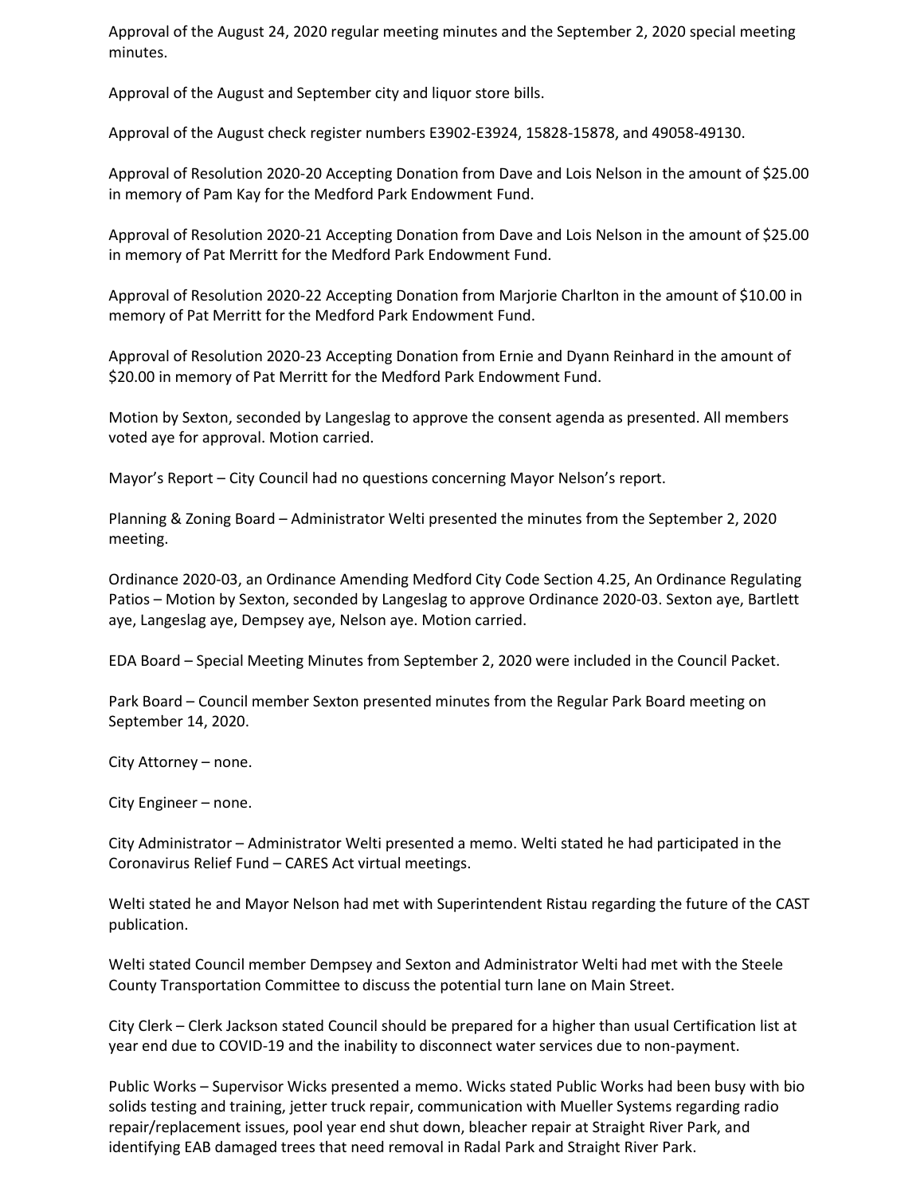Approval of the August 24, 2020 regular meeting minutes and the September 2, 2020 special meeting minutes.

Approval of the August and September city and liquor store bills.

Approval of the August check register numbers E3902-E3924, 15828-15878, and 49058-49130.

Approval of Resolution 2020-20 Accepting Donation from Dave and Lois Nelson in the amount of $25.00 in memory of Pam Kay for the Medford Park Endowment Fund.

Approval of Resolution 2020-21 Accepting Donation from Dave and Lois Nelson in the amount of $25.00 in memory of Pat Merritt for the Medford Park Endowment Fund.

Approval of Resolution 2020-22 Accepting Donation from Marjorie Charlton in the amount of $10.00 in memory of Pat Merritt for the Medford Park Endowment Fund.

Approval of Resolution 2020-23 Accepting Donation from Ernie and Dyann Reinhard in the amount of $20.00 in memory of Pat Merritt for the Medford Park Endowment Fund.

Motion by Sexton, seconded by Langeslag to approve the consent agenda as presented. All members voted aye for approval. Motion carried.

Mayor's Report – City Council had no questions concerning Mayor Nelson's report.

Planning & Zoning Board – Administrator Welti presented the minutes from the September 2, 2020 meeting.

Ordinance 2020-03, an Ordinance Amending Medford City Code Section 4.25, An Ordinance Regulating Patios – Motion by Sexton, seconded by Langeslag to approve Ordinance 2020-03. Sexton aye, Bartlett aye, Langeslag aye, Dempsey aye, Nelson aye. Motion carried.

EDA Board – Special Meeting Minutes from September 2, 2020 were included in the Council Packet.

Park Board – Council member Sexton presented minutes from the Regular Park Board meeting on September 14, 2020.

City Attorney – none.

City Engineer – none.

City Administrator – Administrator Welti presented a memo. Welti stated he had participated in the Coronavirus Relief Fund – CARES Act virtual meetings.

Welti stated he and Mayor Nelson had met with Superintendent Ristau regarding the future of the CAST publication.

Welti stated Council member Dempsey and Sexton and Administrator Welti had met with the Steele County Transportation Committee to discuss the potential turn lane on Main Street.

City Clerk – Clerk Jackson stated Council should be prepared for a higher than usual Certification list at year end due to COVID-19 and the inability to disconnect water services due to non-payment.

Public Works – Supervisor Wicks presented a memo. Wicks stated Public Works had been busy with bio solids testing and training, jetter truck repair, communication with Mueller Systems regarding radio repair/replacement issues, pool year end shut down, bleacher repair at Straight River Park, and identifying EAB damaged trees that need removal in Radal Park and Straight River Park.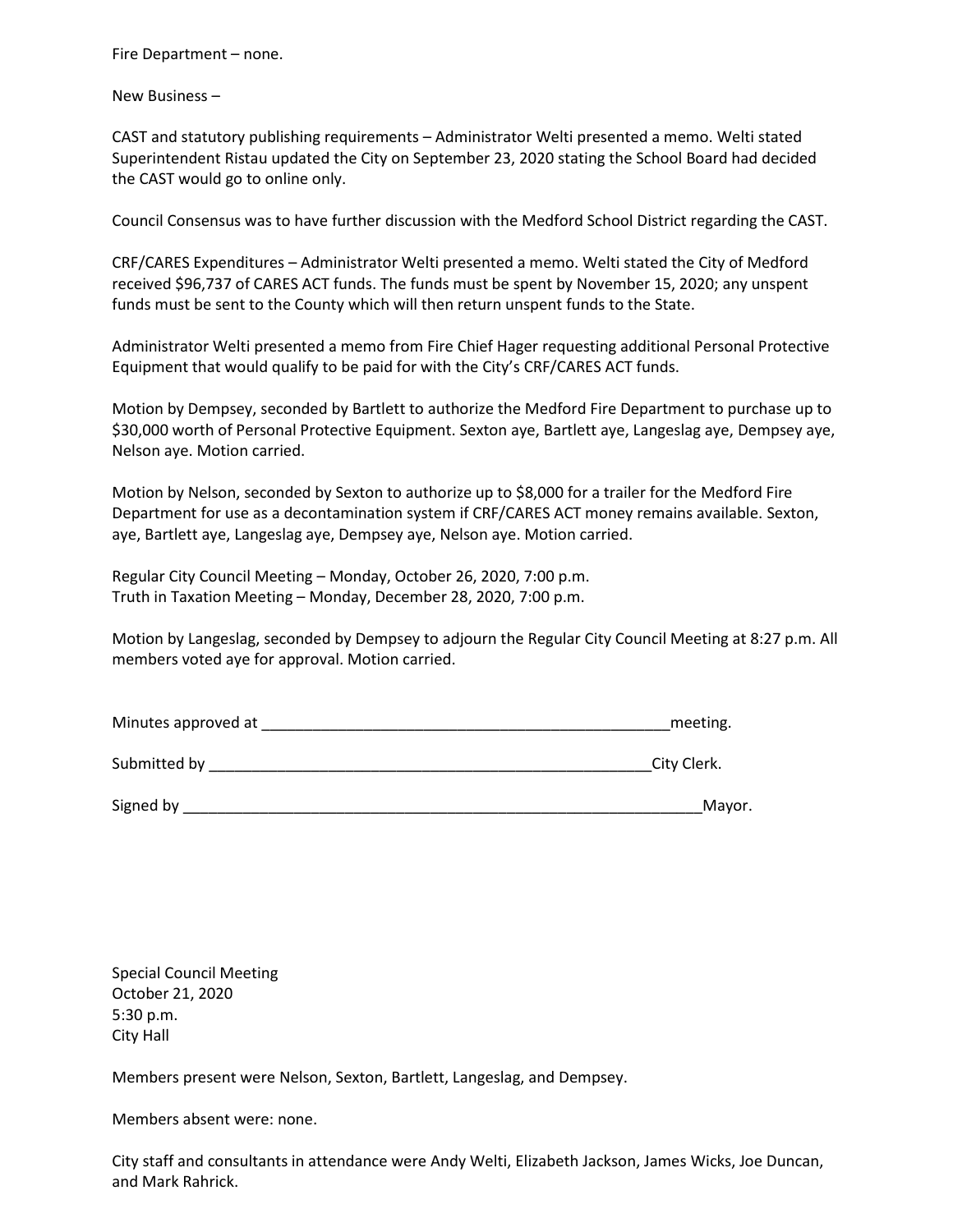Fire Department – none.

New Business –

CAST and statutory publishing requirements – Administrator Welti presented a memo. Welti stated Superintendent Ristau updated the City on September 23, 2020 stating the School Board had decided the CAST would go to online only.

Council Consensus was to have further discussion with the Medford School District regarding the CAST.

CRF/CARES Expenditures – Administrator Welti presented a memo. Welti stated the City of Medford received $96,737 of CARES ACT funds. The funds must be spent by November 15, 2020; any unspent funds must be sent to the County which will then return unspent funds to the State.

Administrator Welti presented a memo from Fire Chief Hager requesting additional Personal Protective Equipment that would qualify to be paid for with the City's CRF/CARES ACT funds.

Motion by Dempsey, seconded by Bartlett to authorize the Medford Fire Department to purchase up to $30,000 worth of Personal Protective Equipment. Sexton aye, Bartlett aye, Langeslag aye, Dempsey aye, Nelson aye. Motion carried.

Motion by Nelson, seconded by Sexton to authorize up to $8,000 for a trailer for the Medford Fire Department for use as a decontamination system if CRF/CARES ACT money remains available. Sexton, aye, Bartlett aye, Langeslag aye, Dempsey aye, Nelson aye. Motion carried.

Regular City Council Meeting – Monday, October 26, 2020, 7:00 p.m.
Truth in Taxation Meeting – Monday, December 28, 2020, 7:00 p.m.

Motion by Langeslag, seconded by Dempsey to adjourn the Regular City Council Meeting at 8:27 p.m. All members voted aye for approval. Motion carried.

Minutes approved at __________________________________________________meeting.

Submitted by _____________________________________________________City Clerk.

Signed by ____________________________________________________________Mayor.

Special Council Meeting
October 21, 2020
5:30 p.m.
City Hall

Members present were Nelson, Sexton, Bartlett, Langeslag, and Dempsey.

Members absent were: none.

City staff and consultants in attendance were Andy Welti, Elizabeth Jackson, James Wicks, Joe Duncan, and Mark Rahrick.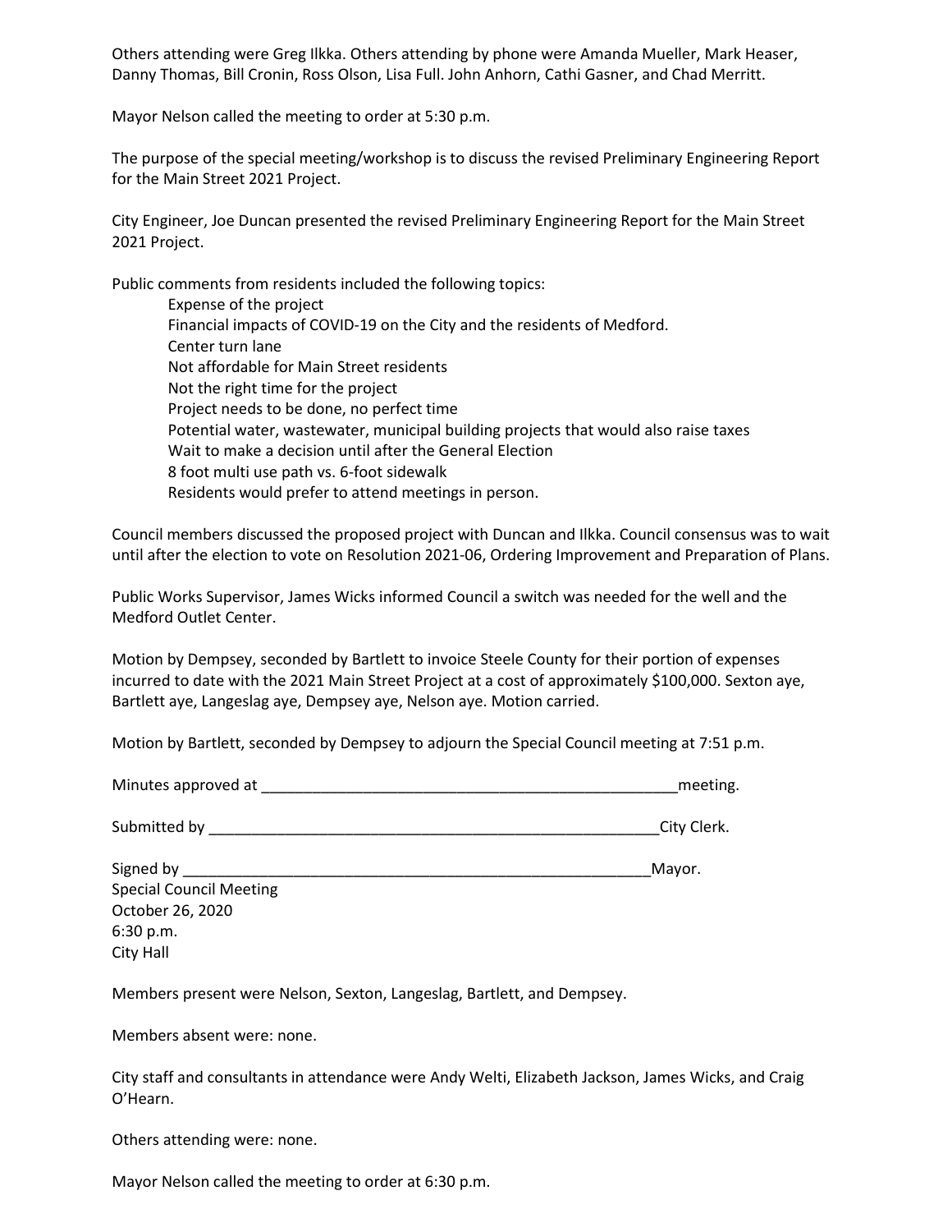Others attending were Greg Ilkka. Others attending by phone were Amanda Mueller, Mark Heaser, Danny Thomas, Bill Cronin, Ross Olson, Lisa Full. John Anhorn, Cathi Gasner, and Chad Merritt.

Mayor Nelson called the meeting to order at 5:30 p.m.

The purpose of the special meeting/workshop is to discuss the revised Preliminary Engineering Report for the Main Street 2021 Project.

City Engineer, Joe Duncan presented the revised Preliminary Engineering Report for the Main Street 2021 Project.

Public comments from residents included the following topics:

- Expense of the project
- Financial impacts of COVID-19 on the City and the residents of Medford.
- Center turn lane
- Not affordable for Main Street residents
- Not the right time for the project
- Project needs to be done, no perfect time
- Potential water, wastewater, municipal building projects that would also raise taxes
- Wait to make a decision until after the General Election
- 8 foot multi use path vs. 6-foot sidewalk
- Residents would prefer to attend meetings in person.

Council members discussed the proposed project with Duncan and Ilkka. Council consensus was to wait until after the election to vote on Resolution 2021-06, Ordering Improvement and Preparation of Plans.

Public Works Supervisor, James Wicks informed Council a switch was needed for the well and the Medford Outlet Center.

Motion by Dempsey, seconded by Bartlett to invoice Steele County for their portion of expenses incurred to date with the 2021 Main Street Project at a cost of approximately $100,000. Sexton aye, Bartlett aye, Langeslag aye, Dempsey aye, Nelson aye. Motion carried.

Motion by Bartlett, seconded by Dempsey to adjourn the Special Council meeting at 7:51 p.m.

Minutes approved at ___________________________________________________meeting.

Submitted by ______________________________________________________City Clerk.

Signed by _________________________________________________________Mayor.

Special Council Meeting
October 26, 2020
6:30 p.m.
City Hall

Members present were Nelson, Sexton, Langeslag, Bartlett, and Dempsey.

Members absent were: none.

City staff and consultants in attendance were Andy Welti, Elizabeth Jackson, James Wicks, and Craig O'Hearn.

Others attending were: none.

Mayor Nelson called the meeting to order at 6:30 p.m.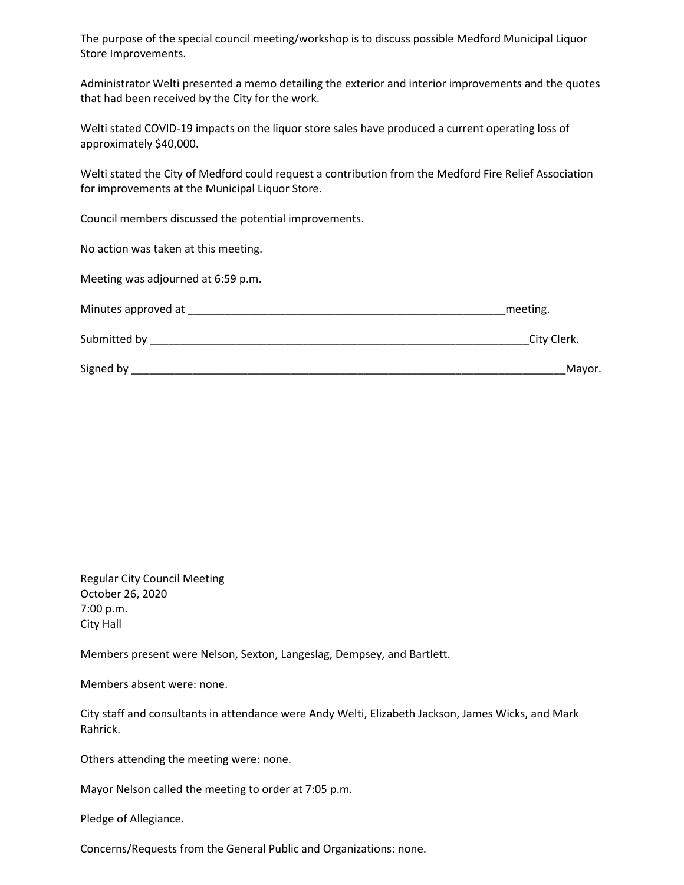The purpose of the special council meeting/workshop is to discuss possible Medford Municipal Liquor Store Improvements.

Administrator Welti presented a memo detailing the exterior and interior improvements and the quotes that had been received by the City for the work.

Welti stated COVID-19 impacts on the liquor store sales have produced a current operating loss of approximately $40,000.

Welti stated the City of Medford could request a contribution from the Medford Fire Relief Association for improvements at the Municipal Liquor Store.

Council members discussed the potential improvements.

No action was taken at this meeting.

Meeting was adjourned at 6:59 p.m.

Minutes approved at ______________________________________________________meeting.

Submitted by _________________________________________________________________City Clerk.

Signed by _____________________________________________________________________Mayor.

Regular City Council Meeting
October 26, 2020
7:00 p.m.
City Hall

Members present were Nelson, Sexton, Langeslag, Dempsey, and Bartlett.

Members absent were: none.

City staff and consultants in attendance were Andy Welti, Elizabeth Jackson, James Wicks, and Mark Rahrick.

Others attending the meeting were: none.

Mayor Nelson called the meeting to order at 7:05 p.m.

Pledge of Allegiance.

Concerns/Requests from the General Public and Organizations: none.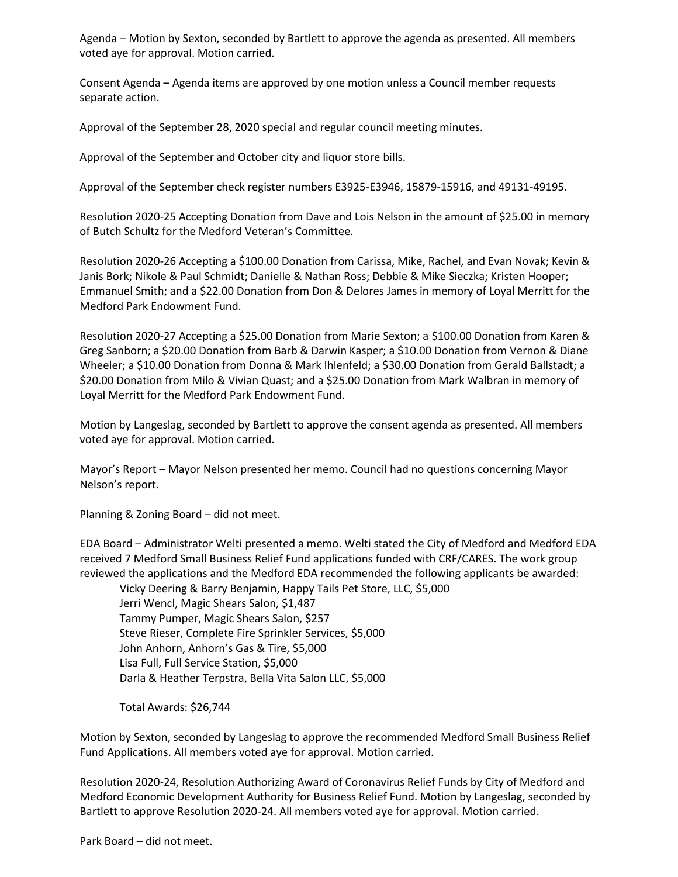Agenda – Motion by Sexton, seconded by Bartlett to approve the agenda as presented. All members voted aye for approval. Motion carried.

Consent Agenda – Agenda items are approved by one motion unless a Council member requests separate action.

Approval of the September 28, 2020 special and regular council meeting minutes.

Approval of the September and October city and liquor store bills.

Approval of the September check register numbers E3925-E3946, 15879-15916, and 49131-49195.

Resolution 2020-25 Accepting Donation from Dave and Lois Nelson in the amount of $25.00 in memory of Butch Schultz for the Medford Veteran's Committee.

Resolution 2020-26 Accepting a $100.00 Donation from Carissa, Mike, Rachel, and Evan Novak; Kevin & Janis Bork; Nikole & Paul Schmidt; Danielle & Nathan Ross; Debbie & Mike Sieczka; Kristen Hooper; Emmanuel Smith; and a $22.00 Donation from Don & Delores James in memory of Loyal Merritt for the Medford Park Endowment Fund.

Resolution 2020-27 Accepting a $25.00 Donation from Marie Sexton; a $100.00 Donation from Karen & Greg Sanborn; a $20.00 Donation from Barb & Darwin Kasper; a $10.00 Donation from Vernon & Diane Wheeler; a $10.00 Donation from Donna & Mark Ihlenfeld; a $30.00 Donation from Gerald Ballstadt; a $20.00 Donation from Milo & Vivian Quast; and a $25.00 Donation from Mark Walbran in memory of Loyal Merritt for the Medford Park Endowment Fund.

Motion by Langeslag, seconded by Bartlett to approve the consent agenda as presented. All members voted aye for approval. Motion carried.

Mayor's Report – Mayor Nelson presented her memo. Council had no questions concerning Mayor Nelson's report.

Planning & Zoning Board – did not meet.

EDA Board – Administrator Welti presented a memo. Welti stated the City of Medford and Medford EDA received 7 Medford Small Business Relief Fund applications funded with CRF/CARES. The work group reviewed the applications and the Medford EDA recommended the following applicants be awarded:

Vicky Deering & Barry Benjamin, Happy Tails Pet Store, LLC, $5,000
Jerri Wencl, Magic Shears Salon, $1,487
Tammy Pumper, Magic Shears Salon, $257
Steve Rieser, Complete Fire Sprinkler Services, $5,000
John Anhorn, Anhorn's Gas & Tire, $5,000
Lisa Full, Full Service Station, $5,000
Darla & Heather Terpstra, Bella Vita Salon LLC, $5,000

Total Awards: $26,744

Motion by Sexton, seconded by Langeslag to approve the recommended Medford Small Business Relief Fund Applications. All members voted aye for approval. Motion carried.

Resolution 2020-24, Resolution Authorizing Award of Coronavirus Relief Funds by City of Medford and Medford Economic Development Authority for Business Relief Fund. Motion by Langeslag, seconded by Bartlett to approve Resolution 2020-24. All members voted aye for approval. Motion carried.

Park Board – did not meet.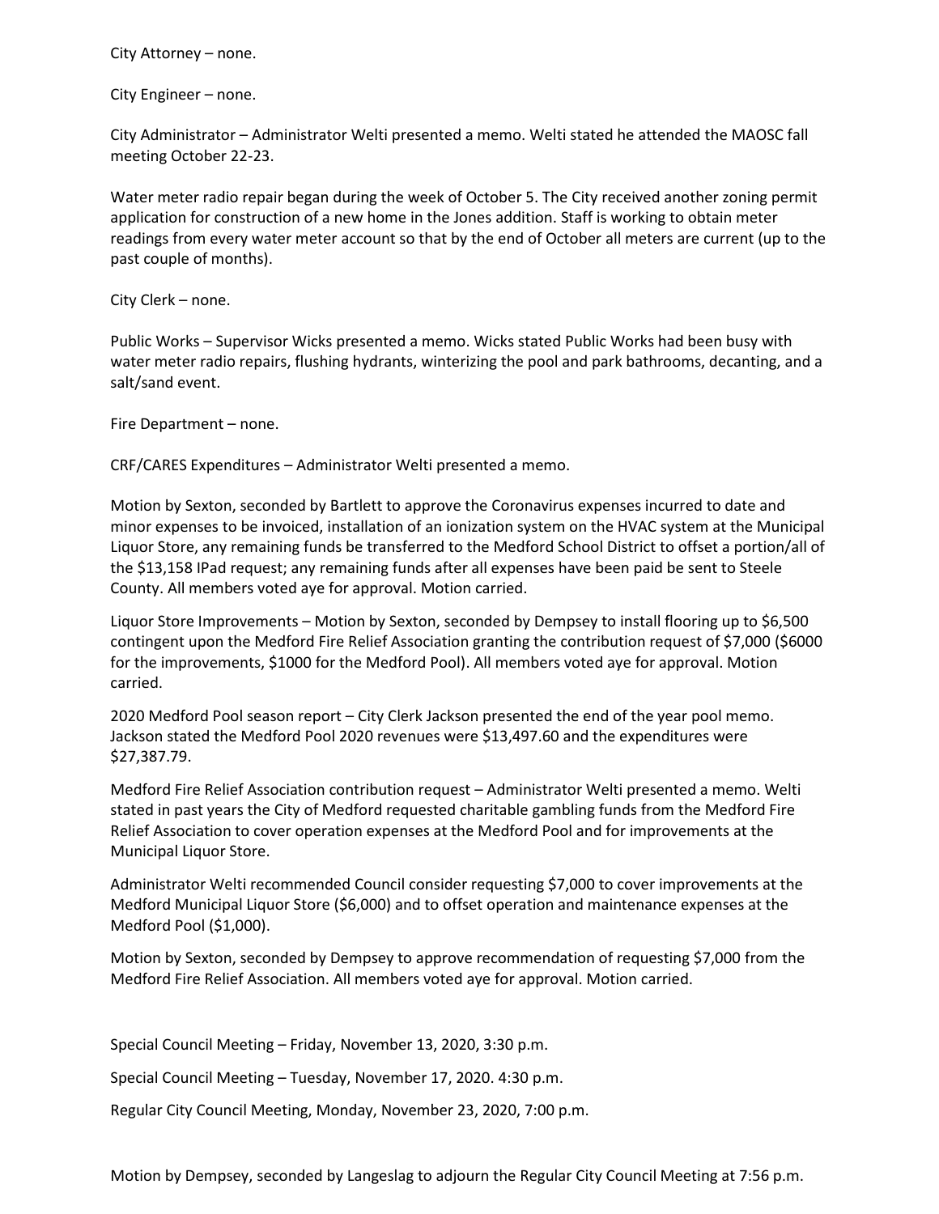City Attorney – none.

City Engineer – none.

City Administrator – Administrator Welti presented a memo. Welti stated he attended the MAOSC fall meeting October 22-23.

Water meter radio repair began during the week of October 5. The City received another zoning permit application for construction of a new home in the Jones addition. Staff is working to obtain meter readings from every water meter account so that by the end of October all meters are current (up to the past couple of months).

City Clerk – none.

Public Works – Supervisor Wicks presented a memo. Wicks stated Public Works had been busy with water meter radio repairs, flushing hydrants, winterizing the pool and park bathrooms, decanting, and a salt/sand event.

Fire Department – none.

CRF/CARES Expenditures – Administrator Welti presented a memo.

Motion by Sexton, seconded by Bartlett to approve the Coronavirus expenses incurred to date and minor expenses to be invoiced, installation of an ionization system on the HVAC system at the Municipal Liquor Store, any remaining funds be transferred to the Medford School District to offset a portion/all of the $13,158 IPad request; any remaining funds after all expenses have been paid be sent to Steele County. All members voted aye for approval. Motion carried.

Liquor Store Improvements – Motion by Sexton, seconded by Dempsey to install flooring up to $6,500 contingent upon the Medford Fire Relief Association granting the contribution request of $7,000 ($6000 for the improvements, $1000 for the Medford Pool). All members voted aye for approval. Motion carried.

2020 Medford Pool season report – City Clerk Jackson presented the end of the year pool memo. Jackson stated the Medford Pool 2020 revenues were $13,497.60 and the expenditures were $27,387.79.

Medford Fire Relief Association contribution request – Administrator Welti presented a memo. Welti stated in past years the City of Medford requested charitable gambling funds from the Medford Fire Relief Association to cover operation expenses at the Medford Pool and for improvements at the Municipal Liquor Store.

Administrator Welti recommended Council consider requesting $7,000 to cover improvements at the Medford Municipal Liquor Store ($6,000) and to offset operation and maintenance expenses at the Medford Pool ($1,000).

Motion by Sexton, seconded by Dempsey to approve recommendation of requesting $7,000 from the Medford Fire Relief Association. All members voted aye for approval. Motion carried.

Special Council Meeting – Friday, November 13, 2020, 3:30 p.m.

Special Council Meeting – Tuesday, November 17, 2020. 4:30 p.m.

Regular City Council Meeting, Monday, November 23, 2020, 7:00 p.m.

Motion by Dempsey, seconded by Langeslag to adjourn the Regular City Council Meeting at 7:56 p.m.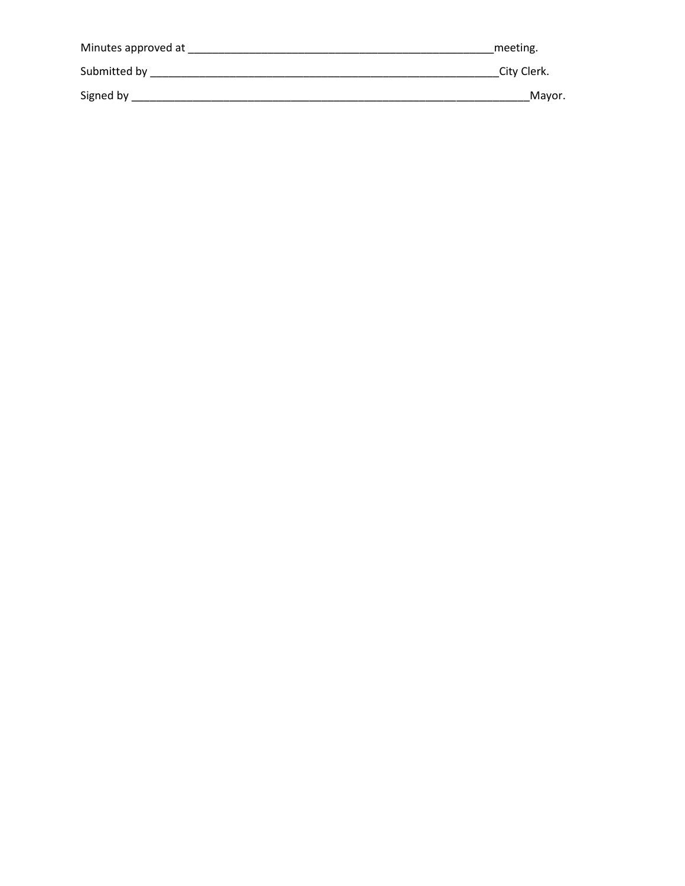Minutes approved at ____________________________________________________meeting.

Submitted by ___________________________________________________________City Clerk.

Signed by _____________________________________________________________________Mayor.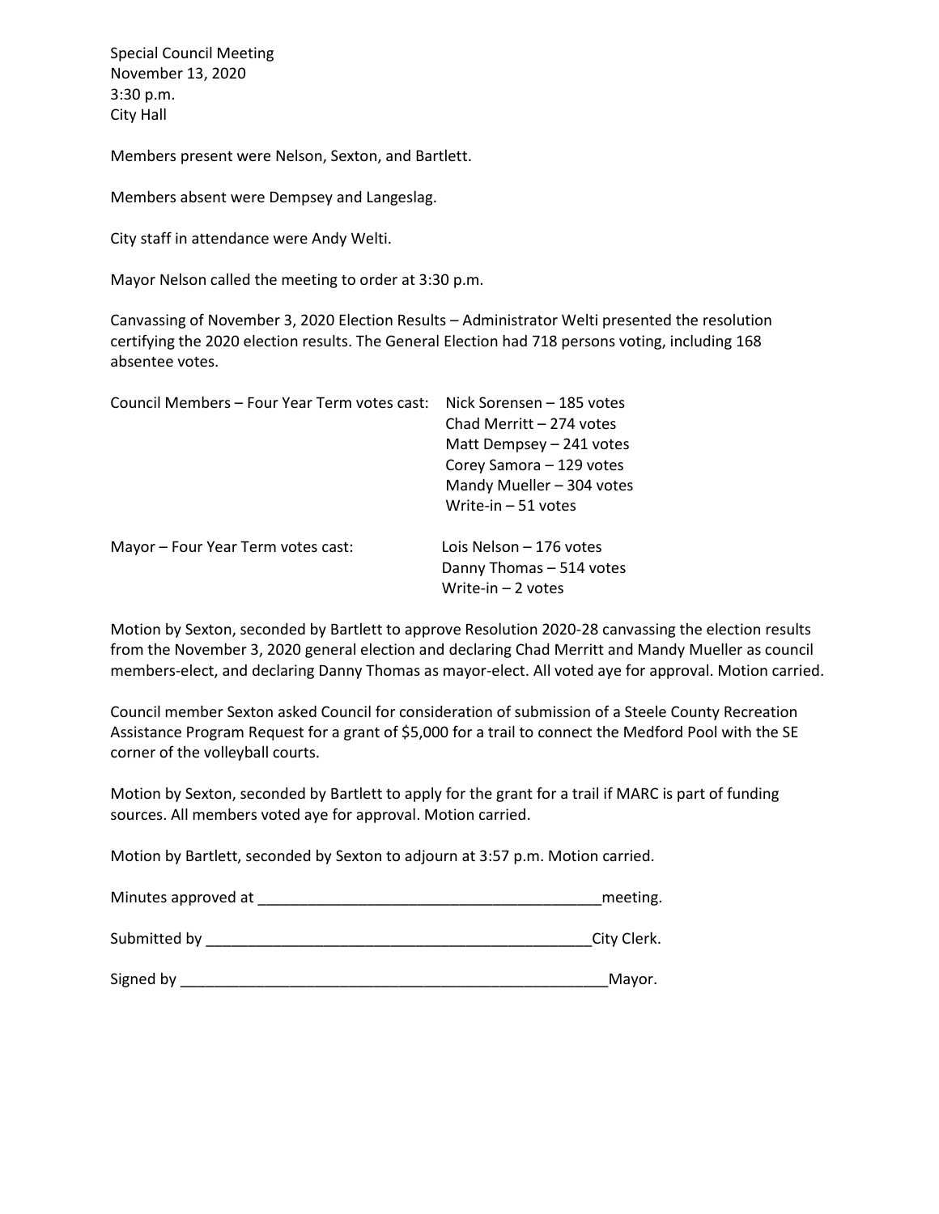Special Council Meeting
November 13, 2020
3:30 p.m.
City Hall

Members present were Nelson, Sexton, and Bartlett.

Members absent were Dempsey and Langeslag.

City staff in attendance were Andy Welti.

Mayor Nelson called the meeting to order at 3:30 p.m.

Canvassing of November 3, 2020 Election Results – Administrator Welti presented the resolution certifying the 2020 election results. The General Election had 718 persons voting, including 168 absentee votes.

Council Members – Four Year Term votes cast:
- Nick Sorensen – 185 votes
- Chad Merritt – 274 votes
- Matt Dempsey – 241 votes
- Corey Samora – 129 votes
- Mandy Mueller – 304 votes
- Write-in – 51 votes

Mayor – Four Year Term votes cast:
- Lois Nelson – 176 votes
- Danny Thomas – 514 votes
- Write-in – 2 votes

Motion by Sexton, seconded by Bartlett to approve Resolution 2020-28 canvassing the election results from the November 3, 2020 general election and declaring Chad Merritt and Mandy Mueller as council members-elect, and declaring Danny Thomas as mayor-elect. All voted aye for approval. Motion carried.

Council member Sexton asked Council for consideration of submission of a Steele County Recreation Assistance Program Request for a grant of $5,000 for a trail to connect the Medford Pool with the SE corner of the volleyball courts.

Motion by Sexton, seconded by Bartlett to apply for the grant for a trail if MARC is part of funding sources. All members voted aye for approval. Motion carried.

Motion by Bartlett, seconded by Sexton to adjourn at 3:57 p.m. Motion carried.

Minutes approved at ________________________________________meeting.

Submitted by ______________________________________________City Clerk.

Signed by ___________________________________________________Mayor.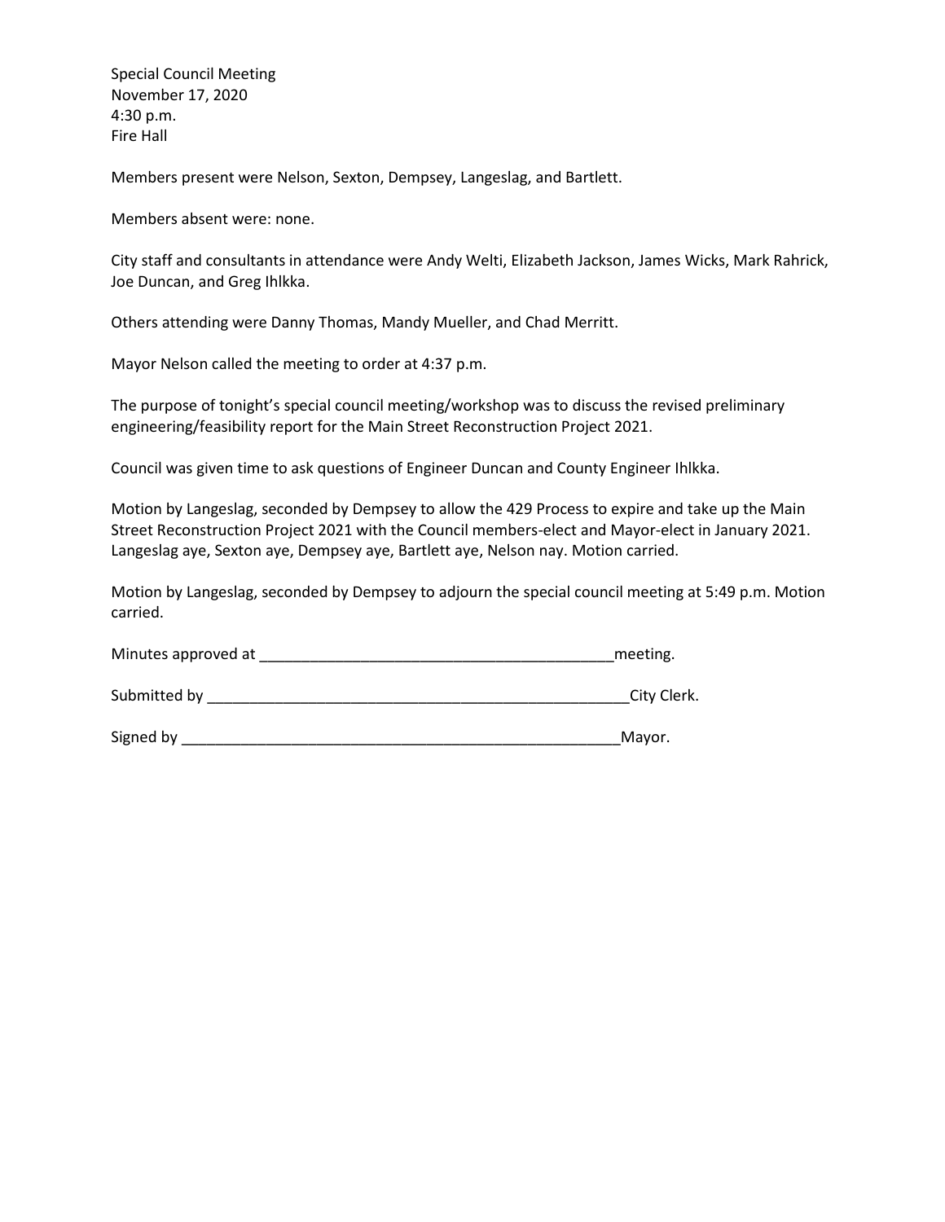Special Council Meeting
November 17, 2020
4:30 p.m.
Fire Hall

Members present were Nelson, Sexton, Dempsey, Langeslag, and Bartlett.

Members absent were: none.

City staff and consultants in attendance were Andy Welti, Elizabeth Jackson, James Wicks, Mark Rahrick, Joe Duncan, and Greg Ihlkka.

Others attending were Danny Thomas, Mandy Mueller, and Chad Merritt.

Mayor Nelson called the meeting to order at 4:37 p.m.

The purpose of tonight's special council meeting/workshop was to discuss the revised preliminary engineering/feasibility report for the Main Street Reconstruction Project 2021.

Council was given time to ask questions of Engineer Duncan and County Engineer Ihlkka.

Motion by Langeslag, seconded by Dempsey to allow the 429 Process to expire and take up the Main Street Reconstruction Project 2021 with the Council members-elect and Mayor-elect in January 2021. Langeslag aye, Sexton aye, Dempsey aye, Bartlett aye, Nelson nay. Motion carried.

Motion by Langeslag, seconded by Dempsey to adjourn the special council meeting at 5:49 p.m. Motion carried.

Minutes approved at ___________________________________________meeting.

Submitted by ____________________________________________________City Clerk.

Signed by ______________________________________________________Mayor.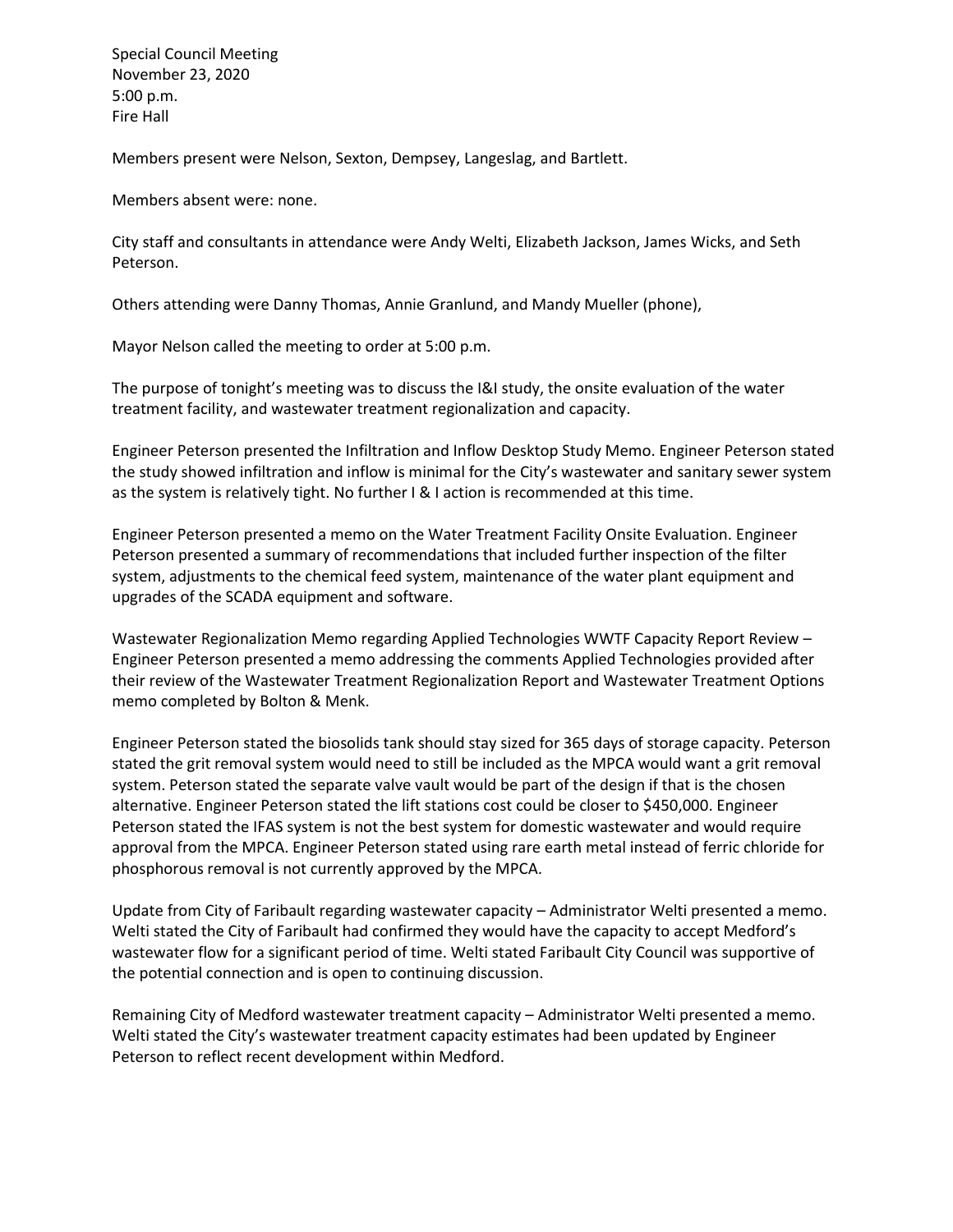Special Council Meeting
November 23, 2020
5:00 p.m.
Fire Hall

Members present were Nelson, Sexton, Dempsey, Langeslag, and Bartlett.

Members absent were: none.

City staff and consultants in attendance were Andy Welti, Elizabeth Jackson, James Wicks, and Seth Peterson.

Others attending were Danny Thomas, Annie Granlund, and Mandy Mueller (phone),

Mayor Nelson called the meeting to order at 5:00 p.m.

The purpose of tonight's meeting was to discuss the I&I study, the onsite evaluation of the water treatment facility, and wastewater treatment regionalization and capacity.

Engineer Peterson presented the Infiltration and Inflow Desktop Study Memo. Engineer Peterson stated the study showed infiltration and inflow is minimal for the City's wastewater and sanitary sewer system as the system is relatively tight. No further I & I action is recommended at this time.

Engineer Peterson presented a memo on the Water Treatment Facility Onsite Evaluation. Engineer Peterson presented a summary of recommendations that included further inspection of the filter system, adjustments to the chemical feed system, maintenance of the water plant equipment and upgrades of the SCADA equipment and software.

Wastewater Regionalization Memo regarding Applied Technologies WWTF Capacity Report Review – Engineer Peterson presented a memo addressing the comments Applied Technologies provided after their review of the Wastewater Treatment Regionalization Report and Wastewater Treatment Options memo completed by Bolton & Menk.

Engineer Peterson stated the biosolids tank should stay sized for 365 days of storage capacity. Peterson stated the grit removal system would need to still be included as the MPCA would want a grit removal system. Peterson stated the separate valve vault would be part of the design if that is the chosen alternative. Engineer Peterson stated the lift stations cost could be closer to $450,000. Engineer Peterson stated the IFAS system is not the best system for domestic wastewater and would require approval from the MPCA. Engineer Peterson stated using rare earth metal instead of ferric chloride for phosphorous removal is not currently approved by the MPCA.

Update from City of Faribault regarding wastewater capacity – Administrator Welti presented a memo. Welti stated the City of Faribault had confirmed they would have the capacity to accept Medford's wastewater flow for a significant period of time. Welti stated Faribault City Council was supportive of the potential connection and is open to continuing discussion.

Remaining City of Medford wastewater treatment capacity – Administrator Welti presented a memo. Welti stated the City's wastewater treatment capacity estimates had been updated by Engineer Peterson to reflect recent development within Medford.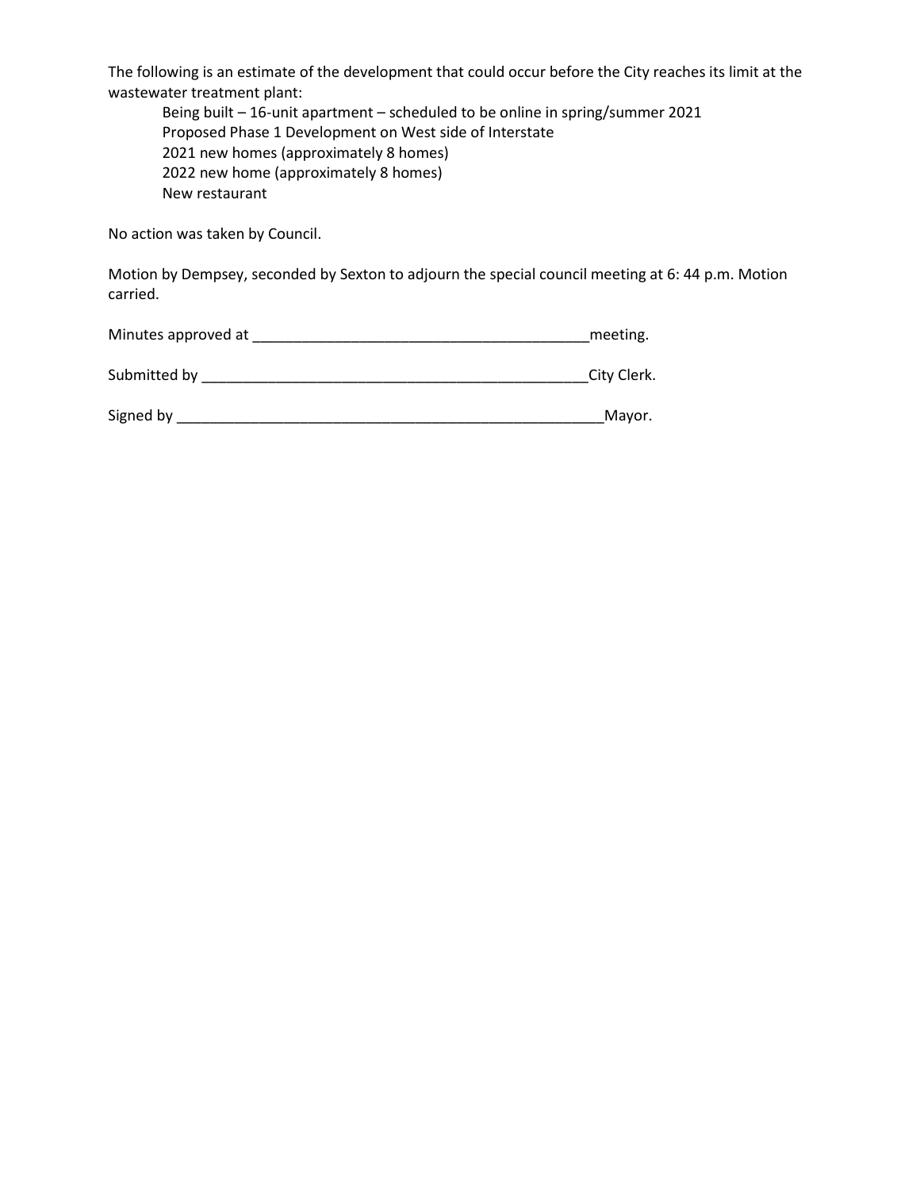The following is an estimate of the development that could occur before the City reaches its limit at the wastewater treatment plant:

- Being built – 16-unit apartment – scheduled to be online in spring/summer 2021
- Proposed Phase 1 Development on West side of Interstate
- 2021 new homes (approximately 8 homes)
- 2022 new home (approximately 8 homes)
- New restaurant

No action was taken by Council.

Motion by Dempsey, seconded by Sexton to adjourn the special council meeting at 6: 44 p.m. Motion carried.

Minutes approved at ______________________________________________meeting.

Submitted by ______________________________________________City Clerk.

Signed by ______________________________________________Mayor.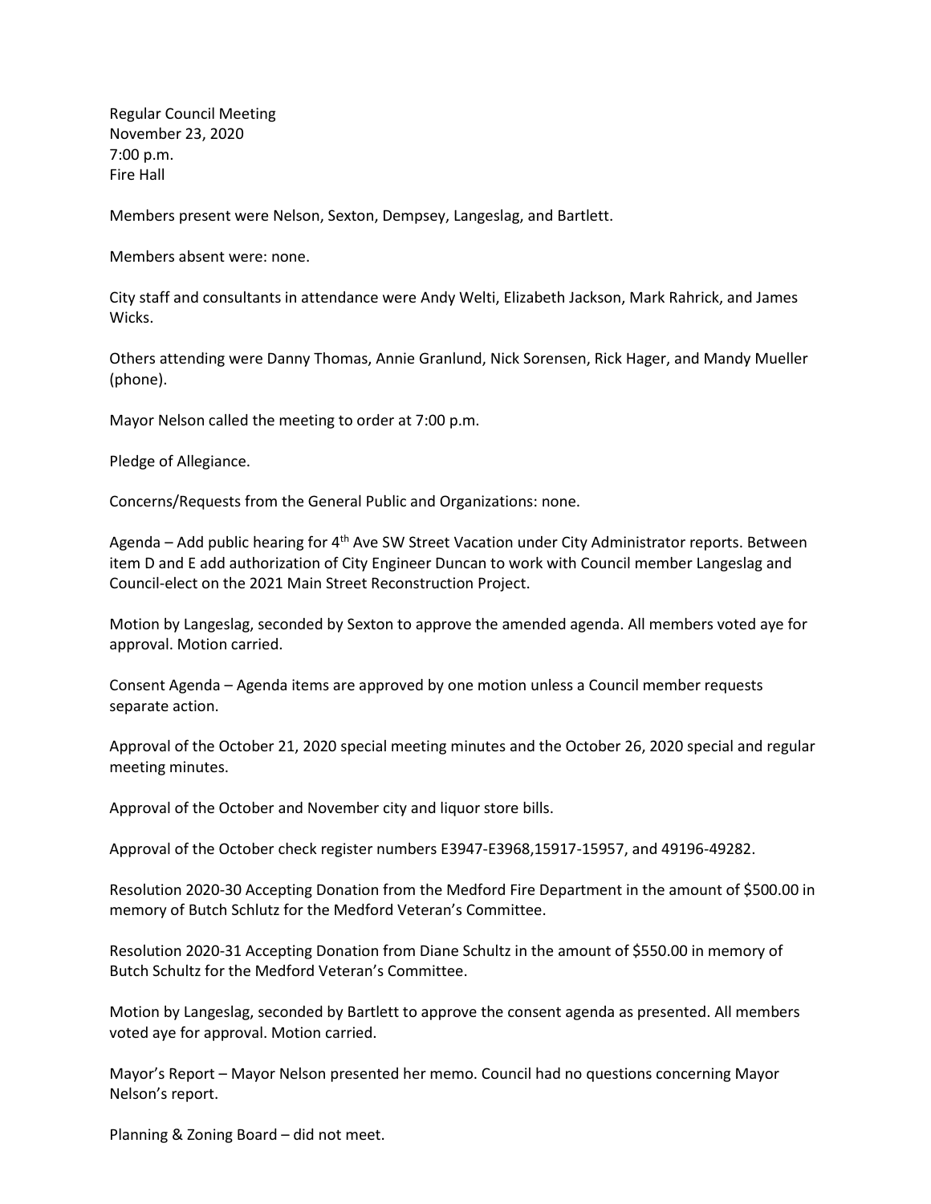Regular Council Meeting
November 23, 2020
7:00 p.m.
Fire Hall

Members present were Nelson, Sexton, Dempsey, Langeslag, and Bartlett.

Members absent were: none.

City staff and consultants in attendance were Andy Welti, Elizabeth Jackson, Mark Rahrick, and James Wicks.

Others attending were Danny Thomas, Annie Granlund, Nick Sorensen, Rick Hager, and Mandy Mueller (phone).

Mayor Nelson called the meeting to order at 7:00 p.m.

Pledge of Allegiance.

Concerns/Requests from the General Public and Organizations: none.

Agenda – Add public hearing for 4th Ave SW Street Vacation under City Administrator reports. Between item D and E add authorization of City Engineer Duncan to work with Council member Langeslag and Council-elect on the 2021 Main Street Reconstruction Project.

Motion by Langeslag, seconded by Sexton to approve the amended agenda. All members voted aye for approval. Motion carried.

Consent Agenda – Agenda items are approved by one motion unless a Council member requests separate action.

Approval of the October 21, 2020 special meeting minutes and the October 26, 2020 special and regular meeting minutes.

Approval of the October and November city and liquor store bills.

Approval of the October check register numbers E3947-E3968,15917-15957, and 49196-49282.

Resolution 2020-30 Accepting Donation from the Medford Fire Department in the amount of $500.00 in memory of Butch Schlutz for the Medford Veteran's Committee.

Resolution 2020-31 Accepting Donation from Diane Schultz in the amount of $550.00 in memory of Butch Schultz for the Medford Veteran's Committee.

Motion by Langeslag, seconded by Bartlett to approve the consent agenda as presented. All members voted aye for approval. Motion carried.

Mayor's Report – Mayor Nelson presented her memo. Council had no questions concerning Mayor Nelson's report.

Planning & Zoning Board – did not meet.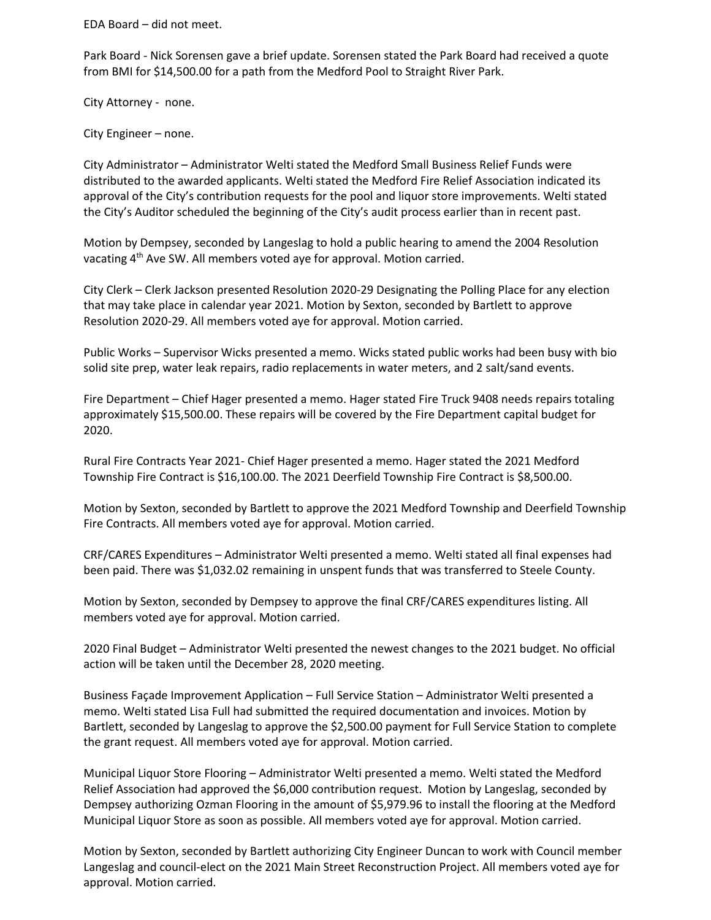EDA Board – did not meet.

Park Board - Nick Sorensen gave a brief update. Sorensen stated the Park Board had received a quote from BMI for $14,500.00 for a path from the Medford Pool to Straight River Park.

City Attorney - none.

City Engineer – none.

City Administrator – Administrator Welti stated the Medford Small Business Relief Funds were distributed to the awarded applicants. Welti stated the Medford Fire Relief Association indicated its approval of the City's contribution requests for the pool and liquor store improvements. Welti stated the City's Auditor scheduled the beginning of the City's audit process earlier than in recent past.

Motion by Dempsey, seconded by Langeslag to hold a public hearing to amend the 2004 Resolution vacating 4th Ave SW. All members voted aye for approval. Motion carried.

City Clerk – Clerk Jackson presented Resolution 2020-29 Designating the Polling Place for any election that may take place in calendar year 2021. Motion by Sexton, seconded by Bartlett to approve Resolution 2020-29. All members voted aye for approval. Motion carried.

Public Works – Supervisor Wicks presented a memo. Wicks stated public works had been busy with bio solid site prep, water leak repairs, radio replacements in water meters, and 2 salt/sand events.

Fire Department – Chief Hager presented a memo. Hager stated Fire Truck 9408 needs repairs totaling approximately $15,500.00. These repairs will be covered by the Fire Department capital budget for 2020.

Rural Fire Contracts Year 2021- Chief Hager presented a memo. Hager stated the 2021 Medford Township Fire Contract is $16,100.00. The 2021 Deerfield Township Fire Contract is $8,500.00.

Motion by Sexton, seconded by Bartlett to approve the 2021 Medford Township and Deerfield Township Fire Contracts. All members voted aye for approval. Motion carried.

CRF/CARES Expenditures – Administrator Welti presented a memo. Welti stated all final expenses had been paid. There was $1,032.02 remaining in unspent funds that was transferred to Steele County.

Motion by Sexton, seconded by Dempsey to approve the final CRF/CARES expenditures listing. All members voted aye for approval. Motion carried.

2020 Final Budget – Administrator Welti presented the newest changes to the 2021 budget. No official action will be taken until the December 28, 2020 meeting.

Business Façade Improvement Application – Full Service Station – Administrator Welti presented a memo. Welti stated Lisa Full had submitted the required documentation and invoices. Motion by Bartlett, seconded by Langeslag to approve the $2,500.00 payment for Full Service Station to complete the grant request. All members voted aye for approval. Motion carried.

Municipal Liquor Store Flooring – Administrator Welti presented a memo. Welti stated the Medford Relief Association had approved the $6,000 contribution request. Motion by Langeslag, seconded by Dempsey authorizing Ozman Flooring in the amount of $5,979.96 to install the flooring at the Medford Municipal Liquor Store as soon as possible. All members voted aye for approval. Motion carried.

Motion by Sexton, seconded by Bartlett authorizing City Engineer Duncan to work with Council member Langeslag and council-elect on the 2021 Main Street Reconstruction Project. All members voted aye for approval. Motion carried.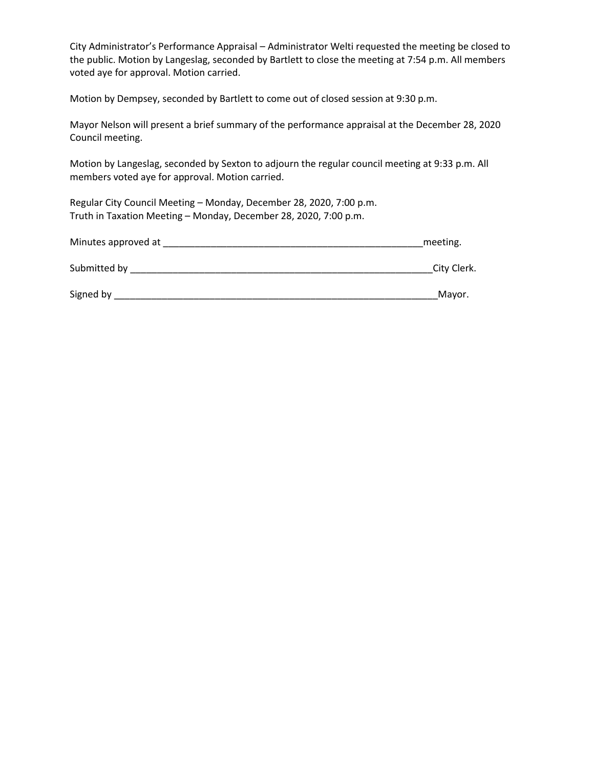City Administrator's Performance Appraisal – Administrator Welti requested the meeting be closed to the public. Motion by Langeslag, seconded by Bartlett to close the meeting at 7:54 p.m. All members voted aye for approval. Motion carried.

Motion by Dempsey, seconded by Bartlett to come out of closed session at 9:30 p.m.

Mayor Nelson will present a brief summary of the performance appraisal at the December 28, 2020 Council meeting.

Motion by Langeslag, seconded by Sexton to adjourn the regular council meeting at 9:33 p.m. All members voted aye for approval. Motion carried.

Regular City Council Meeting – Monday, December 28, 2020, 7:00 p.m.
Truth in Taxation Meeting – Monday, December 28, 2020, 7:00 p.m.

Minutes approved at ___________________________________________________meeting.

Submitted by ___________________________________________________________City Clerk.

Signed by ______________________________________________________________Mayor.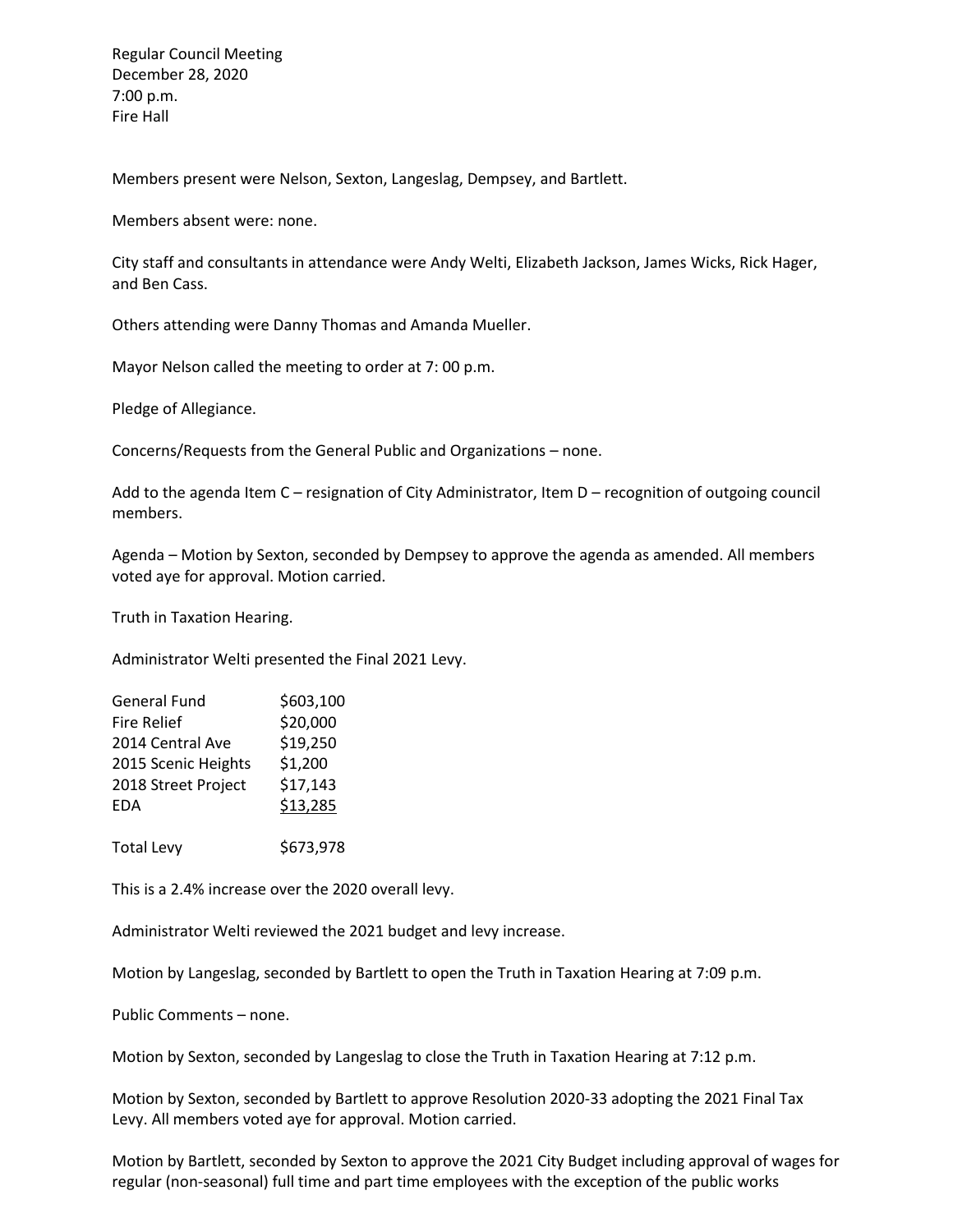Regular Council Meeting
December 28, 2020
7:00 p.m.
Fire Hall

Members present were Nelson, Sexton, Langeslag, Dempsey, and Bartlett.

Members absent were: none.

City staff and consultants in attendance were Andy Welti, Elizabeth Jackson, James Wicks, Rick Hager, and Ben Cass.

Others attending were Danny Thomas and Amanda Mueller.

Mayor Nelson called the meeting to order at 7: 00 p.m.

Pledge of Allegiance.

Concerns/Requests from the General Public and Organizations – none.

Add to the agenda Item C – resignation of City Administrator, Item D – recognition of outgoing council members.

Agenda – Motion by Sexton, seconded by Dempsey to approve the agenda as amended. All members voted aye for approval. Motion carried.

Truth in Taxation Hearing.

Administrator Welti presented the Final 2021 Levy.

| | |
|---|---|
| General Fund | $603,100 |
| Fire Relief | $20,000 |
| 2014 Central Ave | $19,250 |
| 2015 Scenic Heights | $1,200 |
| 2018 Street Project | $17,143 |
| EDA | $13,285 |
| Total Levy | $673,978 |

This is a 2.4% increase over the 2020 overall levy.

Administrator Welti reviewed the 2021 budget and levy increase.

Motion by Langeslag, seconded by Bartlett to open the Truth in Taxation Hearing at 7:09 p.m.

Public Comments – none.

Motion by Sexton, seconded by Langeslag to close the Truth in Taxation Hearing at 7:12 p.m.

Motion by Sexton, seconded by Bartlett to approve Resolution 2020-33 adopting the 2021 Final Tax Levy. All members voted aye for approval. Motion carried.

Motion by Bartlett, seconded by Sexton to approve the 2021 City Budget including approval of wages for regular (non-seasonal) full time and part time employees with the exception of the public works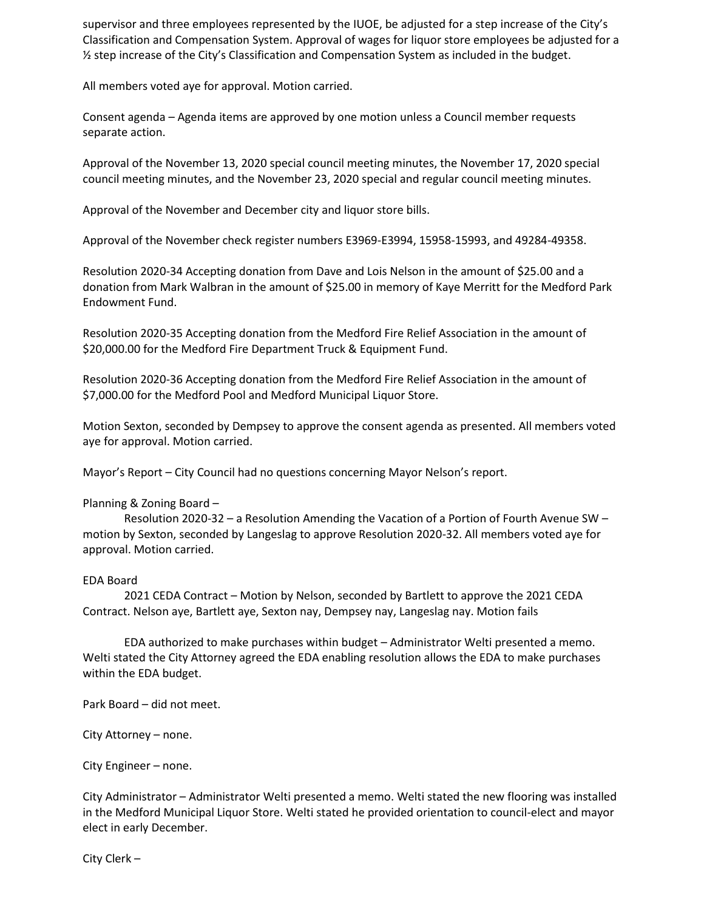supervisor and three employees represented by the IUOE, be adjusted for a step increase of the City's Classification and Compensation System. Approval of wages for liquor store employees be adjusted for a ½ step increase of the City's Classification and Compensation System as included in the budget.

All members voted aye for approval. Motion carried.

Consent agenda – Agenda items are approved by one motion unless a Council member requests separate action.

Approval of the November 13, 2020 special council meeting minutes, the November 17, 2020 special council meeting minutes, and the November 23, 2020 special and regular council meeting minutes.

Approval of the November and December city and liquor store bills.

Approval of the November check register numbers E3969-E3994, 15958-15993, and 49284-49358.

Resolution 2020-34 Accepting donation from Dave and Lois Nelson in the amount of $25.00 and a donation from Mark Walbran in the amount of $25.00 in memory of Kaye Merritt for the Medford Park Endowment Fund.

Resolution 2020-35 Accepting donation from the Medford Fire Relief Association in the amount of $20,000.00 for the Medford Fire Department Truck & Equipment Fund.

Resolution 2020-36 Accepting donation from the Medford Fire Relief Association in the amount of $7,000.00 for the Medford Pool and Medford Municipal Liquor Store.

Motion Sexton, seconded by Dempsey to approve the consent agenda as presented. All members voted aye for approval. Motion carried.

Mayor's Report – City Council had no questions concerning Mayor Nelson's report.

Planning & Zoning Board –

Resolution 2020-32 – a Resolution Amending the Vacation of a Portion of Fourth Avenue SW – motion by Sexton, seconded by Langeslag to approve Resolution 2020-32. All members voted aye for approval. Motion carried.

EDA Board

2021 CEDA Contract – Motion by Nelson, seconded by Bartlett to approve the 2021 CEDA Contract. Nelson aye, Bartlett aye, Sexton nay, Dempsey nay, Langeslag nay. Motion fails

EDA authorized to make purchases within budget – Administrator Welti presented a memo. Welti stated the City Attorney agreed the EDA enabling resolution allows the EDA to make purchases within the EDA budget.

Park Board – did not meet.

City Attorney – none.

City Engineer – none.

City Administrator – Administrator Welti presented a memo. Welti stated the new flooring was installed in the Medford Municipal Liquor Store. Welti stated he provided orientation to council-elect and mayor elect in early December.

City Clerk –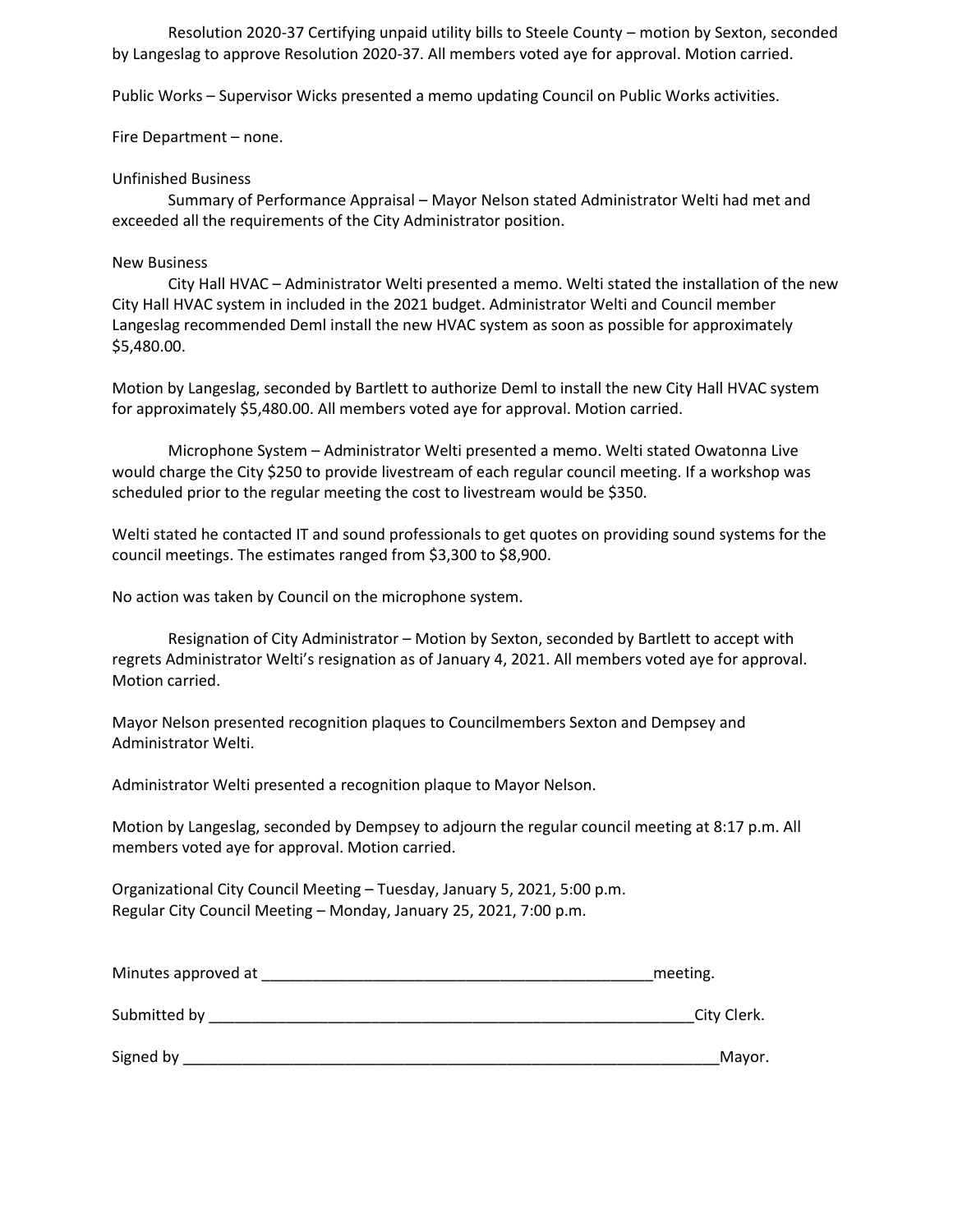Resolution 2020-37 Certifying unpaid utility bills to Steele County – motion by Sexton, seconded by Langeslag to approve Resolution 2020-37. All members voted aye for approval. Motion carried.

Public Works – Supervisor Wicks presented a memo updating Council on Public Works activities.

Fire Department – none.

Unfinished Business

Summary of Performance Appraisal – Mayor Nelson stated Administrator Welti had met and exceeded all the requirements of the City Administrator position.

New Business

City Hall HVAC – Administrator Welti presented a memo. Welti stated the installation of the new City Hall HVAC system in included in the 2021 budget. Administrator Welti and Council member Langeslag recommended Deml install the new HVAC system as soon as possible for approximately $5,480.00.

Motion by Langeslag, seconded by Bartlett to authorize Deml to install the new City Hall HVAC system for approximately $5,480.00. All members voted aye for approval. Motion carried.

Microphone System – Administrator Welti presented a memo. Welti stated Owatonna Live would charge the City $250 to provide livestream of each regular council meeting. If a workshop was scheduled prior to the regular meeting the cost to livestream would be $350.

Welti stated he contacted IT and sound professionals to get quotes on providing sound systems for the council meetings. The estimates ranged from $3,300 to $8,900.

No action was taken by Council on the microphone system.

Resignation of City Administrator – Motion by Sexton, seconded by Bartlett to accept with regrets Administrator Welti's resignation as of January 4, 2021. All members voted aye for approval. Motion carried.

Mayor Nelson presented recognition plaques to Councilmembers Sexton and Dempsey and Administrator Welti.

Administrator Welti presented a recognition plaque to Mayor Nelson.

Motion by Langeslag, seconded by Dempsey to adjourn the regular council meeting at 8:17 p.m. All members voted aye for approval. Motion carried.

Organizational City Council Meeting – Tuesday, January 5, 2021, 5:00 p.m.
Regular City Council Meeting – Monday, January 25, 2021, 7:00 p.m.

Minutes approved at ______________________________________________meeting.

Submitted by _________________________________________________________City Clerk.

Signed by _______________________________________________________________Mayor.